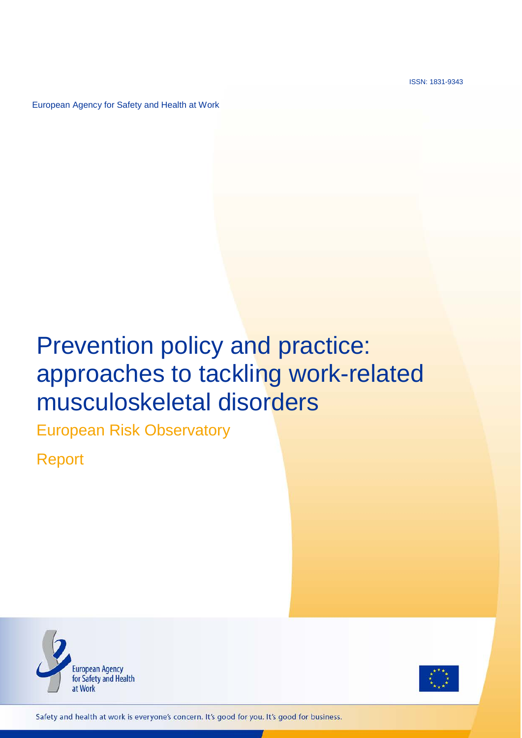ISSN: 1831-9343

European Agency for Safety and Health at Work

# Prevention policy and practice: approaches to tackling work-related musculoskeletal disorders

European Risk Observatory

Report

European Agency for Safety and Health at Work

Safety and health at work is everyone's concern. It's good for you. It's good for business.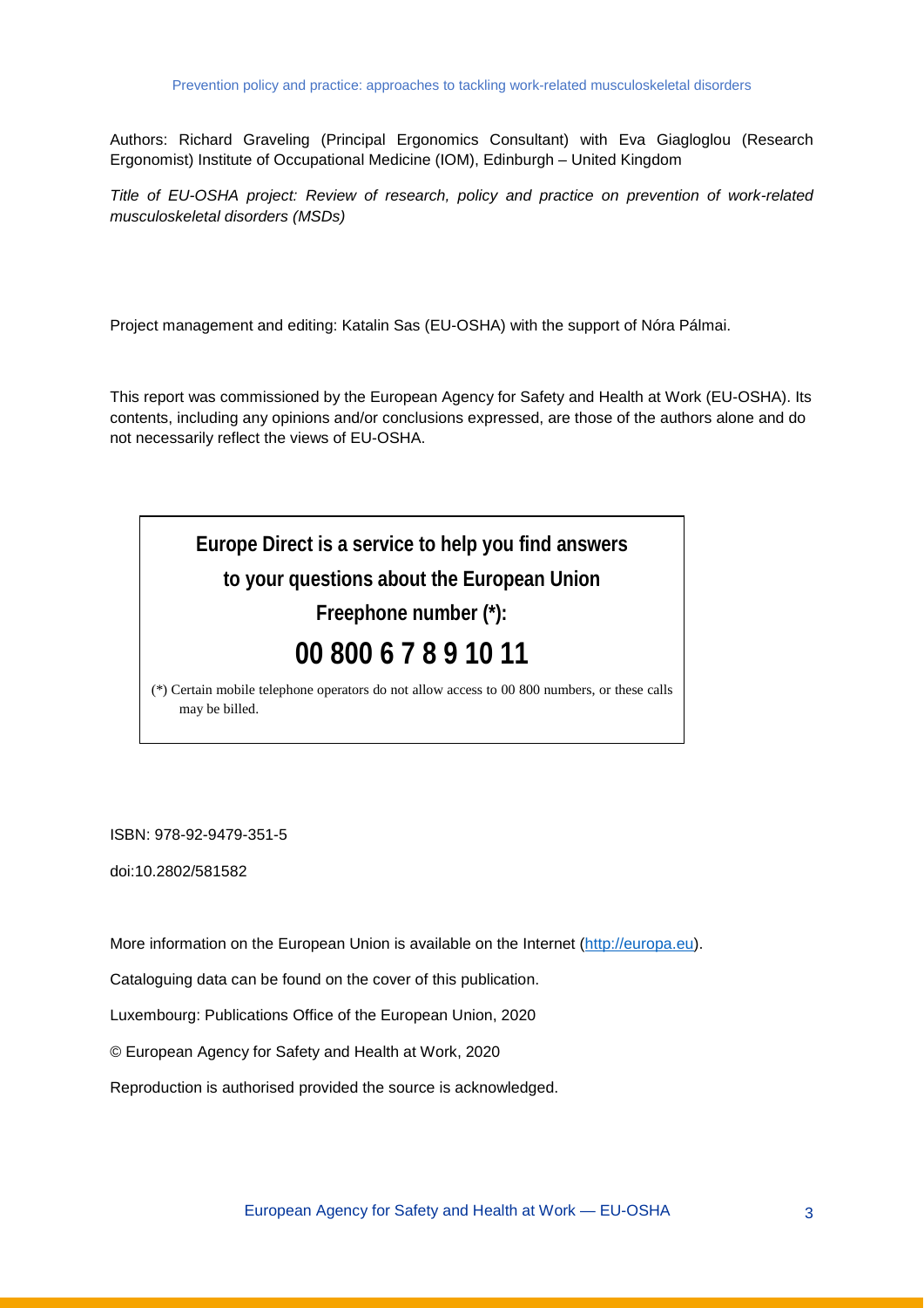Authors: Richard Graveling (Principal Ergonomics Consultant) with Eva Giagloglou (Research Ergonomist) Institute of Occupational Medicine (IOM), Edinburgh – United Kingdom

*Title of EU-OSHA project: Review of research, policy and practice on prevention of work-related musculoskeletal disorders (MSDs)*

Project management and editing: Katalin Sas (EU-OSHA) with the support of Nóra Pálmai.

This report was commissioned by the European Agency for Safety and Health at Work (EU-OSHA). Its contents, including any opinions and/or conclusions expressed, are those of the authors alone and do not necessarily reflect the views of EU-OSHA.

**Europe Direct is a service to help you find answers to your questions about the European Union**

**Freephone number (*):**

**00 800 6 7 8 9 10 11**

(*) Certain mobile telephone operators do not allow access to 00 800 numbers, or these calls may be billed.

ISBN: 978-92-9479-351-5

doi:10.2802/581582

More information on the European Union is available on the Internet (http://europa.eu).

Cataloguing data can be found on the cover of this publication.

Luxembourg: Publications Office of the European Union, 2020

© European Agency for Safety and Health at Work, 2020

Reproduction is authorised provided the source is acknowledged.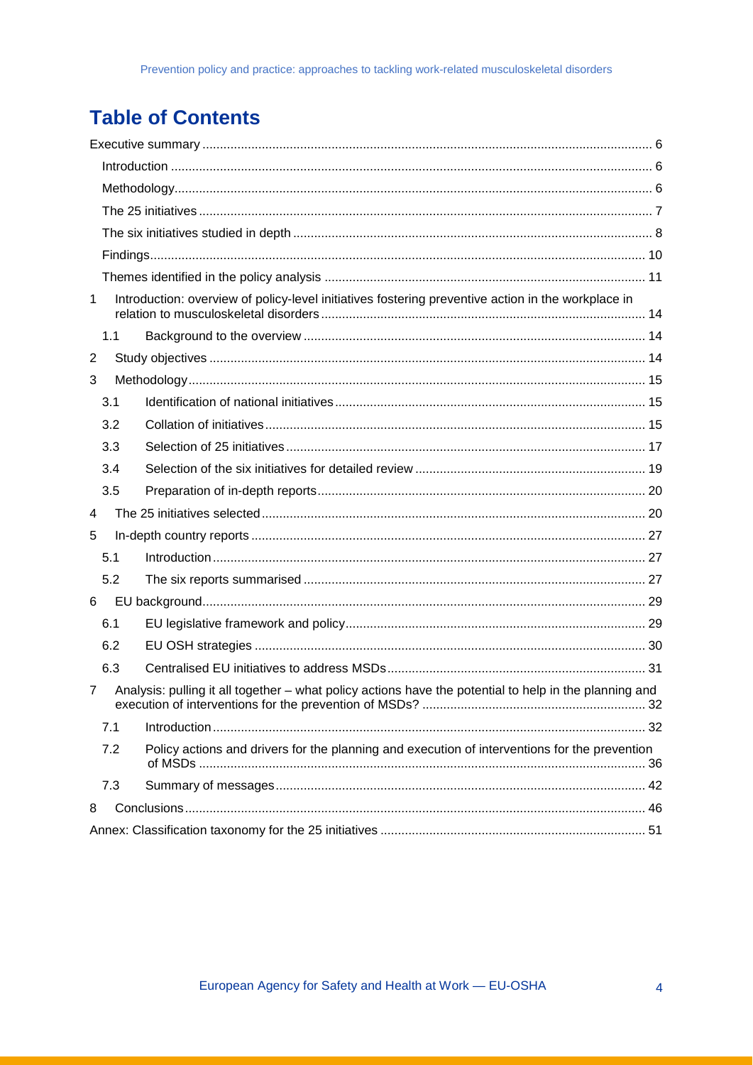# Table of Contents

- Executive summary ... 6
  - Introduction ... 6
  - Methodology ... 6
  - The 25 initiatives ... 7
  - The six initiatives studied in depth ... 8
  - Findings ... 10
  - Themes identified in the policy analysis ... 11
- 1 Introduction: overview of policy-level initiatives fostering preventive action in the workplace in relation to musculoskeletal disorders ... 14
  - 1.1 Background to the overview ... 14
- 2 Study objectives ... 14
- 3 Methodology ... 15
  - 3.1 Identification of national initiatives ... 15
  - 3.2 Collation of initiatives ... 15
  - 3.3 Selection of 25 initiatives ... 17
  - 3.4 Selection of the six initiatives for detailed review ... 19
  - 3.5 Preparation of in-depth reports ... 20
- 4 The 25 initiatives selected ... 20
- 5 In-depth country reports ... 27
  - 5.1 Introduction ... 27
  - 5.2 The six reports summarised ... 27
- 6 EU background ... 29
  - 6.1 EU legislative framework and policy ... 29
  - 6.2 EU OSH strategies ... 30
  - 6.3 Centralised EU initiatives to address MSDs ... 31
- 7 Analysis: pulling it all together – what policy actions have the potential to help in the planning and execution of interventions for the prevention of MSDs? ... 32
  - 7.1 Introduction ... 32
  - 7.2 Policy actions and drivers for the planning and execution of interventions for the prevention of MSDs ... 36
  - 7.3 Summary of messages ... 42
- 8 Conclusions ... 46
- Annex: Classification taxonomy for the 25 initiatives ... 51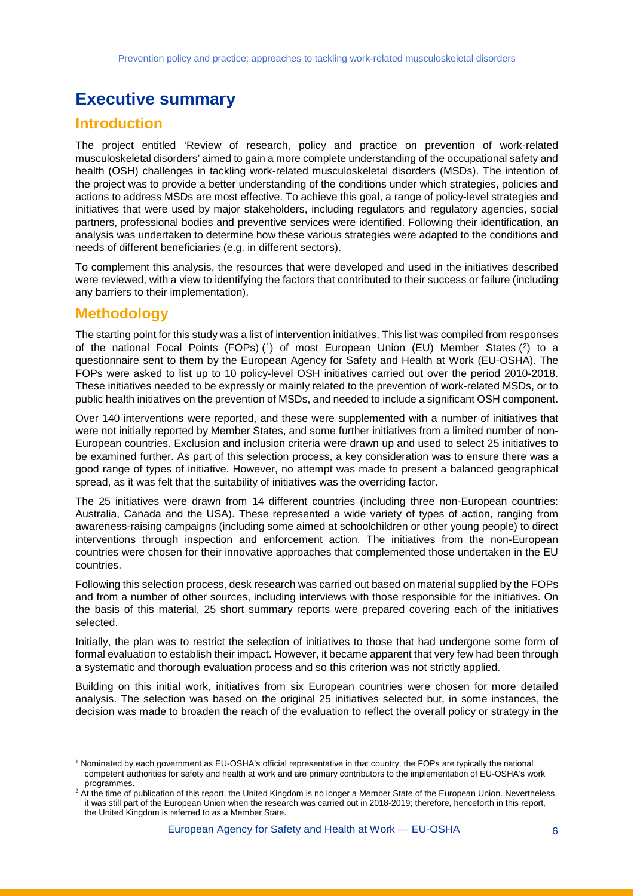# Executive summary

## Introduction

The project entitled 'Review of research, policy and practice on prevention of work-related musculoskeletal disorders' aimed to gain a more complete understanding of the occupational safety and health (OSH) challenges in tackling work-related musculoskeletal disorders (MSDs). The intention of the project was to provide a better understanding of the conditions under which strategies, policies and actions to address MSDs are most effective. To achieve this goal, a range of policy-level strategies and initiatives that were used by major stakeholders, including regulators and regulatory agencies, social partners, professional bodies and preventive services were identified. Following their identification, an analysis was undertaken to determine how these various strategies were adapted to the conditions and needs of different beneficiaries (e.g. in different sectors).

To complement this analysis, the resources that were developed and used in the initiatives described were reviewed, with a view to identifying the factors that contributed to their success or failure (including any barriers to their implementation).

## Methodology

The starting point for this study was a list of intervention initiatives. This list was compiled from responses of the national Focal Points (FOPs) [1] of most European Union (EU) Member States [2] to a questionnaire sent to them by the European Agency for Safety and Health at Work (EU-OSHA). The FOPs were asked to list up to 10 policy-level OSH initiatives carried out over the period 2010-2018. These initiatives needed to be expressly or mainly related to the prevention of work-related MSDs, or to public health initiatives on the prevention of MSDs, and needed to include a significant OSH component.

Over 140 interventions were reported, and these were supplemented with a number of initiatives that were not initially reported by Member States, and some further initiatives from a limited number of non-European countries. Exclusion and inclusion criteria were drawn up and used to select 25 initiatives to be examined further. As part of this selection process, a key consideration was to ensure there was a good range of types of initiative. However, no attempt was made to present a balanced geographical spread, as it was felt that the suitability of initiatives was the overriding factor.

The 25 initiatives were drawn from 14 different countries (including three non-European countries: Australia, Canada and the USA). These represented a wide variety of types of action, ranging from awareness-raising campaigns (including some aimed at schoolchildren or other young people) to direct interventions through inspection and enforcement action. The initiatives from the non-European countries were chosen for their innovative approaches that complemented those undertaken in the EU countries.

Following this selection process, desk research was carried out based on material supplied by the FOPs and from a number of other sources, including interviews with those responsible for the initiatives. On the basis of this material, 25 short summary reports were prepared covering each of the initiatives selected.

Initially, the plan was to restrict the selection of initiatives to those that had undergone some form of formal evaluation to establish their impact. However, it became apparent that very few had been through a systematic and thorough evaluation process and so this criterion was not strictly applied.

Building on this initial work, initiatives from six European countries were chosen for more detailed analysis. The selection was based on the original 25 initiatives selected but, in some instances, the decision was made to broaden the reach of the evaluation to reflect the overall policy or strategy in the

---

[1] Nominated by each government as EU-OSHA's official representative in that country, the FOPs are typically the national competent authorities for safety and health at work and are primary contributors to the implementation of EU-OSHA's work programmes.

[2] At the time of publication of this report, the United Kingdom is no longer a Member State of the European Union. Nevertheless, it was still part of the European Union when the research was carried out in 2018-2019; therefore, henceforth in this report, the United Kingdom is referred to as a Member State.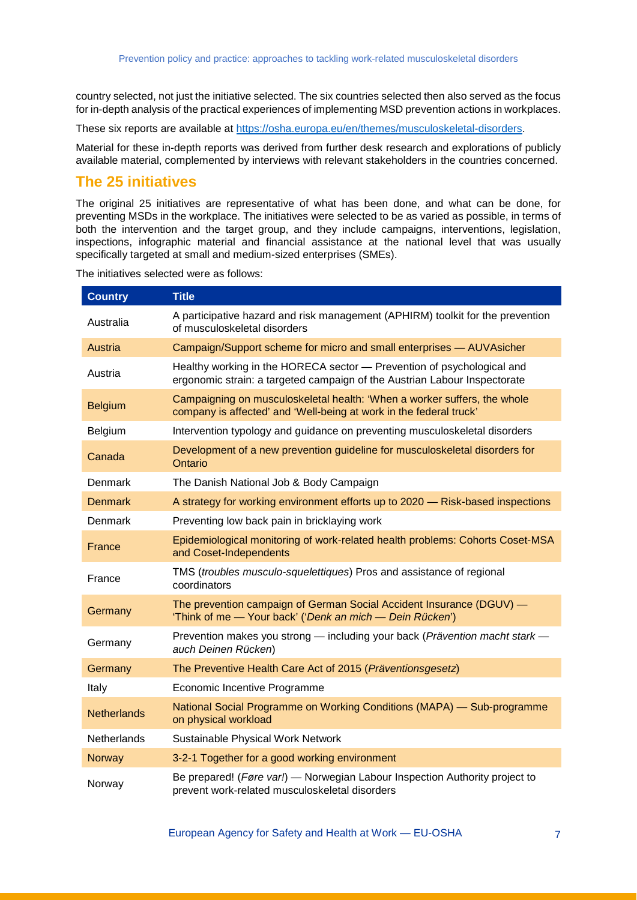country selected, not just the initiative selected. The six countries selected then also served as the focus for in-depth analysis of the practical experiences of implementing MSD prevention actions in workplaces.

These six reports are available at https://osha.europa.eu/en/themes/musculoskeletal-disorders.

Material for these in-depth reports was derived from further desk research and explorations of publicly available material, complemented by interviews with relevant stakeholders in the countries concerned.

## The 25 initiatives

The original 25 initiatives are representative of what has been done, and what can be done, for preventing MSDs in the workplace. The initiatives were selected to be as varied as possible, in terms of both the intervention and the target group, and they include campaigns, interventions, legislation, inspections, infographic material and financial assistance at the national level that was usually specifically targeted at small and medium-sized enterprises (SMEs).

The initiatives selected were as follows:

| Country | Title |
|---|---|
| Australia | A participative hazard and risk management (APHIRM) toolkit for the prevention of musculoskeletal disorders |
| Austria | Campaign/Support scheme for micro and small enterprises — AUVAsicher |
| Austria | Healthy working in the HORECA sector — Prevention of psychological and ergonomic strain: a targeted campaign of the Austrian Labour Inspectorate |
| Belgium | Campaigning on musculoskeletal health: 'When a worker suffers, the whole company is affected' and 'Well-being at work in the federal truck' |
| Belgium | Intervention typology and guidance on preventing musculoskeletal disorders |
| Canada | Development of a new prevention guideline for musculoskeletal disorders for Ontario |
| Denmark | The Danish National Job & Body Campaign |
| Denmark | A strategy for working environment efforts up to 2020 — Risk-based inspections |
| Denmark | Preventing low back pain in bricklaying work |
| France | Epidemiological monitoring of work-related health problems: Cohorts Coset-MSA and Coset-Independents |
| France | TMS (*troubles musculo-squelettiques*) Pros and assistance of regional coordinators |
| Germany | The prevention campaign of German Social Accident Insurance (DGUV) — 'Think of me — Your back' ('*Denk an mich — Dein Rücken*') |
| Germany | Prevention makes you strong — including your back (*Prävention macht stark — auch Deinen Rücken*) |
| Germany | The Preventive Health Care Act of 2015 (*Präventionsgesetz*) |
| Italy | Economic Incentive Programme |
| Netherlands | National Social Programme on Working Conditions (MAPA) — Sub-programme on physical workload |
| Netherlands | Sustainable Physical Work Network |
| Norway | 3-2-1 Together for a good working environment |
| Norway | Be prepared! (*Føre var!*) — Norwegian Labour Inspection Authority project to prevent work-related musculoskeletal disorders |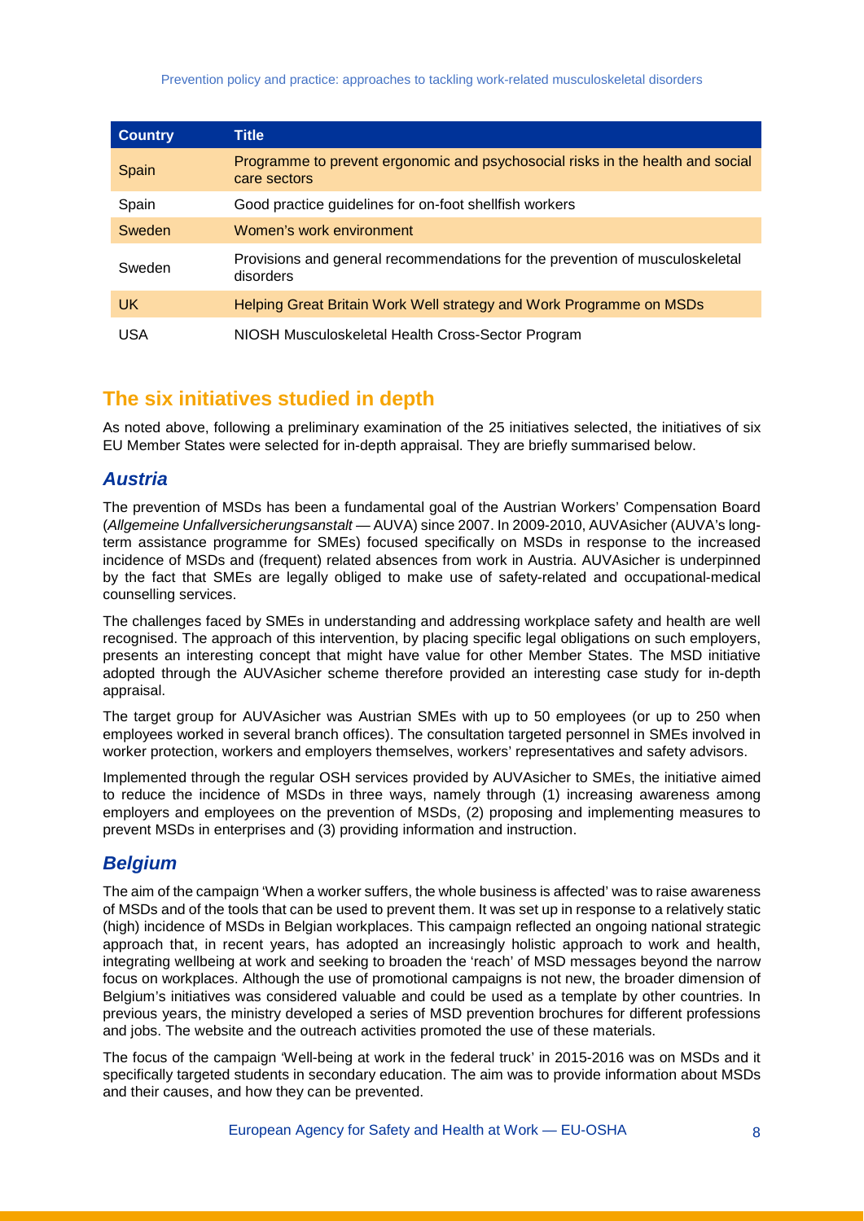| Country | Title |
|---|---|
| Spain | Programme to prevent ergonomic and psychosocial risks in the health and social care sectors |
| Spain | Good practice guidelines for on-foot shellfish workers |
| Sweden | Women's work environment |
| Sweden | Provisions and general recommendations for the prevention of musculoskeletal disorders |
| UK | Helping Great Britain Work Well strategy and Work Programme on MSDs |
| USA | NIOSH Musculoskeletal Health Cross-Sector Program |

## The six initiatives studied in depth

As noted above, following a preliminary examination of the 25 initiatives selected, the initiatives of six EU Member States were selected for in-depth appraisal. They are briefly summarised below.

### *Austria*

The prevention of MSDs has been a fundamental goal of the Austrian Workers' Compensation Board (*Allgemeine Unfallversicherungsanstalt* — AUVA) since 2007. In 2009-2010, AUVAsicher (AUVA's long-term assistance programme for SMEs) focused specifically on MSDs in response to the increased incidence of MSDs and (frequent) related absences from work in Austria. AUVAsicher is underpinned by the fact that SMEs are legally obliged to make use of safety-related and occupational-medical counselling services.

The challenges faced by SMEs in understanding and addressing workplace safety and health are well recognised. The approach of this intervention, by placing specific legal obligations on such employers, presents an interesting concept that might have value for other Member States. The MSD initiative adopted through the AUVAsicher scheme therefore provided an interesting case study for in-depth appraisal.

The target group for AUVAsicher was Austrian SMEs with up to 50 employees (or up to 250 when employees worked in several branch offices). The consultation targeted personnel in SMEs involved in worker protection, workers and employers themselves, workers' representatives and safety advisors.

Implemented through the regular OSH services provided by AUVAsicher to SMEs, the initiative aimed to reduce the incidence of MSDs in three ways, namely through (1) increasing awareness among employers and employees on the prevention of MSDs, (2) proposing and implementing measures to prevent MSDs in enterprises and (3) providing information and instruction.

### *Belgium*

The aim of the campaign 'When a worker suffers, the whole business is affected' was to raise awareness of MSDs and of the tools that can be used to prevent them. It was set up in response to a relatively static (high) incidence of MSDs in Belgian workplaces. This campaign reflected an ongoing national strategic approach that, in recent years, has adopted an increasingly holistic approach to work and health, integrating wellbeing at work and seeking to broaden the 'reach' of MSD messages beyond the narrow focus on workplaces. Although the use of promotional campaigns is not new, the broader dimension of Belgium's initiatives was considered valuable and could be used as a template by other countries. In previous years, the ministry developed a series of MSD prevention brochures for different professions and jobs. The website and the outreach activities promoted the use of these materials.

The focus of the campaign 'Well-being at work in the federal truck' in 2015-2016 was on MSDs and it specifically targeted students in secondary education. The aim was to provide information about MSDs and their causes, and how they can be prevented.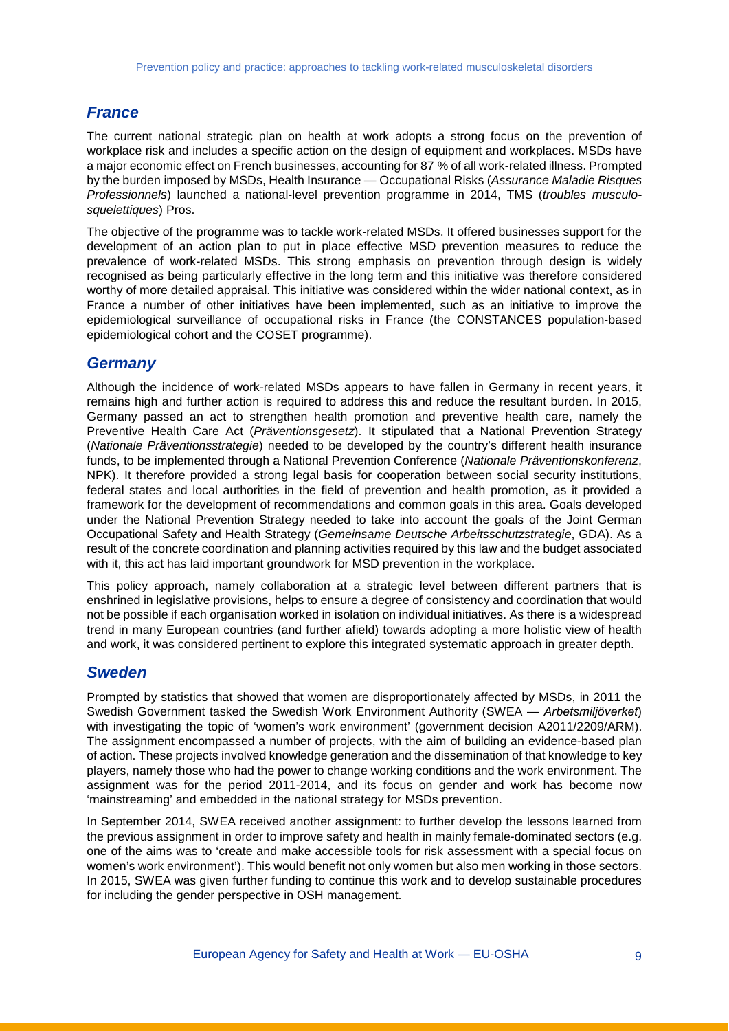## *France*

The current national strategic plan on health at work adopts a strong focus on the prevention of workplace risk and includes a specific action on the design of equipment and workplaces. MSDs have a major economic effect on French businesses, accounting for 87 % of all work-related illness. Prompted by the burden imposed by MSDs, Health Insurance — Occupational Risks (*Assurance Maladie Risques Professionnels*) launched a national-level prevention programme in 2014, TMS (*troubles musculo-squelettiques*) Pros.

The objective of the programme was to tackle work-related MSDs. It offered businesses support for the development of an action plan to put in place effective MSD prevention measures to reduce the prevalence of work-related MSDs. This strong emphasis on prevention through design is widely recognised as being particularly effective in the long term and this initiative was therefore considered worthy of more detailed appraisal. This initiative was considered within the wider national context, as in France a number of other initiatives have been implemented, such as an initiative to improve the epidemiological surveillance of occupational risks in France (the CONSTANCES population-based epidemiological cohort and the COSET programme).

## *Germany*

Although the incidence of work-related MSDs appears to have fallen in Germany in recent years, it remains high and further action is required to address this and reduce the resultant burden. In 2015, Germany passed an act to strengthen health promotion and preventive health care, namely the Preventive Health Care Act (*Präventionsgesetz*). It stipulated that a National Prevention Strategy (*Nationale Präventionsstrategie*) needed to be developed by the country's different health insurance funds, to be implemented through a National Prevention Conference (*Nationale Präventionskonferenz*, NPK). It therefore provided a strong legal basis for cooperation between social security institutions, federal states and local authorities in the field of prevention and health promotion, as it provided a framework for the development of recommendations and common goals in this area. Goals developed under the National Prevention Strategy needed to take into account the goals of the Joint German Occupational Safety and Health Strategy (*Gemeinsame Deutsche Arbeitsschutzstrategie*, GDA). As a result of the concrete coordination and planning activities required by this law and the budget associated with it, this act has laid important groundwork for MSD prevention in the workplace.

This policy approach, namely collaboration at a strategic level between different partners that is enshrined in legislative provisions, helps to ensure a degree of consistency and coordination that would not be possible if each organisation worked in isolation on individual initiatives. As there is a widespread trend in many European countries (and further afield) towards adopting a more holistic view of health and work, it was considered pertinent to explore this integrated systematic approach in greater depth.

## *Sweden*

Prompted by statistics that showed that women are disproportionately affected by MSDs, in 2011 the Swedish Government tasked the Swedish Work Environment Authority (SWEA — *Arbetsmiljöverket*) with investigating the topic of 'women's work environment' (government decision A2011/2209/ARM). The assignment encompassed a number of projects, with the aim of building an evidence-based plan of action. These projects involved knowledge generation and the dissemination of that knowledge to key players, namely those who had the power to change working conditions and the work environment. The assignment was for the period 2011-2014, and its focus on gender and work has become now 'mainstreaming' and embedded in the national strategy for MSDs prevention.

In September 2014, SWEA received another assignment: to further develop the lessons learned from the previous assignment in order to improve safety and health in mainly female-dominated sectors (e.g. one of the aims was to 'create and make accessible tools for risk assessment with a special focus on women's work environment'). This would benefit not only women but also men working in those sectors. In 2015, SWEA was given further funding to continue this work and to develop sustainable procedures for including the gender perspective in OSH management.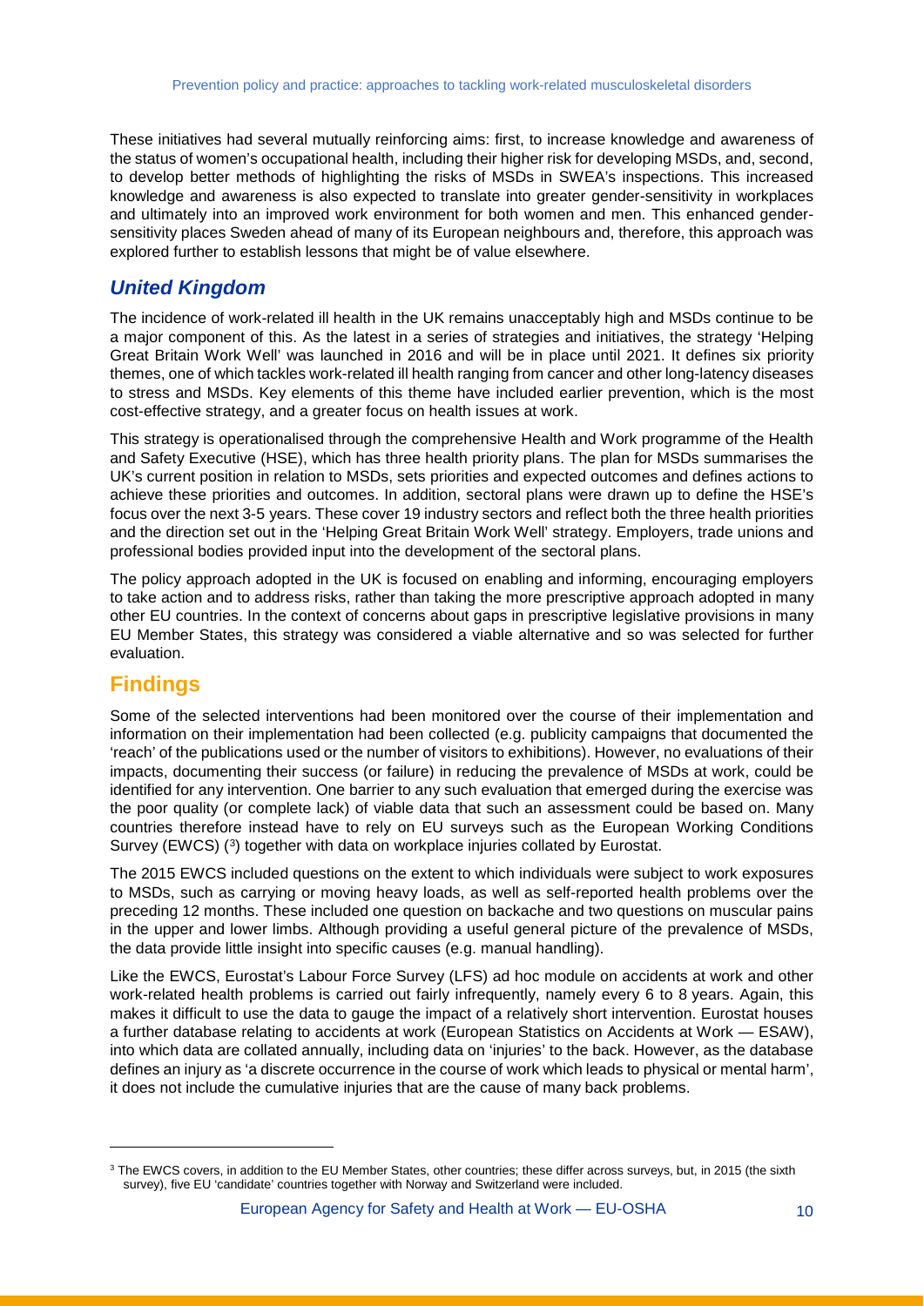These initiatives had several mutually reinforcing aims: first, to increase knowledge and awareness of the status of women's occupational health, including their higher risk for developing MSDs, and, second, to develop better methods of highlighting the risks of MSDs in SWEA's inspections. This increased knowledge and awareness is also expected to translate into greater gender-sensitivity in workplaces and ultimately into an improved work environment for both women and men. This enhanced gender-sensitivity places Sweden ahead of many of its European neighbours and, therefore, this approach was explored further to establish lessons that might be of value elsewhere.

### *United Kingdom*

The incidence of work-related ill health in the UK remains unacceptably high and MSDs continue to be a major component of this. As the latest in a series of strategies and initiatives, the strategy 'Helping Great Britain Work Well' was launched in 2016 and will be in place until 2021. It defines six priority themes, one of which tackles work-related ill health ranging from cancer and other long-latency diseases to stress and MSDs. Key elements of this theme have included earlier prevention, which is the most cost-effective strategy, and a greater focus on health issues at work.

This strategy is operationalised through the comprehensive Health and Work programme of the Health and Safety Executive (HSE), which has three health priority plans. The plan for MSDs summarises the UK's current position in relation to MSDs, sets priorities and expected outcomes and defines actions to achieve these priorities and outcomes. In addition, sectoral plans were drawn up to define the HSE's focus over the next 3-5 years. These cover 19 industry sectors and reflect both the three health priorities and the direction set out in the 'Helping Great Britain Work Well' strategy. Employers, trade unions and professional bodies provided input into the development of the sectoral plans.

The policy approach adopted in the UK is focused on enabling and informing, encouraging employers to take action and to address risks, rather than taking the more prescriptive approach adopted in many other EU countries. In the context of concerns about gaps in prescriptive legislative provisions in many EU Member States, this strategy was considered a viable alternative and so was selected for further evaluation.

## Findings

Some of the selected interventions had been monitored over the course of their implementation and information on their implementation had been collected (e.g. publicity campaigns that documented the 'reach' of the publications used or the number of visitors to exhibitions). However, no evaluations of their impacts, documenting their success (or failure) in reducing the prevalence of MSDs at work, could be identified for any intervention. One barrier to any such evaluation that emerged during the exercise was the poor quality (or complete lack) of viable data that such an assessment could be based on. Many countries therefore instead have to rely on EU surveys such as the European Working Conditions Survey (EWCS) ([3]) together with data on workplace injuries collated by Eurostat.

The 2015 EWCS included questions on the extent to which individuals were subject to work exposures to MSDs, such as carrying or moving heavy loads, as well as self-reported health problems over the preceding 12 months. These included one question on backache and two questions on muscular pains in the upper and lower limbs. Although providing a useful general picture of the prevalence of MSDs, the data provide little insight into specific causes (e.g. manual handling).

Like the EWCS, Eurostat's Labour Force Survey (LFS) ad hoc module on accidents at work and other work-related health problems is carried out fairly infrequently, namely every 6 to 8 years. Again, this makes it difficult to use the data to gauge the impact of a relatively short intervention. Eurostat houses a further database relating to accidents at work (European Statistics on Accidents at Work — ESAW), into which data are collated annually, including data on 'injuries' to the back. However, as the database defines an injury as 'a discrete occurrence in the course of work which leads to physical or mental harm', it does not include the cumulative injuries that are the cause of many back problems.

[3] The EWCS covers, in addition to the EU Member States, other countries; these differ across surveys, but, in 2015 (the sixth survey), five EU 'candidate' countries together with Norway and Switzerland were included.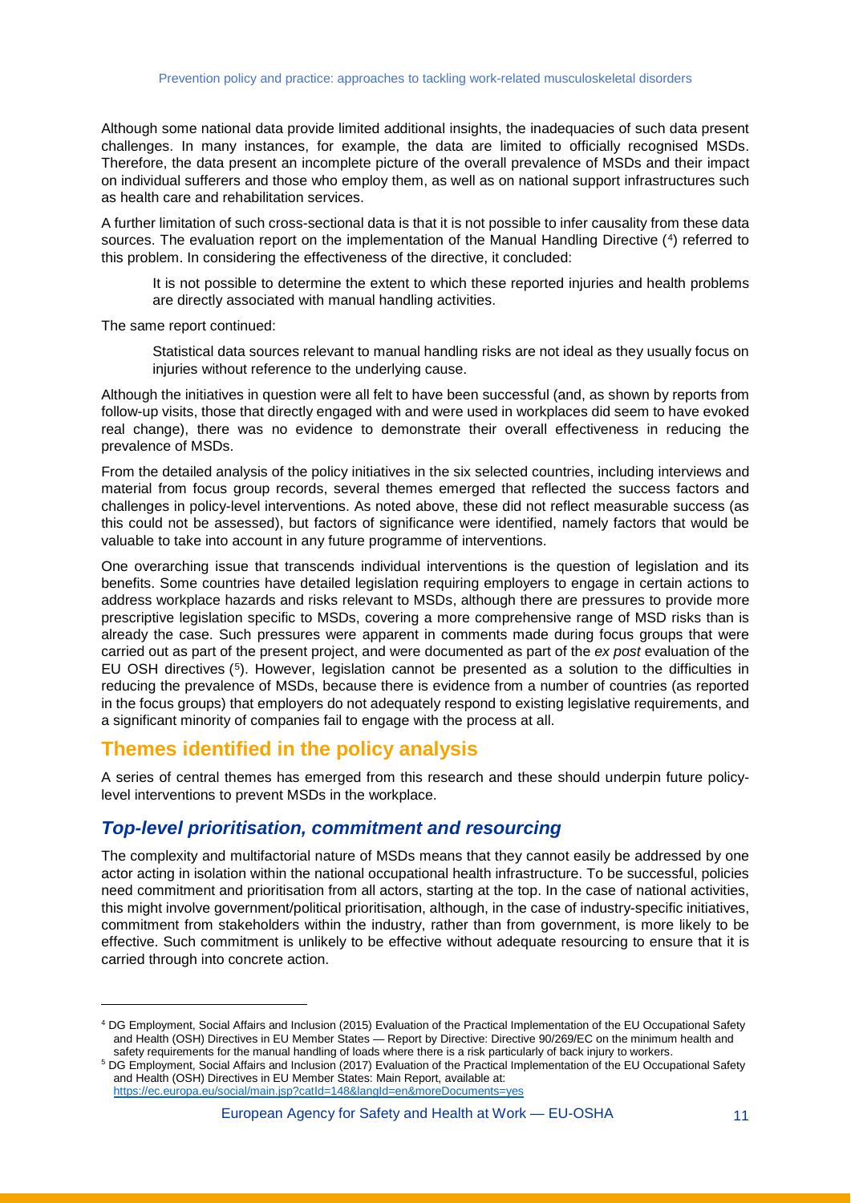Although some national data provide limited additional insights, the inadequacies of such data present challenges. In many instances, for example, the data are limited to officially recognised MSDs. Therefore, the data present an incomplete picture of the overall prevalence of MSDs and their impact on individual sufferers and those who employ them, as well as on national support infrastructures such as health care and rehabilitation services.

A further limitation of such cross-sectional data is that it is not possible to infer causality from these data sources. The evaluation report on the implementation of the Manual Handling Directive [4] referred to this problem. In considering the effectiveness of the directive, it concluded:

> It is not possible to determine the extent to which these reported injuries and health problems are directly associated with manual handling activities.

The same report continued:

> Statistical data sources relevant to manual handling risks are not ideal as they usually focus on injuries without reference to the underlying cause.

Although the initiatives in question were all felt to have been successful (and, as shown by reports from follow-up visits, those that directly engaged with and were used in workplaces did seem to have evoked real change), there was no evidence to demonstrate their overall effectiveness in reducing the prevalence of MSDs.

From the detailed analysis of the policy initiatives in the six selected countries, including interviews and material from focus group records, several themes emerged that reflected the success factors and challenges in policy-level interventions. As noted above, these did not reflect measurable success (as this could not be assessed), but factors of significance were identified, namely factors that would be valuable to take into account in any future programme of interventions.

One overarching issue that transcends individual interventions is the question of legislation and its benefits. Some countries have detailed legislation requiring employers to engage in certain actions to address workplace hazards and risks relevant to MSDs, although there are pressures to provide more prescriptive legislation specific to MSDs, covering a more comprehensive range of MSD risks than is already the case. Such pressures were apparent in comments made during focus groups that were carried out as part of the present project, and were documented as part of the *ex post* evaluation of the EU OSH directives [5]. However, legislation cannot be presented as a solution to the difficulties in reducing the prevalence of MSDs, because there is evidence from a number of countries (as reported in the focus groups) that employers do not adequately respond to existing legislative requirements, and a significant minority of companies fail to engage with the process at all.

## Themes identified in the policy analysis

A series of central themes has emerged from this research and these should underpin future policy-level interventions to prevent MSDs in the workplace.

### *Top-level prioritisation, commitment and resourcing*

The complexity and multifactorial nature of MSDs means that they cannot easily be addressed by one actor acting in isolation within the national occupational health infrastructure. To be successful, policies need commitment and prioritisation from all actors, starting at the top. In the case of national activities, this might involve government/political prioritisation, although, in the case of industry-specific initiatives, commitment from stakeholders within the industry, rather than from government, is more likely to be effective. Such commitment is unlikely to be effective without adequate resourcing to ensure that it is carried through into concrete action.

---

[4] DG Employment, Social Affairs and Inclusion (2015) Evaluation of the Practical Implementation of the EU Occupational Safety and Health (OSH) Directives in EU Member States — Report by Directive: Directive 90/269/EC on the minimum health and safety requirements for the manual handling of loads where there is a risk particularly of back injury to workers.

[5] DG Employment, Social Affairs and Inclusion (2017) Evaluation of the Practical Implementation of the EU Occupational Safety and Health (OSH) Directives in EU Member States: Main Report, available at: https://ec.europa.eu/social/main.jsp?catId=148&langId=en&moreDocuments=yes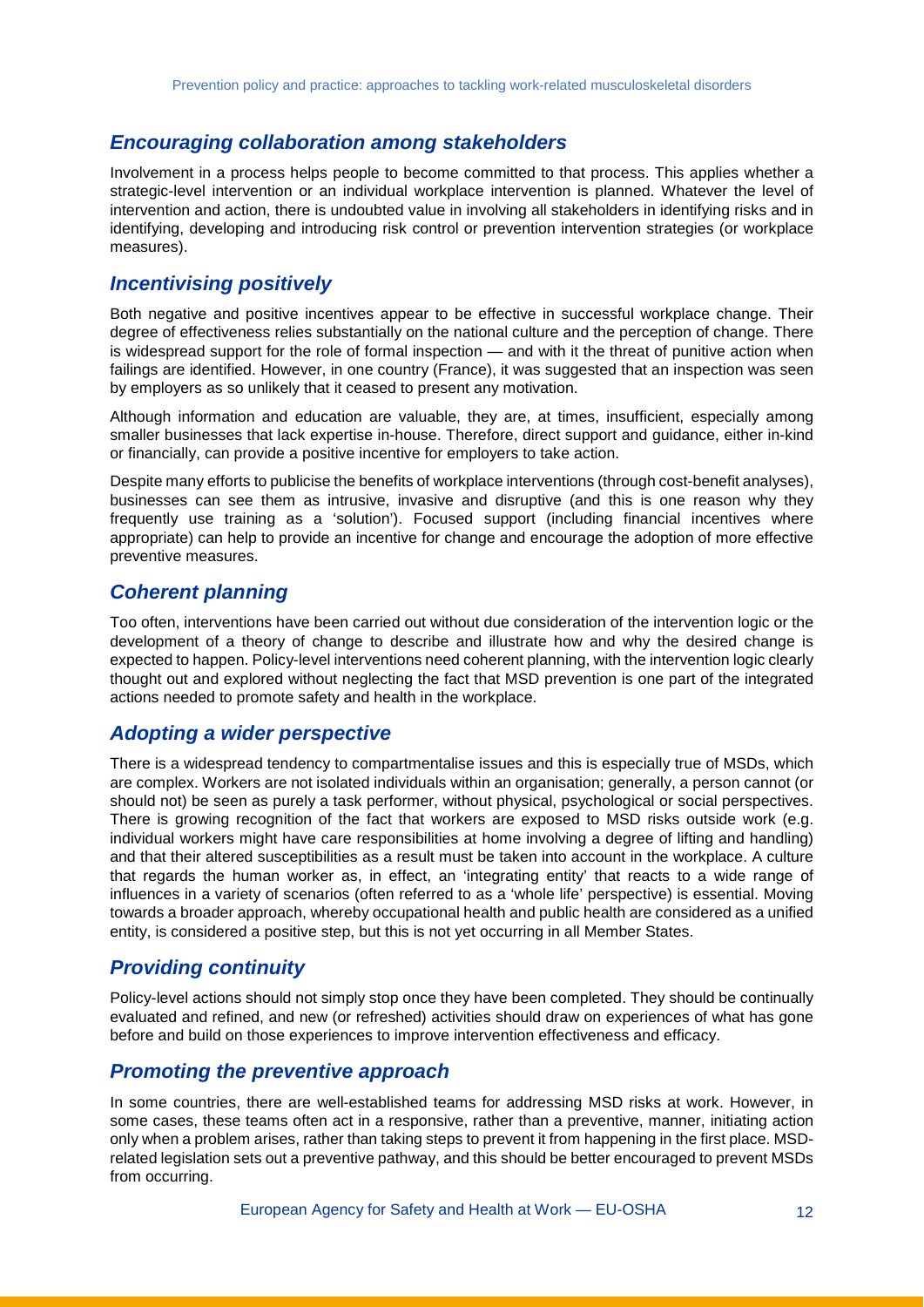## *Encouraging collaboration among stakeholders*

Involvement in a process helps people to become committed to that process. This applies whether a strategic-level intervention or an individual workplace intervention is planned. Whatever the level of intervention and action, there is undoubted value in involving all stakeholders in identifying risks and in identifying, developing and introducing risk control or prevention intervention strategies (or workplace measures).

## *Incentivising positively*

Both negative and positive incentives appear to be effective in successful workplace change. Their degree of effectiveness relies substantially on the national culture and the perception of change. There is widespread support for the role of formal inspection — and with it the threat of punitive action when failings are identified. However, in one country (France), it was suggested that an inspection was seen by employers as so unlikely that it ceased to present any motivation.

Although information and education are valuable, they are, at times, insufficient, especially among smaller businesses that lack expertise in-house. Therefore, direct support and guidance, either in-kind or financially, can provide a positive incentive for employers to take action.

Despite many efforts to publicise the benefits of workplace interventions (through cost-benefit analyses), businesses can see them as intrusive, invasive and disruptive (and this is one reason why they frequently use training as a 'solution'). Focused support (including financial incentives where appropriate) can help to provide an incentive for change and encourage the adoption of more effective preventive measures.

## *Coherent planning*

Too often, interventions have been carried out without due consideration of the intervention logic or the development of a theory of change to describe and illustrate how and why the desired change is expected to happen. Policy-level interventions need coherent planning, with the intervention logic clearly thought out and explored without neglecting the fact that MSD prevention is one part of the integrated actions needed to promote safety and health in the workplace.

## *Adopting a wider perspective*

There is a widespread tendency to compartmentalise issues and this is especially true of MSDs, which are complex. Workers are not isolated individuals within an organisation; generally, a person cannot (or should not) be seen as purely a task performer, without physical, psychological or social perspectives. There is growing recognition of the fact that workers are exposed to MSD risks outside work (e.g. individual workers might have care responsibilities at home involving a degree of lifting and handling) and that their altered susceptibilities as a result must be taken into account in the workplace. A culture that regards the human worker as, in effect, an 'integrating entity' that reacts to a wide range of influences in a variety of scenarios (often referred to as a 'whole life' perspective) is essential. Moving towards a broader approach, whereby occupational health and public health are considered as a unified entity, is considered a positive step, but this is not yet occurring in all Member States.

## *Providing continuity*

Policy-level actions should not simply stop once they have been completed. They should be continually evaluated and refined, and new (or refreshed) activities should draw on experiences of what has gone before and build on those experiences to improve intervention effectiveness and efficacy.

## *Promoting the preventive approach*

In some countries, there are well-established teams for addressing MSD risks at work. However, in some cases, these teams often act in a responsive, rather than a preventive, manner, initiating action only when a problem arises, rather than taking steps to prevent it from happening in the first place. MSD-related legislation sets out a preventive pathway, and this should be better encouraged to prevent MSDs from occurring.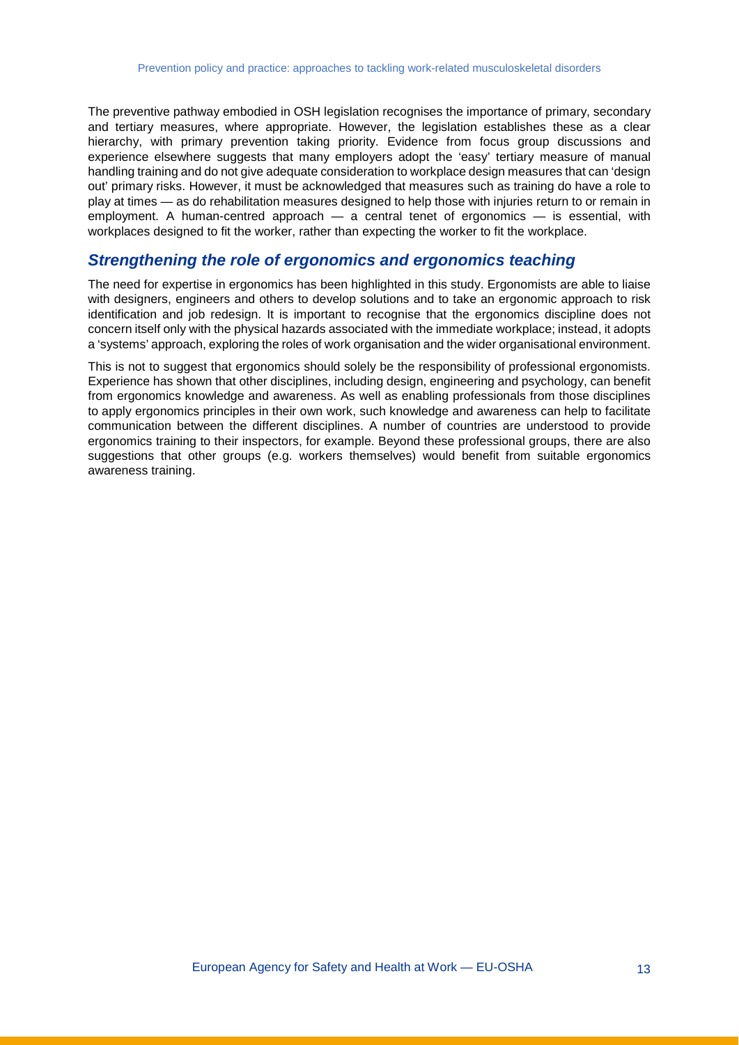The preventive pathway embodied in OSH legislation recognises the importance of primary, secondary and tertiary measures, where appropriate. However, the legislation establishes these as a clear hierarchy, with primary prevention taking priority. Evidence from focus group discussions and experience elsewhere suggests that many employers adopt the 'easy' tertiary measure of manual handling training and do not give adequate consideration to workplace design measures that can 'design out' primary risks. However, it must be acknowledged that measures such as training do have a role to play at times — as do rehabilitation measures designed to help those with injuries return to or remain in employment. A human-centred approach — a central tenet of ergonomics — is essential, with workplaces designed to fit the worker, rather than expecting the worker to fit the workplace.

### *Strengthening the role of ergonomics and ergonomics teaching*

The need for expertise in ergonomics has been highlighted in this study. Ergonomists are able to liaise with designers, engineers and others to develop solutions and to take an ergonomic approach to risk identification and job redesign. It is important to recognise that the ergonomics discipline does not concern itself only with the physical hazards associated with the immediate workplace; instead, it adopts a 'systems' approach, exploring the roles of work organisation and the wider organisational environment.

This is not to suggest that ergonomics should solely be the responsibility of professional ergonomists. Experience has shown that other disciplines, including design, engineering and psychology, can benefit from ergonomics knowledge and awareness. As well as enabling professionals from those disciplines to apply ergonomics principles in their own work, such knowledge and awareness can help to facilitate communication between the different disciplines. A number of countries are understood to provide ergonomics training to their inspectors, for example. Beyond these professional groups, there are also suggestions that other groups (e.g. workers themselves) would benefit from suitable ergonomics awareness training.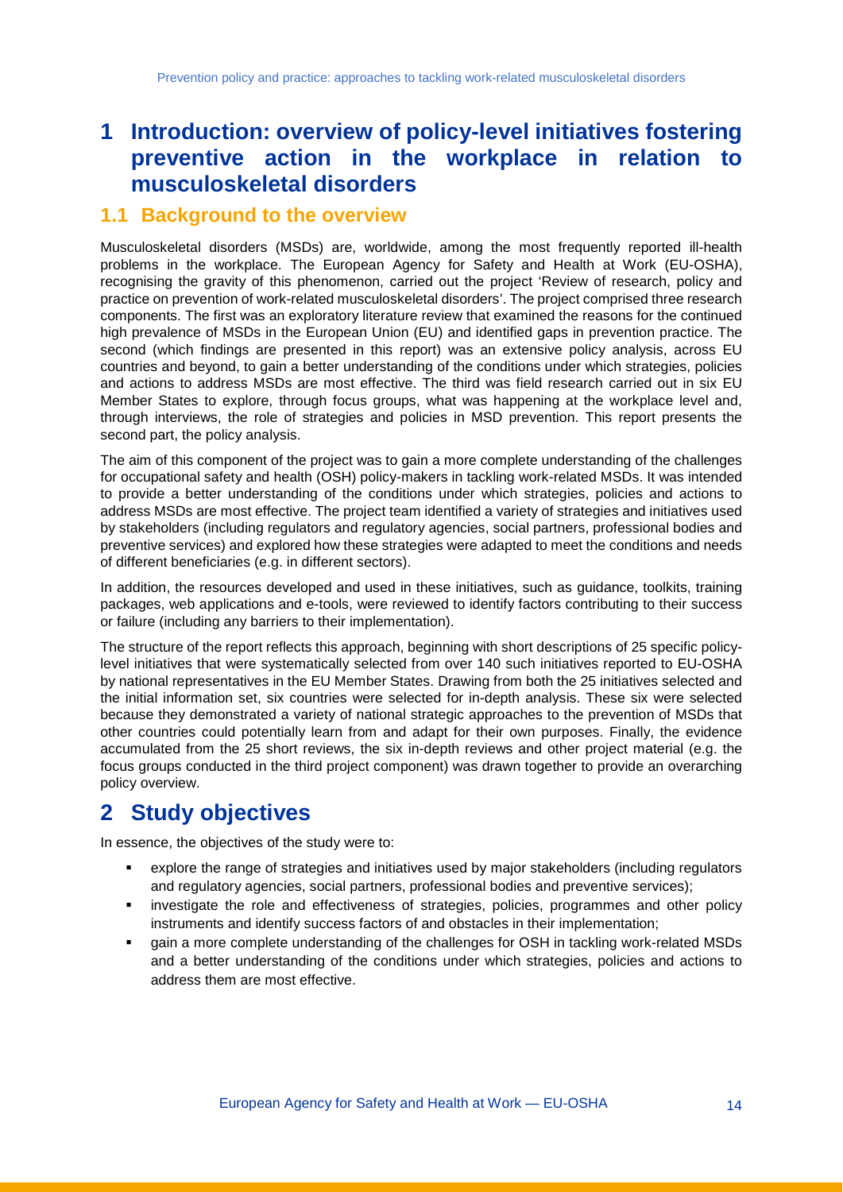# 1 Introduction: overview of policy-level initiatives fostering preventive action in the workplace in relation to musculoskeletal disorders

## 1.1 Background to the overview

Musculoskeletal disorders (MSDs) are, worldwide, among the most frequently reported ill-health problems in the workplace. The European Agency for Safety and Health at Work (EU-OSHA), recognising the gravity of this phenomenon, carried out the project 'Review of research, policy and practice on prevention of work-related musculoskeletal disorders'. The project comprised three research components. The first was an exploratory literature review that examined the reasons for the continued high prevalence of MSDs in the European Union (EU) and identified gaps in prevention practice. The second (which findings are presented in this report) was an extensive policy analysis, across EU countries and beyond, to gain a better understanding of the conditions under which strategies, policies and actions to address MSDs are most effective. The third was field research carried out in six EU Member States to explore, through focus groups, what was happening at the workplace level and, through interviews, the role of strategies and policies in MSD prevention. This report presents the second part, the policy analysis.

The aim of this component of the project was to gain a more complete understanding of the challenges for occupational safety and health (OSH) policy-makers in tackling work-related MSDs. It was intended to provide a better understanding of the conditions under which strategies, policies and actions to address MSDs are most effective. The project team identified a variety of strategies and initiatives used by stakeholders (including regulators and regulatory agencies, social partners, professional bodies and preventive services) and explored how these strategies were adapted to meet the conditions and needs of different beneficiaries (e.g. in different sectors).

In addition, the resources developed and used in these initiatives, such as guidance, toolkits, training packages, web applications and e-tools, were reviewed to identify factors contributing to their success or failure (including any barriers to their implementation).

The structure of the report reflects this approach, beginning with short descriptions of 25 specific policy-level initiatives that were systematically selected from over 140 such initiatives reported to EU-OSHA by national representatives in the EU Member States. Drawing from both the 25 initiatives selected and the initial information set, six countries were selected for in-depth analysis. These six were selected because they demonstrated a variety of national strategic approaches to the prevention of MSDs that other countries could potentially learn from and adapt for their own purposes. Finally, the evidence accumulated from the 25 short reviews, the six in-depth reviews and other project material (e.g. the focus groups conducted in the third project component) was drawn together to provide an overarching policy overview.

# 2 Study objectives

In essence, the objectives of the study were to:

- explore the range of strategies and initiatives used by major stakeholders (including regulators and regulatory agencies, social partners, professional bodies and preventive services);
- investigate the role and effectiveness of strategies, policies, programmes and other policy instruments and identify success factors of and obstacles in their implementation;
- gain a more complete understanding of the challenges for OSH in tackling work-related MSDs and a better understanding of the conditions under which strategies, policies and actions to address them are most effective.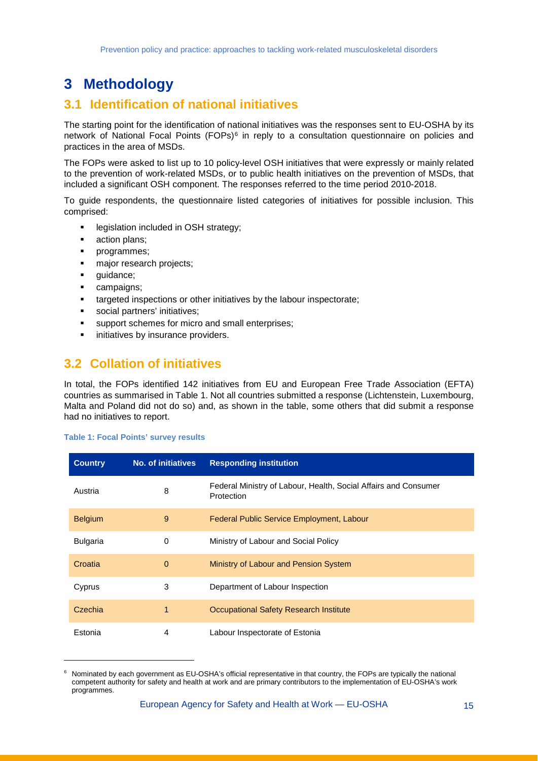# 3 Methodology

## 3.1 Identification of national initiatives

The starting point for the identification of national initiatives was the responses sent to EU-OSHA by its network of National Focal Points (FOPs)[6] in reply to a consultation questionnaire on policies and practices in the area of MSDs.

The FOPs were asked to list up to 10 policy-level OSH initiatives that were expressly or mainly related to the prevention of work-related MSDs, or to public health initiatives on the prevention of MSDs, that included a significant OSH component. The responses referred to the time period 2010-2018.

To guide respondents, the questionnaire listed categories of initiatives for possible inclusion. This comprised:

- legislation included in OSH strategy;
- action plans;
- programmes;
- major research projects;
- guidance;
- campaigns;
- targeted inspections or other initiatives by the labour inspectorate;
- social partners' initiatives;
- support schemes for micro and small enterprises;
- initiatives by insurance providers.

## 3.2 Collation of initiatives

In total, the FOPs identified 142 initiatives from EU and European Free Trade Association (EFTA) countries as summarised in Table 1. Not all countries submitted a response (Lichtenstein, Luxembourg, Malta and Poland did not do so) and, as shown in the table, some others that did submit a response had no initiatives to report.

**Table 1: Focal Points' survey results**

| Country | No. of initiatives | Responding institution |
|---|---|---|
| Austria | 8 | Federal Ministry of Labour, Health, Social Affairs and Consumer Protection |
| Belgium | 9 | Federal Public Service Employment, Labour |
| Bulgaria | 0 | Ministry of Labour and Social Policy |
| Croatia | 0 | Ministry of Labour and Pension System |
| Cyprus | 3 | Department of Labour Inspection |
| Czechia | 1 | Occupational Safety Research Institute |
| Estonia | 4 | Labour Inspectorate of Estonia |

[6] Nominated by each government as EU-OSHA's official representative in that country, the FOPs are typically the national competent authority for safety and health at work and are primary contributors to the implementation of EU-OSHA's work programmes.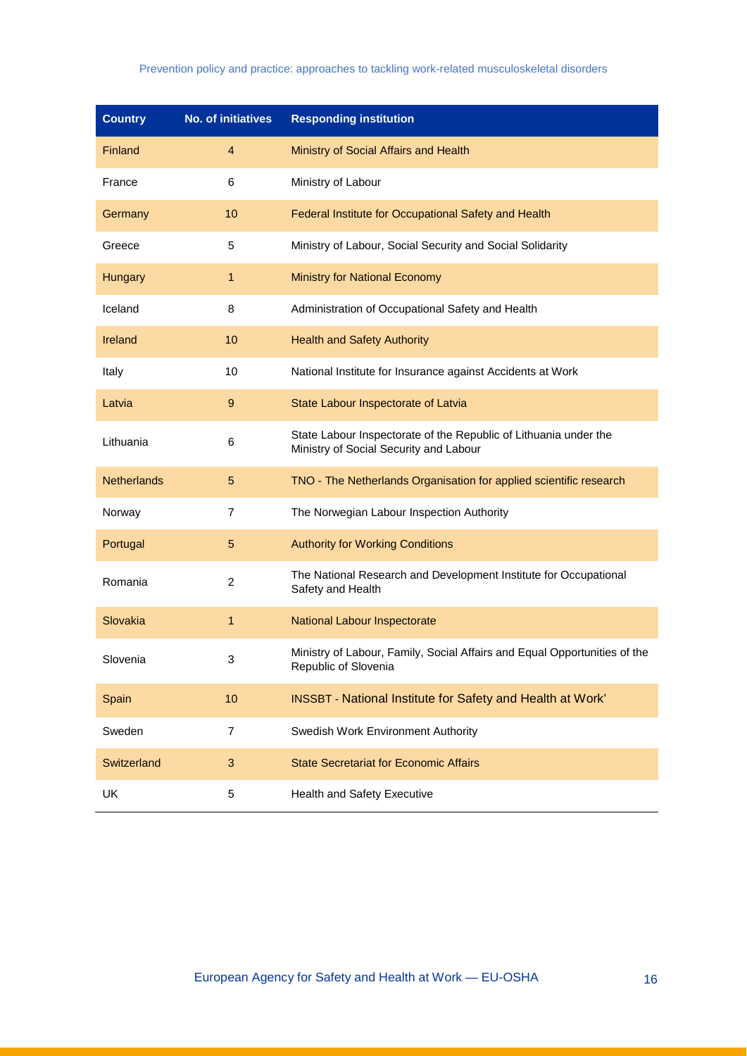| Country | No. of initiatives | Responding institution |
|---|---|---|
| Finland | 4 | Ministry of Social Affairs and Health |
| France | 6 | Ministry of Labour |
| Germany | 10 | Federal Institute for Occupational Safety and Health |
| Greece | 5 | Ministry of Labour, Social Security and Social Solidarity |
| Hungary | 1 | Ministry for National Economy |
| Iceland | 8 | Administration of Occupational Safety and Health |
| Ireland | 10 | Health and Safety Authority |
| Italy | 10 | National Institute for Insurance against Accidents at Work |
| Latvia | 9 | State Labour Inspectorate of Latvia |
| Lithuania | 6 | State Labour Inspectorate of the Republic of Lithuania under the Ministry of Social Security and Labour |
| Netherlands | 5 | TNO - The Netherlands Organisation for applied scientific research |
| Norway | 7 | The Norwegian Labour Inspection Authority |
| Portugal | 5 | Authority for Working Conditions |
| Romania | 2 | The National Research and Development Institute for Occupational Safety and Health |
| Slovakia | 1 | National Labour Inspectorate |
| Slovenia | 3 | Ministry of Labour, Family, Social Affairs and Equal Opportunities of the Republic of Slovenia |
| Spain | 10 | INSSBT - National Institute for Safety and Health at Work' |
| Sweden | 7 | Swedish Work Environment Authority |
| Switzerland | 3 | State Secretariat for Economic Affairs |
| UK | 5 | Health and Safety Executive |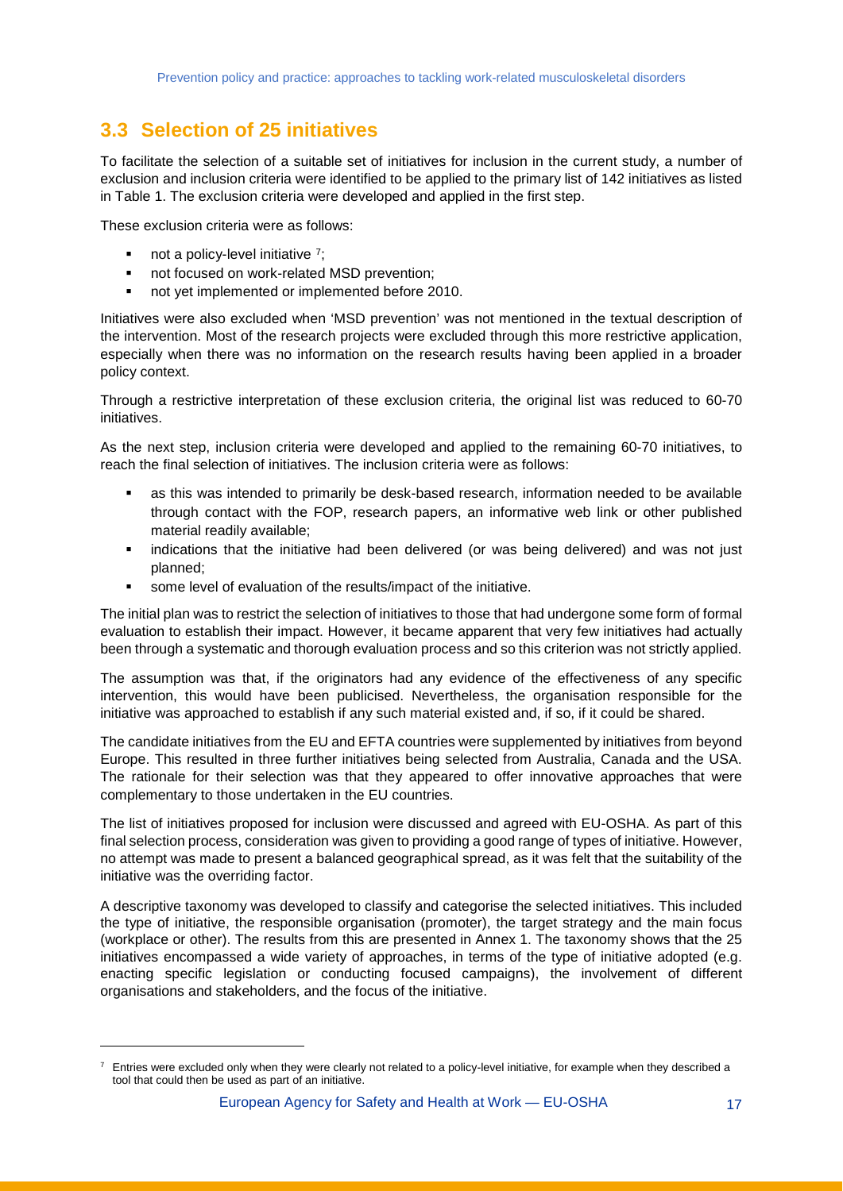## 3.3 Selection of 25 initiatives

To facilitate the selection of a suitable set of initiatives for inclusion in the current study, a number of exclusion and inclusion criteria were identified to be applied to the primary list of 142 initiatives as listed in Table 1. The exclusion criteria were developed and applied in the first step.

These exclusion criteria were as follows:

- not a policy-level initiative [7];
- not focused on work-related MSD prevention;
- not yet implemented or implemented before 2010.

Initiatives were also excluded when 'MSD prevention' was not mentioned in the textual description of the intervention. Most of the research projects were excluded through this more restrictive application, especially when there was no information on the research results having been applied in a broader policy context.

Through a restrictive interpretation of these exclusion criteria, the original list was reduced to 60-70 initiatives.

As the next step, inclusion criteria were developed and applied to the remaining 60-70 initiatives, to reach the final selection of initiatives. The inclusion criteria were as follows:

- as this was intended to primarily be desk-based research, information needed to be available through contact with the FOP, research papers, an informative web link or other published material readily available;
- indications that the initiative had been delivered (or was being delivered) and was not just planned;
- some level of evaluation of the results/impact of the initiative.

The initial plan was to restrict the selection of initiatives to those that had undergone some form of formal evaluation to establish their impact. However, it became apparent that very few initiatives had actually been through a systematic and thorough evaluation process and so this criterion was not strictly applied.

The assumption was that, if the originators had any evidence of the effectiveness of any specific intervention, this would have been publicised. Nevertheless, the organisation responsible for the initiative was approached to establish if any such material existed and, if so, if it could be shared.

The candidate initiatives from the EU and EFTA countries were supplemented by initiatives from beyond Europe. This resulted in three further initiatives being selected from Australia, Canada and the USA. The rationale for their selection was that they appeared to offer innovative approaches that were complementary to those undertaken in the EU countries.

The list of initiatives proposed for inclusion were discussed and agreed with EU-OSHA. As part of this final selection process, consideration was given to providing a good range of types of initiative. However, no attempt was made to present a balanced geographical spread, as it was felt that the suitability of the initiative was the overriding factor.

A descriptive taxonomy was developed to classify and categorise the selected initiatives. This included the type of initiative, the responsible organisation (promoter), the target strategy and the main focus (workplace or other). The results from this are presented in Annex 1. The taxonomy shows that the 25 initiatives encompassed a wide variety of approaches, in terms of the type of initiative adopted (e.g. enacting specific legislation or conducting focused campaigns), the involvement of different organisations and stakeholders, and the focus of the initiative.

---

[7] Entries were excluded only when they were clearly not related to a policy-level initiative, for example when they described a tool that could then be used as part of an initiative.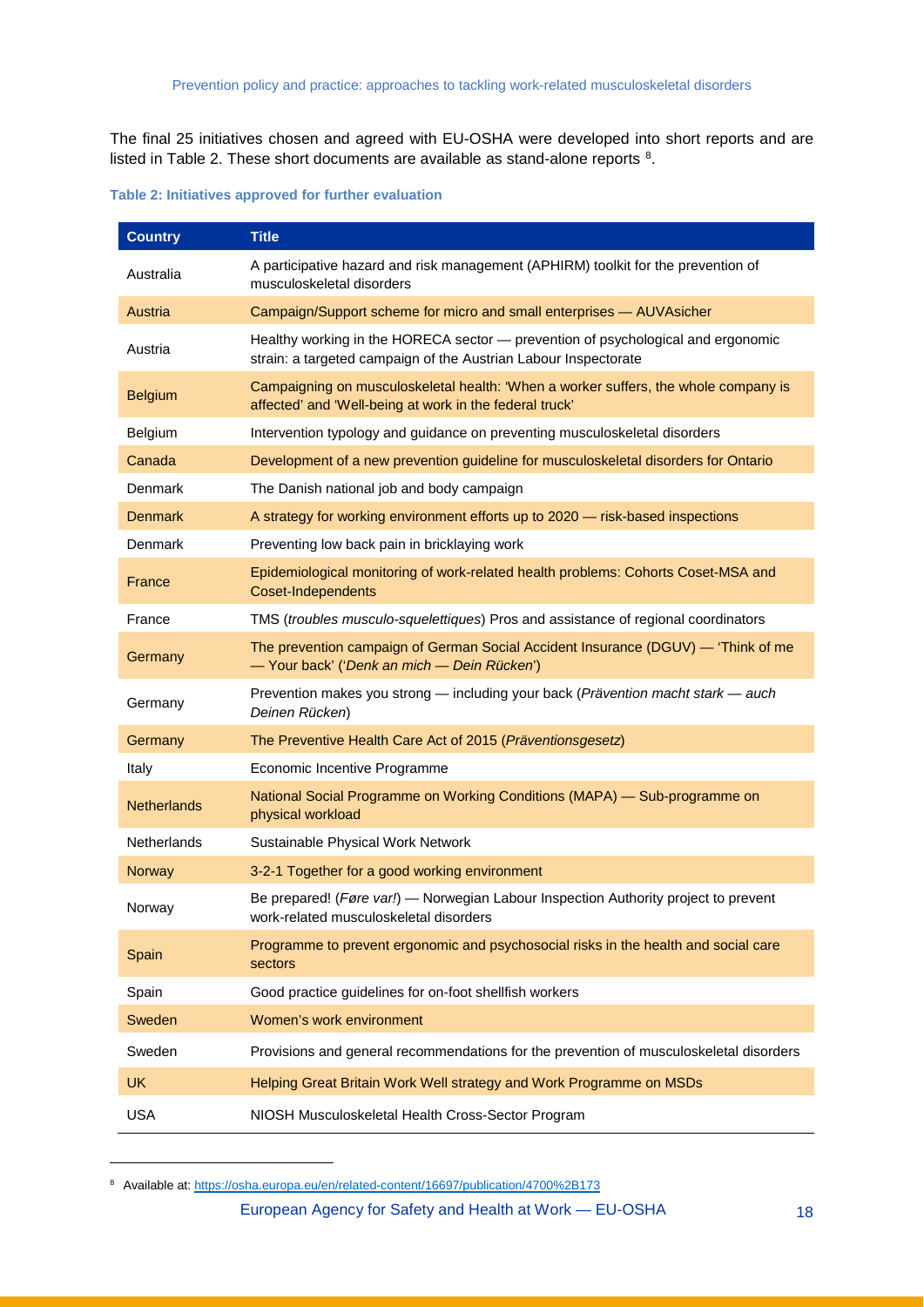The final 25 initiatives chosen and agreed with EU-OSHA were developed into short reports and are listed in Table 2. These short documents are available as stand-alone reports [8].

**Table 2: Initiatives approved for further evaluation**

| Country | Title |
|---|---|
| Australia | A participative hazard and risk management (APHIRM) toolkit for the prevention of musculoskeletal disorders |
| Austria | Campaign/Support scheme for micro and small enterprises — AUVAsicher |
| Austria | Healthy working in the HORECA sector — prevention of psychological and ergonomic strain: a targeted campaign of the Austrian Labour Inspectorate |
| Belgium | Campaigning on musculoskeletal health: 'When a worker suffers, the whole company is affected' and 'Well-being at work in the federal truck' |
| Belgium | Intervention typology and guidance on preventing musculoskeletal disorders |
| Canada | Development of a new prevention guideline for musculoskeletal disorders for Ontario |
| Denmark | The Danish national job and body campaign |
| Denmark | A strategy for working environment efforts up to 2020 — risk-based inspections |
| Denmark | Preventing low back pain in bricklaying work |
| France | Epidemiological monitoring of work-related health problems: Cohorts Coset-MSA and Coset-Independents |
| France | TMS (*troubles musculo-squelettiques*) Pros and assistance of regional coordinators |
| Germany | The prevention campaign of German Social Accident Insurance (DGUV) — 'Think of me — Your back' ('*Denk an mich — Dein Rücken*') |
| Germany | Prevention makes you strong — including your back (*Prävention macht stark — auch Deinen Rücken*) |
| Germany | The Preventive Health Care Act of 2015 (*Präventionsgesetz*) |
| Italy | Economic Incentive Programme |
| Netherlands | National Social Programme on Working Conditions (MAPA) — Sub-programme on physical workload |
| Netherlands | Sustainable Physical Work Network |
| Norway | 3-2-1 Together for a good working environment |
| Norway | Be prepared! (*Føre var!*) — Norwegian Labour Inspection Authority project to prevent work-related musculoskeletal disorders |
| Spain | Programme to prevent ergonomic and psychosocial risks in the health and social care sectors |
| Spain | Good practice guidelines for on-foot shellfish workers |
| Sweden | Women's work environment |
| Sweden | Provisions and general recommendations for the prevention of musculoskeletal disorders |
| UK | Helping Great Britain Work Well strategy and Work Programme on MSDs |
| USA | NIOSH Musculoskeletal Health Cross-Sector Program |

[8] Available at: https://osha.europa.eu/en/related-content/16697/publication/4700%2B173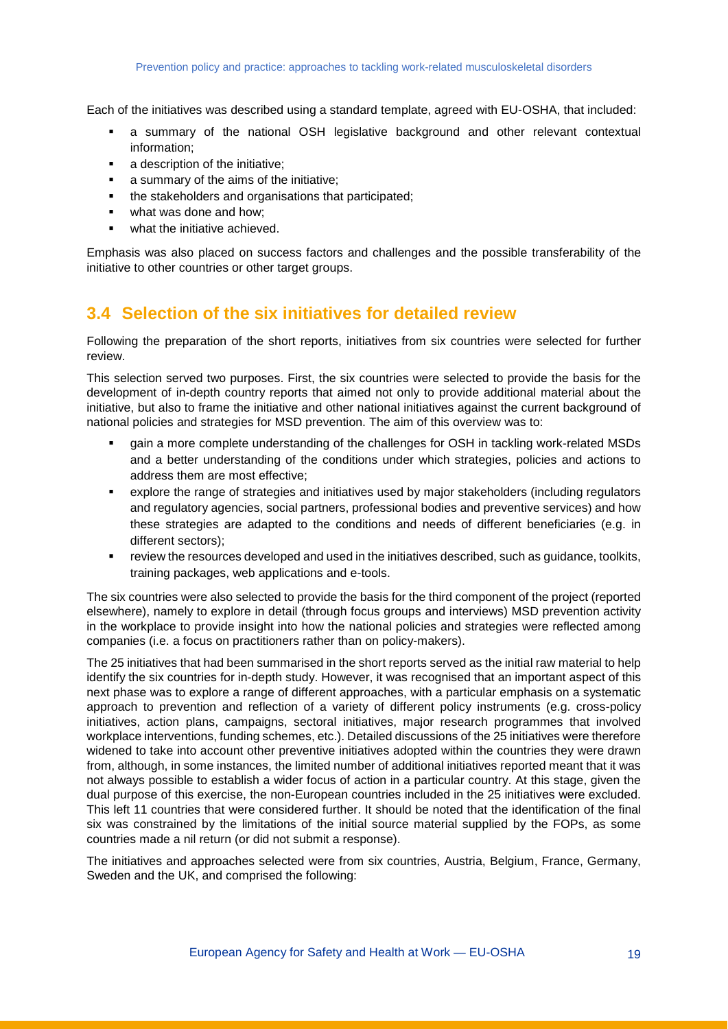Each of the initiatives was described using a standard template, agreed with EU-OSHA, that included:

- a summary of the national OSH legislative background and other relevant contextual information;
- a description of the initiative;
- a summary of the aims of the initiative;
- the stakeholders and organisations that participated;
- what was done and how;
- what the initiative achieved.

Emphasis was also placed on success factors and challenges and the possible transferability of the initiative to other countries or other target groups.

## 3.4 Selection of the six initiatives for detailed review

Following the preparation of the short reports, initiatives from six countries were selected for further review.

This selection served two purposes. First, the six countries were selected to provide the basis for the development of in-depth country reports that aimed not only to provide additional material about the initiative, but also to frame the initiative and other national initiatives against the current background of national policies and strategies for MSD prevention. The aim of this overview was to:

- gain a more complete understanding of the challenges for OSH in tackling work-related MSDs and a better understanding of the conditions under which strategies, policies and actions to address them are most effective;
- explore the range of strategies and initiatives used by major stakeholders (including regulators and regulatory agencies, social partners, professional bodies and preventive services) and how these strategies are adapted to the conditions and needs of different beneficiaries (e.g. in different sectors);
- review the resources developed and used in the initiatives described, such as guidance, toolkits, training packages, web applications and e-tools.

The six countries were also selected to provide the basis for the third component of the project (reported elsewhere), namely to explore in detail (through focus groups and interviews) MSD prevention activity in the workplace to provide insight into how the national policies and strategies were reflected among companies (i.e. a focus on practitioners rather than on policy-makers).

The 25 initiatives that had been summarised in the short reports served as the initial raw material to help identify the six countries for in-depth study. However, it was recognised that an important aspect of this next phase was to explore a range of different approaches, with a particular emphasis on a systematic approach to prevention and reflection of a variety of different policy instruments (e.g. cross-policy initiatives, action plans, campaigns, sectoral initiatives, major research programmes that involved workplace interventions, funding schemes, etc.). Detailed discussions of the 25 initiatives were therefore widened to take into account other preventive initiatives adopted within the countries they were drawn from, although, in some instances, the limited number of additional initiatives reported meant that it was not always possible to establish a wider focus of action in a particular country. At this stage, given the dual purpose of this exercise, the non-European countries included in the 25 initiatives were excluded. This left 11 countries that were considered further. It should be noted that the identification of the final six was constrained by the limitations of the initial source material supplied by the FOPs, as some countries made a nil return (or did not submit a response).

The initiatives and approaches selected were from six countries, Austria, Belgium, France, Germany, Sweden and the UK, and comprised the following: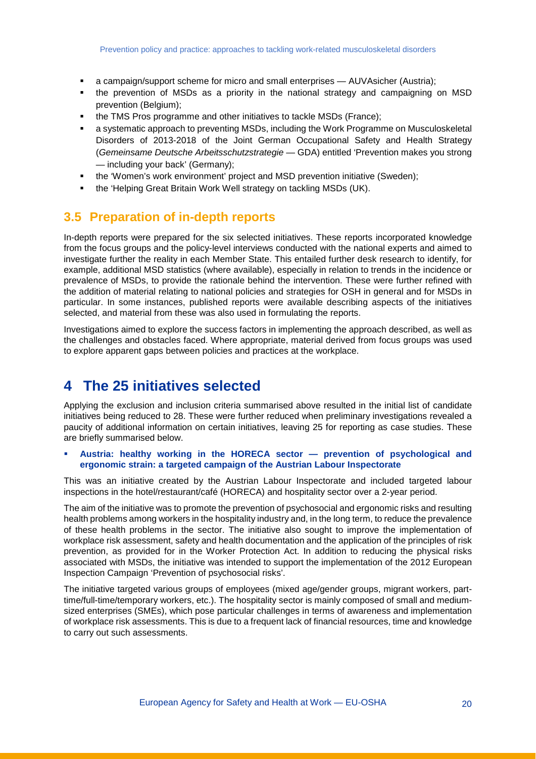- a campaign/support scheme for micro and small enterprises — AUVAsicher (Austria);
- the prevention of MSDs as a priority in the national strategy and campaigning on MSD prevention (Belgium);
- the TMS Pros programme and other initiatives to tackle MSDs (France);
- a systematic approach to preventing MSDs, including the Work Programme on Musculoskeletal Disorders of 2013-2018 of the Joint German Occupational Safety and Health Strategy (*Gemeinsame Deutsche Arbeitsschutzstrategie* — GDA) entitled 'Prevention makes you strong — including your back' (Germany);
- the 'Women's work environment' project and MSD prevention initiative (Sweden);
- the 'Helping Great Britain Work Well strategy on tackling MSDs (UK).

## 3.5 Preparation of in-depth reports

In-depth reports were prepared for the six selected initiatives. These reports incorporated knowledge from the focus groups and the policy-level interviews conducted with the national experts and aimed to investigate further the reality in each Member State. This entailed further desk research to identify, for example, additional MSD statistics (where available), especially in relation to trends in the incidence or prevalence of MSDs, to provide the rationale behind the intervention. These were further refined with the addition of material relating to national policies and strategies for OSH in general and for MSDs in particular. In some instances, published reports were available describing aspects of the initiatives selected, and material from these was also used in formulating the reports.

Investigations aimed to explore the success factors in implementing the approach described, as well as the challenges and obstacles faced. Where appropriate, material derived from focus groups was used to explore apparent gaps between policies and practices at the workplace.

# 4 The 25 initiatives selected

Applying the exclusion and inclusion criteria summarised above resulted in the initial list of candidate initiatives being reduced to 28. These were further reduced when preliminary investigations revealed a paucity of additional information on certain initiatives, leaving 25 for reporting as case studies. These are briefly summarised below.

- **Austria: healthy working in the HORECA sector — prevention of psychological and ergonomic strain: a targeted campaign of the Austrian Labour Inspectorate**

This was an initiative created by the Austrian Labour Inspectorate and included targeted labour inspections in the hotel/restaurant/café (HORECA) and hospitality sector over a 2-year period.

The aim of the initiative was to promote the prevention of psychosocial and ergonomic risks and resulting health problems among workers in the hospitality industry and, in the long term, to reduce the prevalence of these health problems in the sector. The initiative also sought to improve the implementation of workplace risk assessment, safety and health documentation and the application of the principles of risk prevention, as provided for in the Worker Protection Act. In addition to reducing the physical risks associated with MSDs, the initiative was intended to support the implementation of the 2012 European Inspection Campaign 'Prevention of psychosocial risks'.

The initiative targeted various groups of employees (mixed age/gender groups, migrant workers, part-time/full-time/temporary workers, etc.). The hospitality sector is mainly composed of small and medium-sized enterprises (SMEs), which pose particular challenges in terms of awareness and implementation of workplace risk assessments. This is due to a frequent lack of financial resources, time and knowledge to carry out such assessments.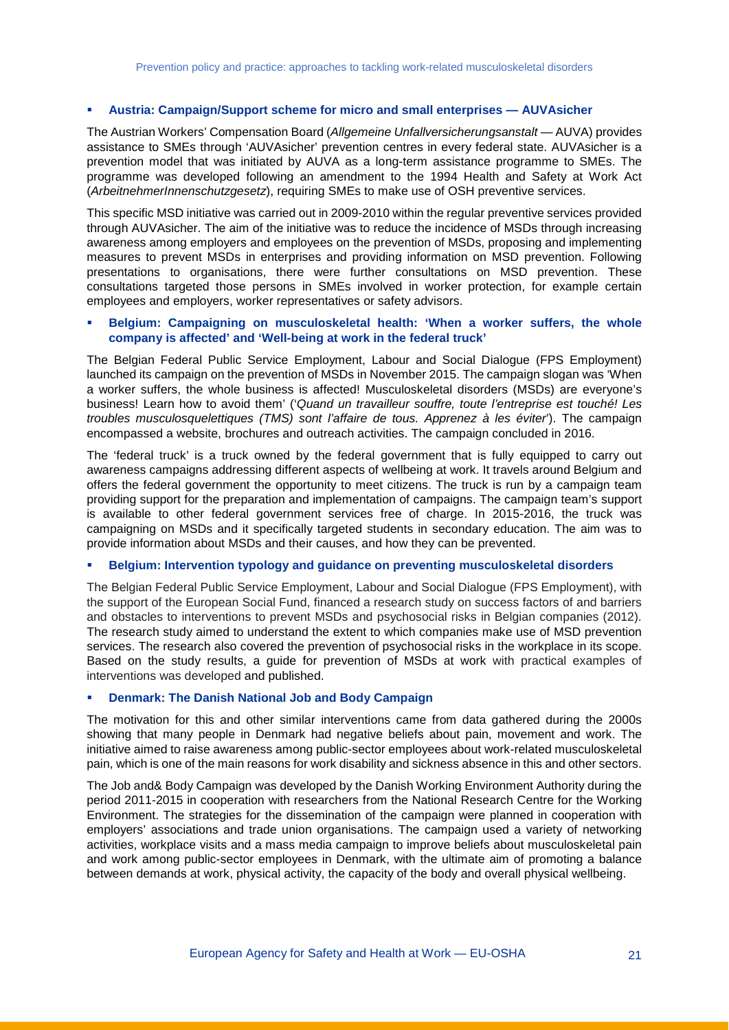- **Austria: Campaign/Support scheme for micro and small enterprises — AUVAsicher**

The Austrian Workers' Compensation Board (*Allgemeine Unfallversicherungsanstalt* — AUVA) provides assistance to SMEs through 'AUVAsicher' prevention centres in every federal state. AUVAsicher is a prevention model that was initiated by AUVA as a long-term assistance programme to SMEs. The programme was developed following an amendment to the 1994 Health and Safety at Work Act (*ArbeitnehmerInnenschutzgesetz*), requiring SMEs to make use of OSH preventive services.

This specific MSD initiative was carried out in 2009-2010 within the regular preventive services provided through AUVAsicher. The aim of the initiative was to reduce the incidence of MSDs through increasing awareness among employers and employees on the prevention of MSDs, proposing and implementing measures to prevent MSDs in enterprises and providing information on MSD prevention. Following presentations to organisations, there were further consultations on MSD prevention. These consultations targeted those persons in SMEs involved in worker protection, for example certain employees and employers, worker representatives or safety advisors.

- **Belgium: Campaigning on musculoskeletal health: 'When a worker suffers, the whole company is affected' and 'Well-being at work in the federal truck'**

The Belgian Federal Public Service Employment, Labour and Social Dialogue (FPS Employment) launched its campaign on the prevention of MSDs in November 2015. The campaign slogan was 'When a worker suffers, the whole business is affected! Musculoskeletal disorders (MSDs) are everyone's business! Learn how to avoid them' ('*Quand un travailleur souffre, toute l'entreprise est touché! Les troubles musculosquelettiques (TMS) sont l'affaire de tous. Apprenez à les éviter*'). The campaign encompassed a website, brochures and outreach activities. The campaign concluded in 2016.

The 'federal truck' is a truck owned by the federal government that is fully equipped to carry out awareness campaigns addressing different aspects of wellbeing at work. It travels around Belgium and offers the federal government the opportunity to meet citizens. The truck is run by a campaign team providing support for the preparation and implementation of campaigns. The campaign team's support is available to other federal government services free of charge. In 2015-2016, the truck was campaigning on MSDs and it specifically targeted students in secondary education. The aim was to provide information about MSDs and their causes, and how they can be prevented.

- **Belgium: Intervention typology and guidance on preventing musculoskeletal disorders**

The Belgian Federal Public Service Employment, Labour and Social Dialogue (FPS Employment), with the support of the European Social Fund, financed a research study on success factors of and barriers and obstacles to interventions to prevent MSDs and psychosocial risks in Belgian companies (2012). The research study aimed to understand the extent to which companies make use of MSD prevention services. The research also covered the prevention of psychosocial risks in the workplace in its scope. Based on the study results, a guide for prevention of MSDs at work with practical examples of interventions was developed and published.

- **Denmark: The Danish National Job and Body Campaign**

The motivation for this and other similar interventions came from data gathered during the 2000s showing that many people in Denmark had negative beliefs about pain, movement and work. The initiative aimed to raise awareness among public-sector employees about work-related musculoskeletal pain, which is one of the main reasons for work disability and sickness absence in this and other sectors.

The Job and& Body Campaign was developed by the Danish Working Environment Authority during the period 2011-2015 in cooperation with researchers from the National Research Centre for the Working Environment. The strategies for the dissemination of the campaign were planned in cooperation with employers' associations and trade union organisations. The campaign used a variety of networking activities, workplace visits and a mass media campaign to improve beliefs about musculoskeletal pain and work among public-sector employees in Denmark, with the ultimate aim of promoting a balance between demands at work, physical activity, the capacity of the body and overall physical wellbeing.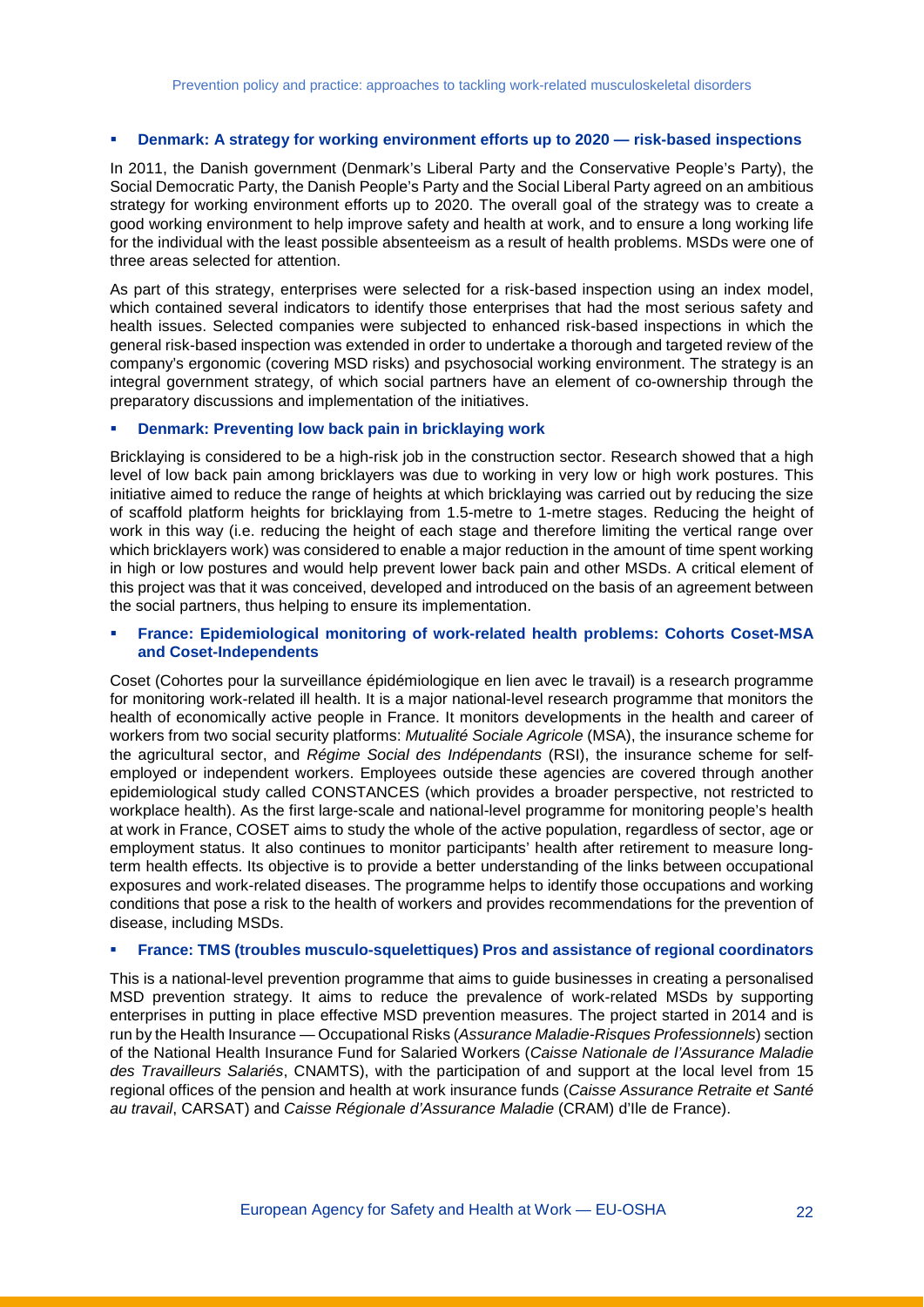- **Denmark: A strategy for working environment efforts up to 2020 — risk-based inspections**

In 2011, the Danish government (Denmark's Liberal Party and the Conservative People's Party), the Social Democratic Party, the Danish People's Party and the Social Liberal Party agreed on an ambitious strategy for working environment efforts up to 2020. The overall goal of the strategy was to create a good working environment to help improve safety and health at work, and to ensure a long working life for the individual with the least possible absenteeism as a result of health problems. MSDs were one of three areas selected for attention.

As part of this strategy, enterprises were selected for a risk-based inspection using an index model, which contained several indicators to identify those enterprises that had the most serious safety and health issues. Selected companies were subjected to enhanced risk-based inspections in which the general risk-based inspection was extended in order to undertake a thorough and targeted review of the company's ergonomic (covering MSD risks) and psychosocial working environment. The strategy is an integral government strategy, of which social partners have an element of co-ownership through the preparatory discussions and implementation of the initiatives.

- **Denmark: Preventing low back pain in bricklaying work**

Bricklaying is considered to be a high-risk job in the construction sector. Research showed that a high level of low back pain among bricklayers was due to working in very low or high work postures. This initiative aimed to reduce the range of heights at which bricklaying was carried out by reducing the size of scaffold platform heights for bricklaying from 1.5-metre to 1-metre stages. Reducing the height of work in this way (i.e. reducing the height of each stage and therefore limiting the vertical range over which bricklayers work) was considered to enable a major reduction in the amount of time spent working in high or low postures and would help prevent lower back pain and other MSDs. A critical element of this project was that it was conceived, developed and introduced on the basis of an agreement between the social partners, thus helping to ensure its implementation.

- **France: Epidemiological monitoring of work-related health problems: Cohorts Coset-MSA and Coset-Independents**

Coset (Cohortes pour la surveillance épidémiologique en lien avec le travail) is a research programme for monitoring work-related ill health. It is a major national-level research programme that monitors the health of economically active people in France. It monitors developments in the health and career of workers from two social security platforms: *Mutualité Sociale Agricole* (MSA), the insurance scheme for the agricultural sector, and *Régime Social des Indépendants* (RSI), the insurance scheme for self-employed or independent workers. Employees outside these agencies are covered through another epidemiological study called CONSTANCES (which provides a broader perspective, not restricted to workplace health). As the first large-scale and national-level programme for monitoring people's health at work in France, COSET aims to study the whole of the active population, regardless of sector, age or employment status. It also continues to monitor participants' health after retirement to measure long-term health effects. Its objective is to provide a better understanding of the links between occupational exposures and work-related diseases. The programme helps to identify those occupations and working conditions that pose a risk to the health of workers and provides recommendations for the prevention of disease, including MSDs.

- **France: TMS (troubles musculo-squelettiques) Pros and assistance of regional coordinators**

This is a national-level prevention programme that aims to guide businesses in creating a personalised MSD prevention strategy. It aims to reduce the prevalence of work-related MSDs by supporting enterprises in putting in place effective MSD prevention measures. The project started in 2014 and is run by the Health Insurance — Occupational Risks (*Assurance Maladie-Risques Professionnels*) section of the National Health Insurance Fund for Salaried Workers (*Caisse Nationale de l'Assurance Maladie des Travailleurs Salariés*, CNAMTS), with the participation of and support at the local level from 15 regional offices of the pension and health at work insurance funds (*Caisse Assurance Retraite et Santé au travail*, CARSAT) and *Caisse Régionale d'Assurance Maladie* (CRAM) d'Ile de France).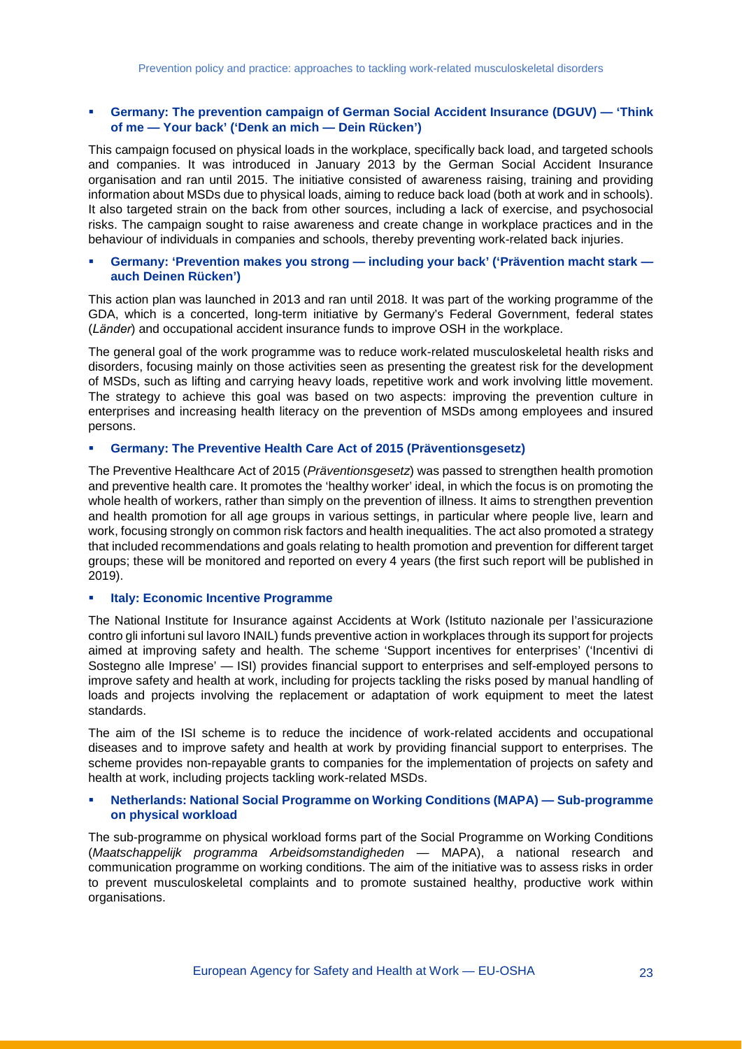- **Germany: The prevention campaign of German Social Accident Insurance (DGUV) — 'Think of me — Your back' ('Denk an mich — Dein Rücken')**

This campaign focused on physical loads in the workplace, specifically back load, and targeted schools and companies. It was introduced in January 2013 by the German Social Accident Insurance organisation and ran until 2015. The initiative consisted of awareness raising, training and providing information about MSDs due to physical loads, aiming to reduce back load (both at work and in schools). It also targeted strain on the back from other sources, including a lack of exercise, and psychosocial risks. The campaign sought to raise awareness and create change in workplace practices and in the behaviour of individuals in companies and schools, thereby preventing work-related back injuries.

- **Germany: 'Prevention makes you strong — including your back' ('Prävention macht stark — auch Deinen Rücken')**

This action plan was launched in 2013 and ran until 2018. It was part of the working programme of the GDA, which is a concerted, long-term initiative by Germany's Federal Government, federal states (*Länder*) and occupational accident insurance funds to improve OSH in the workplace.

The general goal of the work programme was to reduce work-related musculoskeletal health risks and disorders, focusing mainly on those activities seen as presenting the greatest risk for the development of MSDs, such as lifting and carrying heavy loads, repetitive work and work involving little movement. The strategy to achieve this goal was based on two aspects: improving the prevention culture in enterprises and increasing health literacy on the prevention of MSDs among employees and insured persons.

- **Germany: The Preventive Health Care Act of 2015 (Präventionsgesetz)**

The Preventive Healthcare Act of 2015 (*Präventionsgesetz*) was passed to strengthen health promotion and preventive health care. It promotes the 'healthy worker' ideal, in which the focus is on promoting the whole health of workers, rather than simply on the prevention of illness. It aims to strengthen prevention and health promotion for all age groups in various settings, in particular where people live, learn and work, focusing strongly on common risk factors and health inequalities. The act also promoted a strategy that included recommendations and goals relating to health promotion and prevention for different target groups; these will be monitored and reported on every 4 years (the first such report will be published in 2019).

- **Italy: Economic Incentive Programme**

The National Institute for Insurance against Accidents at Work (Istituto nazionale per l'assicurazione contro gli infortuni sul lavoro INAIL) funds preventive action in workplaces through its support for projects aimed at improving safety and health. The scheme 'Support incentives for enterprises' ('Incentivi di Sostegno alle Imprese' — ISI) provides financial support to enterprises and self-employed persons to improve safety and health at work, including for projects tackling the risks posed by manual handling of loads and projects involving the replacement or adaptation of work equipment to meet the latest standards.

The aim of the ISI scheme is to reduce the incidence of work-related accidents and occupational diseases and to improve safety and health at work by providing financial support to enterprises. The scheme provides non-repayable grants to companies for the implementation of projects on safety and health at work, including projects tackling work-related MSDs.

- **Netherlands: National Social Programme on Working Conditions (MAPA) — Sub-programme on physical workload**

The sub-programme on physical workload forms part of the Social Programme on Working Conditions (*Maatschappelijk programma Arbeidsomstandigheden* — MAPA), a national research and communication programme on working conditions. The aim of the initiative was to assess risks in order to prevent musculoskeletal complaints and to promote sustained healthy, productive work within organisations.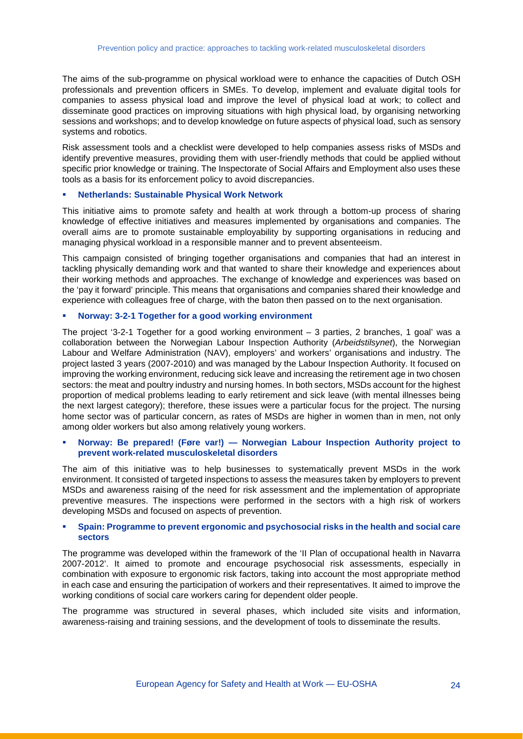The aims of the sub-programme on physical workload were to enhance the capacities of Dutch OSH professionals and prevention officers in SMEs. To develop, implement and evaluate digital tools for companies to assess physical load and improve the level of physical load at work; to collect and disseminate good practices on improving situations with high physical load, by organising networking sessions and workshops; and to develop knowledge on future aspects of physical load, such as sensory systems and robotics.

Risk assessment tools and a checklist were developed to help companies assess risks of MSDs and identify preventive measures, providing them with user-friendly methods that could be applied without specific prior knowledge or training. The Inspectorate of Social Affairs and Employment also uses these tools as a basis for its enforcement policy to avoid discrepancies.

- **Netherlands: Sustainable Physical Work Network**

This initiative aims to promote safety and health at work through a bottom-up process of sharing knowledge of effective initiatives and measures implemented by organisations and companies. The overall aims are to promote sustainable employability by supporting organisations in reducing and managing physical workload in a responsible manner and to prevent absenteeism.

This campaign consisted of bringing together organisations and companies that had an interest in tackling physically demanding work and that wanted to share their knowledge and experiences about their working methods and approaches. The exchange of knowledge and experiences was based on the 'pay it forward' principle. This means that organisations and companies shared their knowledge and experience with colleagues free of charge, with the baton then passed on to the next organisation.

- **Norway: 3-2-1 Together for a good working environment**

The project '3-2-1 Together for a good working environment – 3 parties, 2 branches, 1 goal' was a collaboration between the Norwegian Labour Inspection Authority (*Arbeidstilsynet*), the Norwegian Labour and Welfare Administration (NAV), employers' and workers' organisations and industry. The project lasted 3 years (2007-2010) and was managed by the Labour Inspection Authority. It focused on improving the working environment, reducing sick leave and increasing the retirement age in two chosen sectors: the meat and poultry industry and nursing homes. In both sectors, MSDs account for the highest proportion of medical problems leading to early retirement and sick leave (with mental illnesses being the next largest category); therefore, these issues were a particular focus for the project. The nursing home sector was of particular concern, as rates of MSDs are higher in women than in men, not only among older workers but also among relatively young workers.

- **Norway: Be prepared! (Føre var!) — Norwegian Labour Inspection Authority project to prevent work-related musculoskeletal disorders**

The aim of this initiative was to help businesses to systematically prevent MSDs in the work environment. It consisted of targeted inspections to assess the measures taken by employers to prevent MSDs and awareness raising of the need for risk assessment and the implementation of appropriate preventive measures. The inspections were performed in the sectors with a high risk of workers developing MSDs and focused on aspects of prevention.

- **Spain: Programme to prevent ergonomic and psychosocial risks in the health and social care sectors**

The programme was developed within the framework of the 'II Plan of occupational health in Navarra 2007-2012'. It aimed to promote and encourage psychosocial risk assessments, especially in combination with exposure to ergonomic risk factors, taking into account the most appropriate method in each case and ensuring the participation of workers and their representatives. It aimed to improve the working conditions of social care workers caring for dependent older people.

The programme was structured in several phases, which included site visits and information, awareness-raising and training sessions, and the development of tools to disseminate the results.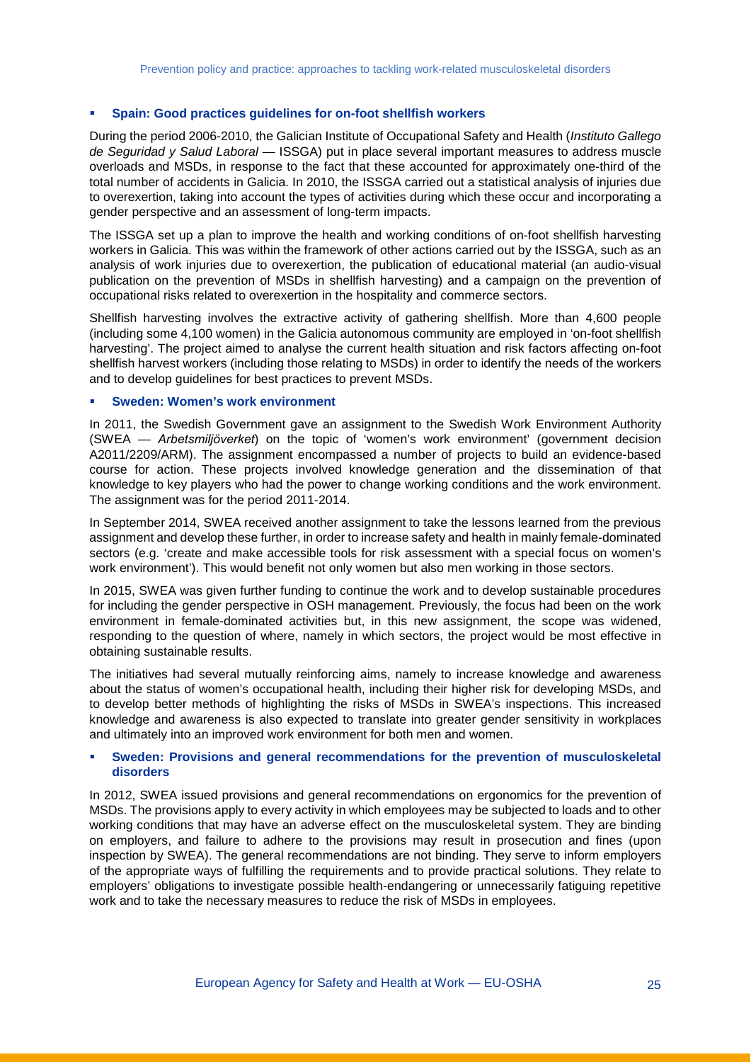- **Spain: Good practices guidelines for on-foot shellfish workers**

During the period 2006-2010, the Galician Institute of Occupational Safety and Health (*Instituto Gallego de Seguridad y Salud Laboral* — ISSGA) put in place several important measures to address muscle overloads and MSDs, in response to the fact that these accounted for approximately one-third of the total number of accidents in Galicia. In 2010, the ISSGA carried out a statistical analysis of injuries due to overexertion, taking into account the types of activities during which these occur and incorporating a gender perspective and an assessment of long-term impacts.

The ISSGA set up a plan to improve the health and working conditions of on-foot shellfish harvesting workers in Galicia. This was within the framework of other actions carried out by the ISSGA, such as an analysis of work injuries due to overexertion, the publication of educational material (an audio-visual publication on the prevention of MSDs in shellfish harvesting) and a campaign on the prevention of occupational risks related to overexertion in the hospitality and commerce sectors.

Shellfish harvesting involves the extractive activity of gathering shellfish. More than 4,600 people (including some 4,100 women) in the Galicia autonomous community are employed in 'on-foot shellfish harvesting'. The project aimed to analyse the current health situation and risk factors affecting on-foot shellfish harvest workers (including those relating to MSDs) in order to identify the needs of the workers and to develop guidelines for best practices to prevent MSDs.

- **Sweden: Women's work environment**

In 2011, the Swedish Government gave an assignment to the Swedish Work Environment Authority (SWEA — *Arbetsmiljöverket*) on the topic of 'women's work environment' (government decision A2011/2209/ARM). The assignment encompassed a number of projects to build an evidence-based course for action. These projects involved knowledge generation and the dissemination of that knowledge to key players who had the power to change working conditions and the work environment. The assignment was for the period 2011-2014.

In September 2014, SWEA received another assignment to take the lessons learned from the previous assignment and develop these further, in order to increase safety and health in mainly female-dominated sectors (e.g. 'create and make accessible tools for risk assessment with a special focus on women's work environment'). This would benefit not only women but also men working in those sectors.

In 2015, SWEA was given further funding to continue the work and to develop sustainable procedures for including the gender perspective in OSH management. Previously, the focus had been on the work environment in female-dominated activities but, in this new assignment, the scope was widened, responding to the question of where, namely in which sectors, the project would be most effective in obtaining sustainable results.

The initiatives had several mutually reinforcing aims, namely to increase knowledge and awareness about the status of women's occupational health, including their higher risk for developing MSDs, and to develop better methods of highlighting the risks of MSDs in SWEA's inspections. This increased knowledge and awareness is also expected to translate into greater gender sensitivity in workplaces and ultimately into an improved work environment for both men and women.

- **Sweden: Provisions and general recommendations for the prevention of musculoskeletal disorders**

In 2012, SWEA issued provisions and general recommendations on ergonomics for the prevention of MSDs. The provisions apply to every activity in which employees may be subjected to loads and to other working conditions that may have an adverse effect on the musculoskeletal system. They are binding on employers, and failure to adhere to the provisions may result in prosecution and fines (upon inspection by SWEA). The general recommendations are not binding. They serve to inform employers of the appropriate ways of fulfilling the requirements and to provide practical solutions. They relate to employers' obligations to investigate possible health-endangering or unnecessarily fatiguing repetitive work and to take the necessary measures to reduce the risk of MSDs in employees.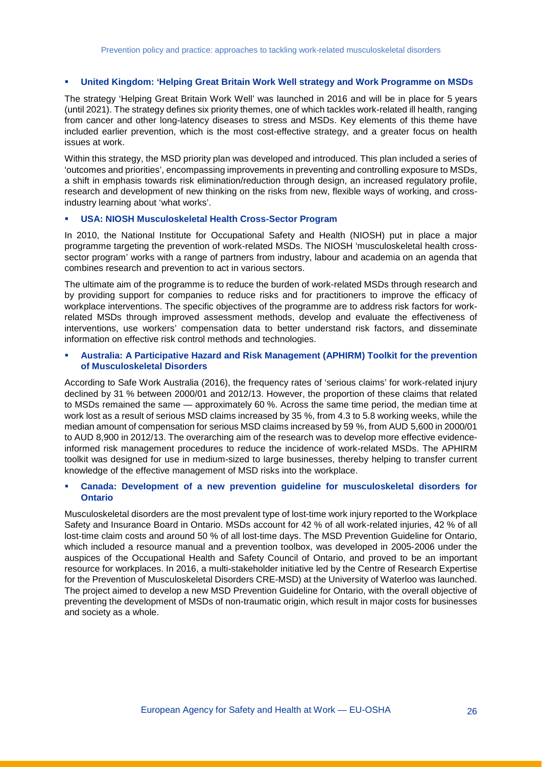- **United Kingdom: 'Helping Great Britain Work Well strategy and Work Programme on MSDs**

The strategy 'Helping Great Britain Work Well' was launched in 2016 and will be in place for 5 years (until 2021). The strategy defines six priority themes, one of which tackles work-related ill health, ranging from cancer and other long-latency diseases to stress and MSDs. Key elements of this theme have included earlier prevention, which is the most cost-effective strategy, and a greater focus on health issues at work.

Within this strategy, the MSD priority plan was developed and introduced. This plan included a series of 'outcomes and priorities', encompassing improvements in preventing and controlling exposure to MSDs, a shift in emphasis towards risk elimination/reduction through design, an increased regulatory profile, research and development of new thinking on the risks from new, flexible ways of working, and cross-industry learning about 'what works'.

- **USA: NIOSH Musculoskeletal Health Cross-Sector Program**

In 2010, the National Institute for Occupational Safety and Health (NIOSH) put in place a major programme targeting the prevention of work-related MSDs. The NIOSH 'musculoskeletal health cross-sector program' works with a range of partners from industry, labour and academia on an agenda that combines research and prevention to act in various sectors.

The ultimate aim of the programme is to reduce the burden of work-related MSDs through research and by providing support for companies to reduce risks and for practitioners to improve the efficacy of workplace interventions. The specific objectives of the programme are to address risk factors for work-related MSDs through improved assessment methods, develop and evaluate the effectiveness of interventions, use workers' compensation data to better understand risk factors, and disseminate information on effective risk control methods and technologies.

- **Australia: A Participative Hazard and Risk Management (APHIRM) Toolkit for the prevention of Musculoskeletal Disorders**

According to Safe Work Australia (2016), the frequency rates of 'serious claims' for work-related injury declined by 31 % between 2000/01 and 2012/13. However, the proportion of these claims that related to MSDs remained the same — approximately 60 %. Across the same time period, the median time at work lost as a result of serious MSD claims increased by 35 %, from 4.3 to 5.8 working weeks, while the median amount of compensation for serious MSD claims increased by 59 %, from AUD 5,600 in 2000/01 to AUD 8,900 in 2012/13. The overarching aim of the research was to develop more effective evidence-informed risk management procedures to reduce the incidence of work-related MSDs. The APHIRM toolkit was designed for use in medium-sized to large businesses, thereby helping to transfer current knowledge of the effective management of MSD risks into the workplace.

- **Canada: Development of a new prevention guideline for musculoskeletal disorders for Ontario**

Musculoskeletal disorders are the most prevalent type of lost-time work injury reported to the Workplace Safety and Insurance Board in Ontario. MSDs account for 42 % of all work-related injuries, 42 % of all lost-time claim costs and around 50 % of all lost-time days. The MSD Prevention Guideline for Ontario, which included a resource manual and a prevention toolbox, was developed in 2005-2006 under the auspices of the Occupational Health and Safety Council of Ontario, and proved to be an important resource for workplaces. In 2016, a multi-stakeholder initiative led by the Centre of Research Expertise for the Prevention of Musculoskeletal Disorders CRE-MSD) at the University of Waterloo was launched. The project aimed to develop a new MSD Prevention Guideline for Ontario, with the overall objective of preventing the development of MSDs of non-traumatic origin, which result in major costs for businesses and society as a whole.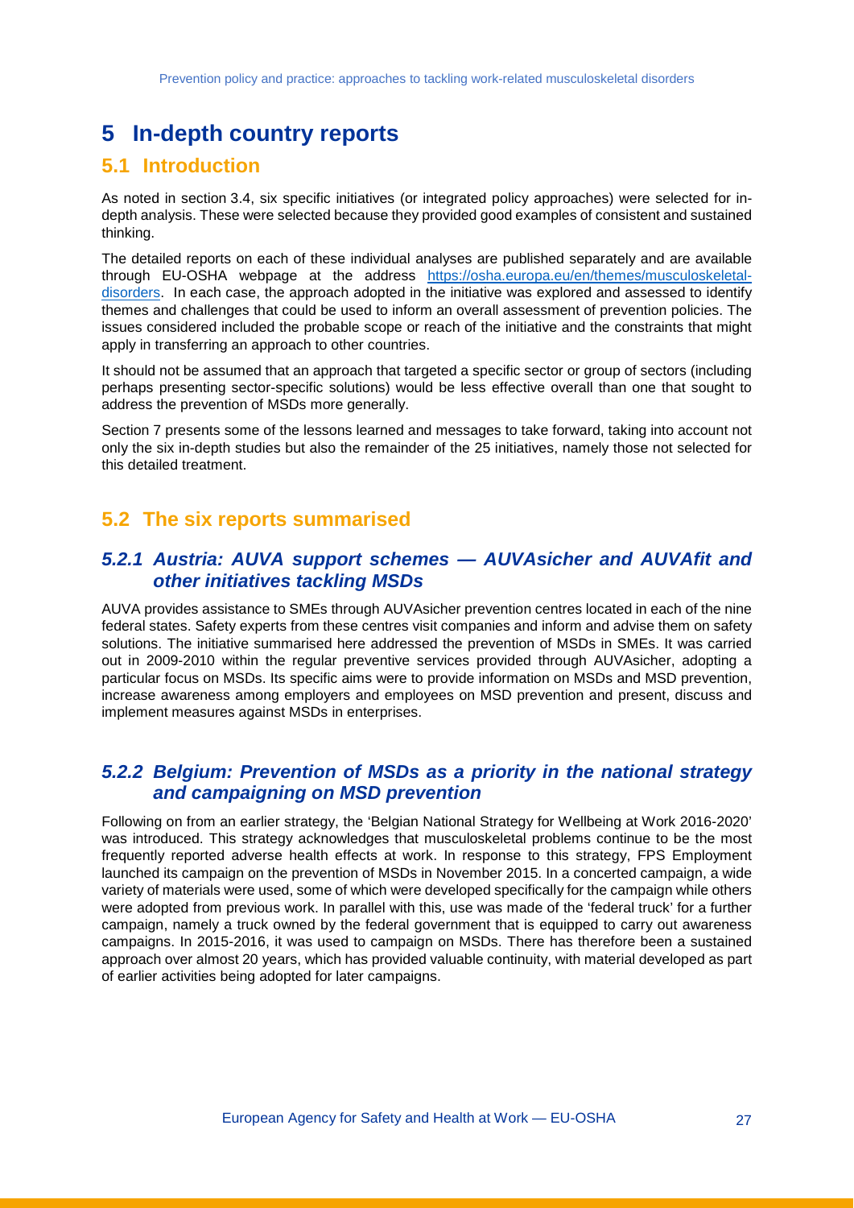# 5 In-depth country reports

## 5.1 Introduction

As noted in section 3.4, six specific initiatives (or integrated policy approaches) were selected for in-depth analysis. These were selected because they provided good examples of consistent and sustained thinking.

The detailed reports on each of these individual analyses are published separately and are available through EU-OSHA webpage at the address [https://osha.europa.eu/en/themes/musculoskeletal-disorders](https://osha.europa.eu/en/themes/musculoskeletal-disorders). In each case, the approach adopted in the initiative was explored and assessed to identify themes and challenges that could be used to inform an overall assessment of prevention policies. The issues considered included the probable scope or reach of the initiative and the constraints that might apply in transferring an approach to other countries.

It should not be assumed that an approach that targeted a specific sector or group of sectors (including perhaps presenting sector-specific solutions) would be less effective overall than one that sought to address the prevention of MSDs more generally.

Section 7 presents some of the lessons learned and messages to take forward, taking into account not only the six in-depth studies but also the remainder of the 25 initiatives, namely those not selected for this detailed treatment.

## 5.2 The six reports summarised

### 5.2.1 Austria: AUVA support schemes — AUVAsicher and AUVAfit and other initiatives tackling MSDs

AUVA provides assistance to SMEs through AUVAsicher prevention centres located in each of the nine federal states. Safety experts from these centres visit companies and inform and advise them on safety solutions. The initiative summarised here addressed the prevention of MSDs in SMEs. It was carried out in 2009-2010 within the regular preventive services provided through AUVAsicher, adopting a particular focus on MSDs. Its specific aims were to provide information on MSDs and MSD prevention, increase awareness among employers and employees on MSD prevention and present, discuss and implement measures against MSDs in enterprises.

### 5.2.2 Belgium: Prevention of MSDs as a priority in the national strategy and campaigning on MSD prevention

Following on from an earlier strategy, the 'Belgian National Strategy for Wellbeing at Work 2016-2020' was introduced. This strategy acknowledges that musculoskeletal problems continue to be the most frequently reported adverse health effects at work. In response to this strategy, FPS Employment launched its campaign on the prevention of MSDs in November 2015. In a concerted campaign, a wide variety of materials were used, some of which were developed specifically for the campaign while others were adopted from previous work. In parallel with this, use was made of the 'federal truck' for a further campaign, namely a truck owned by the federal government that is equipped to carry out awareness campaigns. In 2015-2016, it was used to campaign on MSDs. There has therefore been a sustained approach over almost 20 years, which has provided valuable continuity, with material developed as part of earlier activities being adopted for later campaigns.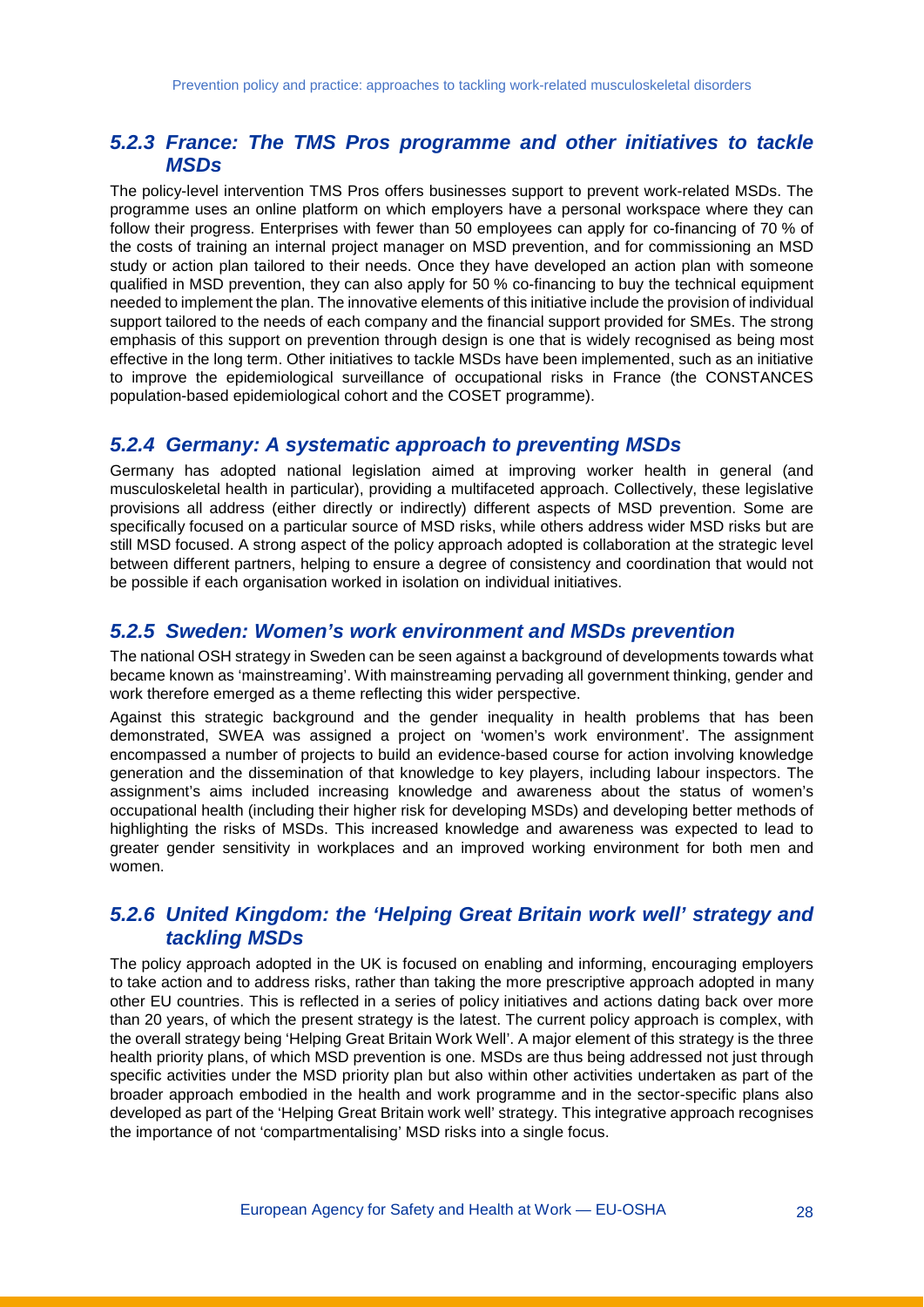### *5.2.3 France: The TMS Pros programme and other initiatives to tackle MSDs*

The policy-level intervention TMS Pros offers businesses support to prevent work-related MSDs. The programme uses an online platform on which employers have a personal workspace where they can follow their progress. Enterprises with fewer than 50 employees can apply for co-financing of 70 % of the costs of training an internal project manager on MSD prevention, and for commissioning an MSD study or action plan tailored to their needs. Once they have developed an action plan with someone qualified in MSD prevention, they can also apply for 50 % co-financing to buy the technical equipment needed to implement the plan. The innovative elements of this initiative include the provision of individual support tailored to the needs of each company and the financial support provided for SMEs. The strong emphasis of this support on prevention through design is one that is widely recognised as being most effective in the long term. Other initiatives to tackle MSDs have been implemented, such as an initiative to improve the epidemiological surveillance of occupational risks in France (the CONSTANCES population-based epidemiological cohort and the COSET programme).

### *5.2.4 Germany: A systematic approach to preventing MSDs*

Germany has adopted national legislation aimed at improving worker health in general (and musculoskeletal health in particular), providing a multifaceted approach. Collectively, these legislative provisions all address (either directly or indirectly) different aspects of MSD prevention. Some are specifically focused on a particular source of MSD risks, while others address wider MSD risks but are still MSD focused. A strong aspect of the policy approach adopted is collaboration at the strategic level between different partners, helping to ensure a degree of consistency and coordination that would not be possible if each organisation worked in isolation on individual initiatives.

### *5.2.5 Sweden: Women's work environment and MSDs prevention*

The national OSH strategy in Sweden can be seen against a background of developments towards what became known as 'mainstreaming'. With mainstreaming pervading all government thinking, gender and work therefore emerged as a theme reflecting this wider perspective.

Against this strategic background and the gender inequality in health problems that has been demonstrated, SWEA was assigned a project on 'women's work environment'. The assignment encompassed a number of projects to build an evidence-based course for action involving knowledge generation and the dissemination of that knowledge to key players, including labour inspectors. The assignment's aims included increasing knowledge and awareness about the status of women's occupational health (including their higher risk for developing MSDs) and developing better methods of highlighting the risks of MSDs. This increased knowledge and awareness was expected to lead to greater gender sensitivity in workplaces and an improved working environment for both men and women.

### *5.2.6 United Kingdom: the 'Helping Great Britain work well' strategy and tackling MSDs*

The policy approach adopted in the UK is focused on enabling and informing, encouraging employers to take action and to address risks, rather than taking the more prescriptive approach adopted in many other EU countries. This is reflected in a series of policy initiatives and actions dating back over more than 20 years, of which the present strategy is the latest. The current policy approach is complex, with the overall strategy being 'Helping Great Britain Work Well'. A major element of this strategy is the three health priority plans, of which MSD prevention is one. MSDs are thus being addressed not just through specific activities under the MSD priority plan but also within other activities undertaken as part of the broader approach embodied in the health and work programme and in the sector-specific plans also developed as part of the 'Helping Great Britain work well' strategy. This integrative approach recognises the importance of not 'compartmentalising' MSD risks into a single focus.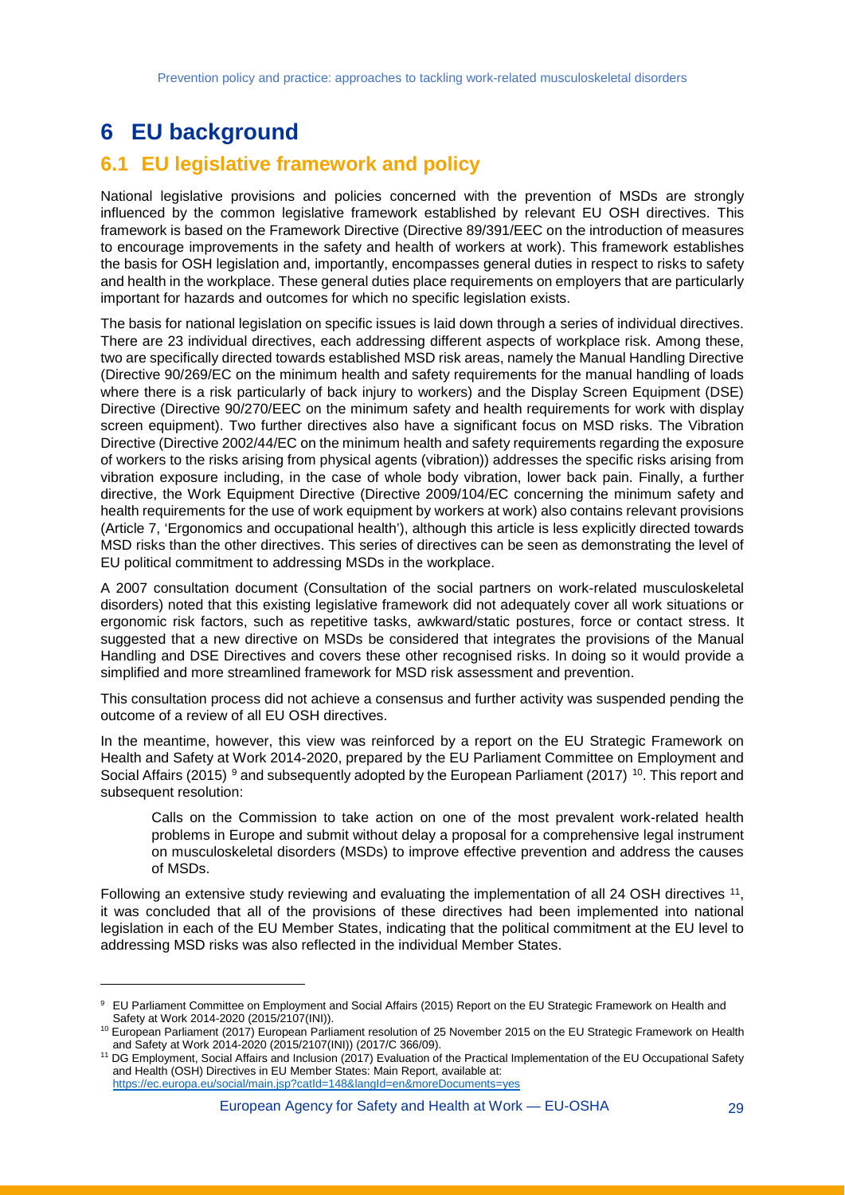# 6 EU background

## 6.1 EU legislative framework and policy

National legislative provisions and policies concerned with the prevention of MSDs are strongly influenced by the common legislative framework established by relevant EU OSH directives. This framework is based on the Framework Directive (Directive 89/391/EEC on the introduction of measures to encourage improvements in the safety and health of workers at work). This framework establishes the basis for OSH legislation and, importantly, encompasses general duties in respect to risks to safety and health in the workplace. These general duties place requirements on employers that are particularly important for hazards and outcomes for which no specific legislation exists.

The basis for national legislation on specific issues is laid down through a series of individual directives. There are 23 individual directives, each addressing different aspects of workplace risk. Among these, two are specifically directed towards established MSD risk areas, namely the Manual Handling Directive (Directive 90/269/EC on the minimum health and safety requirements for the manual handling of loads where there is a risk particularly of back injury to workers) and the Display Screen Equipment (DSE) Directive (Directive 90/270/EEC on the minimum safety and health requirements for work with display screen equipment). Two further directives also have a significant focus on MSD risks. The Vibration Directive (Directive 2002/44/EC on the minimum health and safety requirements regarding the exposure of workers to the risks arising from physical agents (vibration)) addresses the specific risks arising from vibration exposure including, in the case of whole body vibration, lower back pain. Finally, a further directive, the Work Equipment Directive (Directive 2009/104/EC concerning the minimum safety and health requirements for the use of work equipment by workers at work) also contains relevant provisions (Article 7, 'Ergonomics and occupational health'), although this article is less explicitly directed towards MSD risks than the other directives. This series of directives can be seen as demonstrating the level of EU political commitment to addressing MSDs in the workplace.

A 2007 consultation document (Consultation of the social partners on work-related musculoskeletal disorders) noted that this existing legislative framework did not adequately cover all work situations or ergonomic risk factors, such as repetitive tasks, awkward/static postures, force or contact stress. It suggested that a new directive on MSDs be considered that integrates the provisions of the Manual Handling and DSE Directives and covers these other recognised risks. In doing so it would provide a simplified and more streamlined framework for MSD risk assessment and prevention.

This consultation process did not achieve a consensus and further activity was suspended pending the outcome of a review of all EU OSH directives.

In the meantime, however, this view was reinforced by a report on the EU Strategic Framework on Health and Safety at Work 2014-2020, prepared by the EU Parliament Committee on Employment and Social Affairs (2015) [9] and subsequently adopted by the European Parliament (2017) [10]. This report and subsequent resolution:

> Calls on the Commission to take action on one of the most prevalent work-related health problems in Europe and submit without delay a proposal for a comprehensive legal instrument on musculoskeletal disorders (MSDs) to improve effective prevention and address the causes of MSDs.

Following an extensive study reviewing and evaluating the implementation of all 24 OSH directives [11], it was concluded that all of the provisions of these directives had been implemented into national legislation in each of the EU Member States, indicating that the political commitment at the EU level to addressing MSD risks was also reflected in the individual Member States.

---

[9] EU Parliament Committee on Employment and Social Affairs (2015) Report on the EU Strategic Framework on Health and Safety at Work 2014-2020 (2015/2107(INI)).

[10] European Parliament (2017) European Parliament resolution of 25 November 2015 on the EU Strategic Framework on Health and Safety at Work 2014-2020 (2015/2107(INI)) (2017/C 366/09).

[11] DG Employment, Social Affairs and Inclusion (2017) Evaluation of the Practical Implementation of the EU Occupational Safety and Health (OSH) Directives in EU Member States: Main Report, available at: https://ec.europa.eu/social/main.jsp?catId=148&langId=en&moreDocuments=yes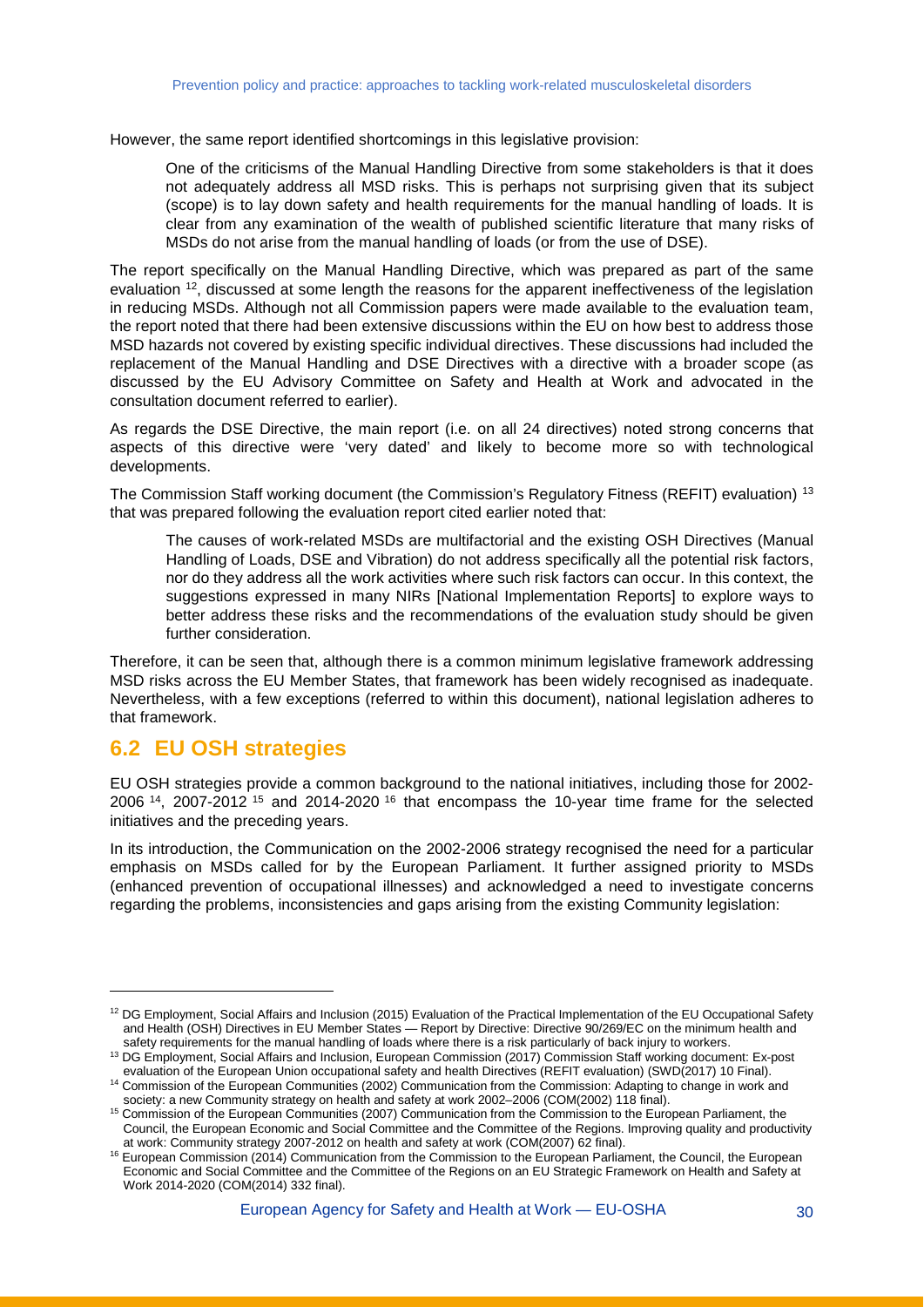However, the same report identified shortcomings in this legislative provision:

> One of the criticisms of the Manual Handling Directive from some stakeholders is that it does not adequately address all MSD risks. This is perhaps not surprising given that its subject (scope) is to lay down safety and health requirements for the manual handling of loads. It is clear from any examination of the wealth of published scientific literature that many risks of MSDs do not arise from the manual handling of loads (or from the use of DSE).

The report specifically on the Manual Handling Directive, which was prepared as part of the same evaluation [12], discussed at some length the reasons for the apparent ineffectiveness of the legislation in reducing MSDs. Although not all Commission papers were made available to the evaluation team, the report noted that there had been extensive discussions within the EU on how best to address those MSD hazards not covered by existing specific individual directives. These discussions had included the replacement of the Manual Handling and DSE Directives with a directive with a broader scope (as discussed by the EU Advisory Committee on Safety and Health at Work and advocated in the consultation document referred to earlier).

As regards the DSE Directive, the main report (i.e. on all 24 directives) noted strong concerns that aspects of this directive were 'very dated' and likely to become more so with technological developments.

The Commission Staff working document (the Commission's Regulatory Fitness (REFIT) evaluation) [13] that was prepared following the evaluation report cited earlier noted that:

> The causes of work-related MSDs are multifactorial and the existing OSH Directives (Manual Handling of Loads, DSE and Vibration) do not address specifically all the potential risk factors, nor do they address all the work activities where such risk factors can occur. In this context, the suggestions expressed in many NIRs [National Implementation Reports] to explore ways to better address these risks and the recommendations of the evaluation study should be given further consideration.

Therefore, it can be seen that, although there is a common minimum legislative framework addressing MSD risks across the EU Member States, that framework has been widely recognised as inadequate. Nevertheless, with a few exceptions (referred to within this document), national legislation adheres to that framework.

## 6.2 EU OSH strategies

EU OSH strategies provide a common background to the national initiatives, including those for 2002-2006 [14], 2007-2012 [15] and 2014-2020 [16] that encompass the 10-year time frame for the selected initiatives and the preceding years.

In its introduction, the Communication on the 2002-2006 strategy recognised the need for a particular emphasis on MSDs called for by the European Parliament. It further assigned priority to MSDs (enhanced prevention of occupational illnesses) and acknowledged a need to investigate concerns regarding the problems, inconsistencies and gaps arising from the existing Community legislation:

---

[12] DG Employment, Social Affairs and Inclusion (2015) Evaluation of the Practical Implementation of the EU Occupational Safety and Health (OSH) Directives in EU Member States — Report by Directive: Directive 90/269/EC on the minimum health and safety requirements for the manual handling of loads where there is a risk particularly of back injury to workers.

[13] DG Employment, Social Affairs and Inclusion, European Commission (2017) Commission Staff working document: Ex-post evaluation of the European Union occupational safety and health Directives (REFIT evaluation) (SWD(2017) 10 Final).

[14] Commission of the European Communities (2002) Communication from the Commission: Adapting to change in work and society: a new Community strategy on health and safety at work 2002–2006 (COM(2002) 118 final).

[15] Commission of the European Communities (2007) Communication from the Commission to the European Parliament, the Council, the European Economic and Social Committee and the Committee of the Regions. Improving quality and productivity at work: Community strategy 2007-2012 on health and safety at work (COM(2007) 62 final).

[16] European Commission (2014) Communication from the Commission to the European Parliament, the Council, the European Economic and Social Committee and the Committee of the Regions on an EU Strategic Framework on Health and Safety at Work 2014-2020 (COM(2014) 332 final).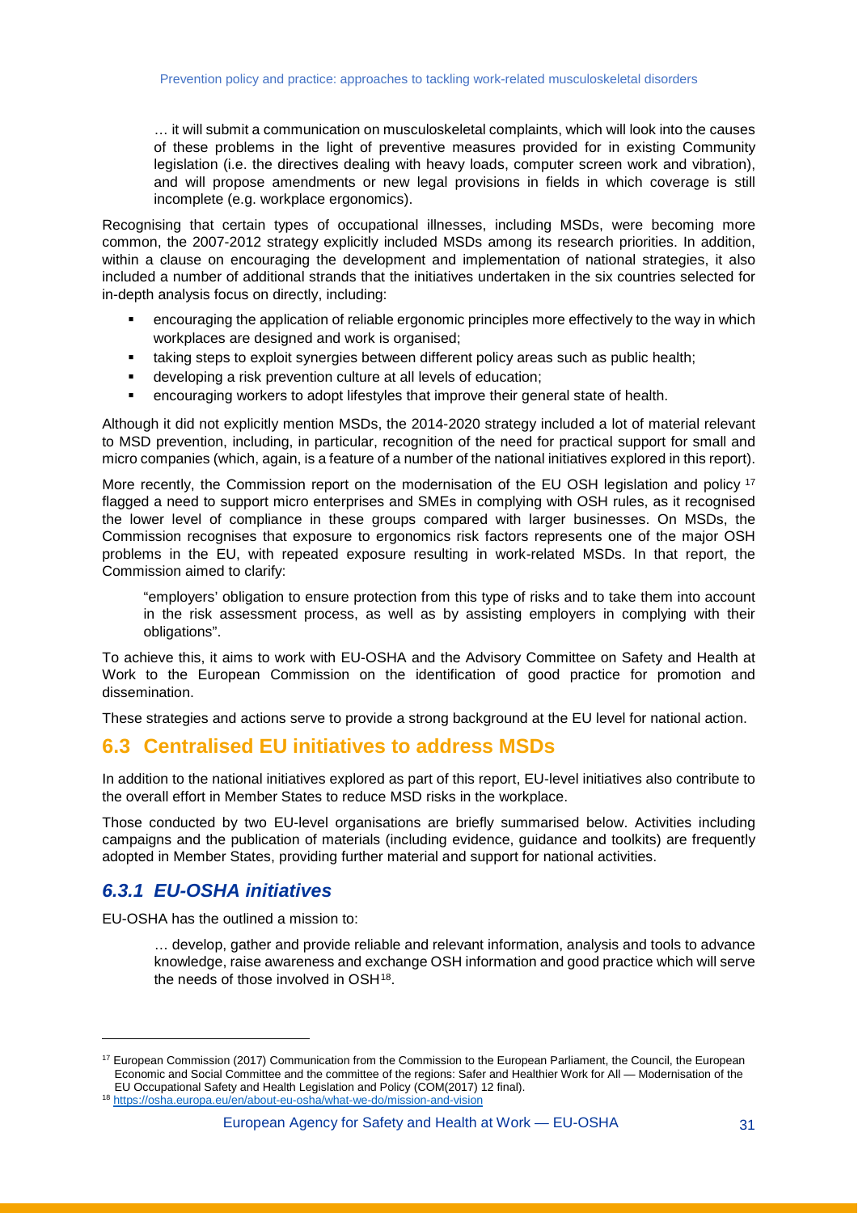> … it will submit a communication on musculoskeletal complaints, which will look into the causes of these problems in the light of preventive measures provided for in existing Community legislation (i.e. the directives dealing with heavy loads, computer screen work and vibration), and will propose amendments or new legal provisions in fields in which coverage is still incomplete (e.g. workplace ergonomics).

Recognising that certain types of occupational illnesses, including MSDs, were becoming more common, the 2007-2012 strategy explicitly included MSDs among its research priorities. In addition, within a clause on encouraging the development and implementation of national strategies, it also included a number of additional strands that the initiatives undertaken in the six countries selected for in-depth analysis focus on directly, including:

- encouraging the application of reliable ergonomic principles more effectively to the way in which workplaces are designed and work is organised;
- taking steps to exploit synergies between different policy areas such as public health;
- developing a risk prevention culture at all levels of education;
- encouraging workers to adopt lifestyles that improve their general state of health.

Although it did not explicitly mention MSDs, the 2014-2020 strategy included a lot of material relevant to MSD prevention, including, in particular, recognition of the need for practical support for small and micro companies (which, again, is a feature of a number of the national initiatives explored in this report).

More recently, the Commission report on the modernisation of the EU OSH legislation and policy [17] flagged a need to support micro enterprises and SMEs in complying with OSH rules, as it recognised the lower level of compliance in these groups compared with larger businesses. On MSDs, the Commission recognises that exposure to ergonomics risk factors represents one of the major OSH problems in the EU, with repeated exposure resulting in work-related MSDs. In that report, the Commission aimed to clarify:

> "employers' obligation to ensure protection from this type of risks and to take them into account in the risk assessment process, as well as by assisting employers in complying with their obligations".

To achieve this, it aims to work with EU-OSHA and the Advisory Committee on Safety and Health at Work to the European Commission on the identification of good practice for promotion and dissemination.

These strategies and actions serve to provide a strong background at the EU level for national action.

## 6.3 Centralised EU initiatives to address MSDs

In addition to the national initiatives explored as part of this report, EU-level initiatives also contribute to the overall effort in Member States to reduce MSD risks in the workplace.

Those conducted by two EU-level organisations are briefly summarised below. Activities including campaigns and the publication of materials (including evidence, guidance and toolkits) are frequently adopted in Member States, providing further material and support for national activities.

### *6.3.1 EU-OSHA initiatives*

EU-OSHA has the outlined a mission to:

> … develop, gather and provide reliable and relevant information, analysis and tools to advance knowledge, raise awareness and exchange OSH information and good practice which will serve the needs of those involved in OSH[18].

---

[17] European Commission (2017) Communication from the Commission to the European Parliament, the Council, the European Economic and Social Committee and the committee of the regions: Safer and Healthier Work for All — Modernisation of the EU Occupational Safety and Health Legislation and Policy (COM(2017) 12 final).

[18] https://osha.europa.eu/en/about-eu-osha/what-we-do/mission-and-vision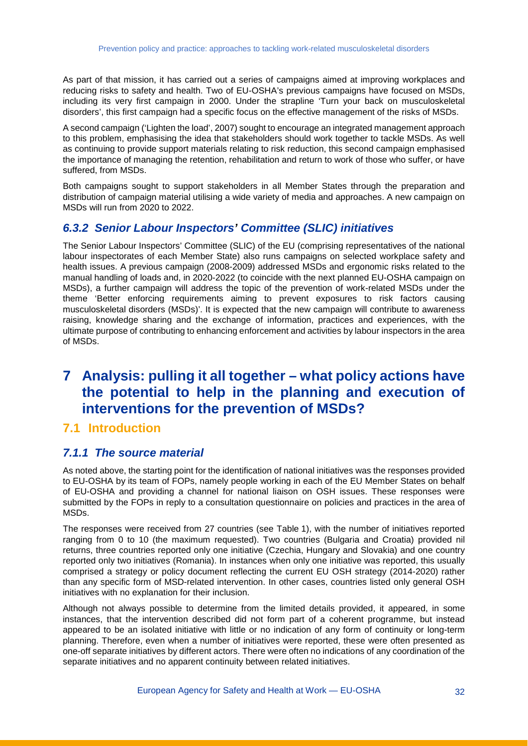As part of that mission, it has carried out a series of campaigns aimed at improving workplaces and reducing risks to safety and health. Two of EU-OSHA's previous campaigns have focused on MSDs, including its very first campaign in 2000. Under the strapline 'Turn your back on musculoskeletal disorders', this first campaign had a specific focus on the effective management of the risks of MSDs.

A second campaign ('Lighten the load', 2007) sought to encourage an integrated management approach to this problem, emphasising the idea that stakeholders should work together to tackle MSDs. As well as continuing to provide support materials relating to risk reduction, this second campaign emphasised the importance of managing the retention, rehabilitation and return to work of those who suffer, or have suffered, from MSDs.

Both campaigns sought to support stakeholders in all Member States through the preparation and distribution of campaign material utilising a wide variety of media and approaches. A new campaign on MSDs will run from 2020 to 2022.

### *6.3.2 Senior Labour Inspectors' Committee (SLIC) initiatives*

The Senior Labour Inspectors' Committee (SLIC) of the EU (comprising representatives of the national labour inspectorates of each Member State) also runs campaigns on selected workplace safety and health issues. A previous campaign (2008-2009) addressed MSDs and ergonomic risks related to the manual handling of loads and, in 2020-2022 (to coincide with the next planned EU-OSHA campaign on MSDs), a further campaign will address the topic of the prevention of work-related MSDs under the theme 'Better enforcing requirements aiming to prevent exposures to risk factors causing musculoskeletal disorders (MSDs)'. It is expected that the new campaign will contribute to awareness raising, knowledge sharing and the exchange of information, practices and experiences, with the ultimate purpose of contributing to enhancing enforcement and activities by labour inspectors in the area of MSDs.

# 7 Analysis: pulling it all together – what policy actions have the potential to help in the planning and execution of interventions for the prevention of MSDs?

## 7.1 Introduction

### *7.1.1 The source material*

As noted above, the starting point for the identification of national initiatives was the responses provided to EU-OSHA by its team of FOPs, namely people working in each of the EU Member States on behalf of EU-OSHA and providing a channel for national liaison on OSH issues. These responses were submitted by the FOPs in reply to a consultation questionnaire on policies and practices in the area of MSDs.

The responses were received from 27 countries (see Table 1), with the number of initiatives reported ranging from 0 to 10 (the maximum requested). Two countries (Bulgaria and Croatia) provided nil returns, three countries reported only one initiative (Czechia, Hungary and Slovakia) and one country reported only two initiatives (Romania). In instances when only one initiative was reported, this usually comprised a strategy or policy document reflecting the current EU OSH strategy (2014-2020) rather than any specific form of MSD-related intervention. In other cases, countries listed only general OSH initiatives with no explanation for their inclusion.

Although not always possible to determine from the limited details provided, it appeared, in some instances, that the intervention described did not form part of a coherent programme, but instead appeared to be an isolated initiative with little or no indication of any form of continuity or long-term planning. Therefore, even when a number of initiatives were reported, these were often presented as one-off separate initiatives by different actors. There were often no indications of any coordination of the separate initiatives and no apparent continuity between related initiatives.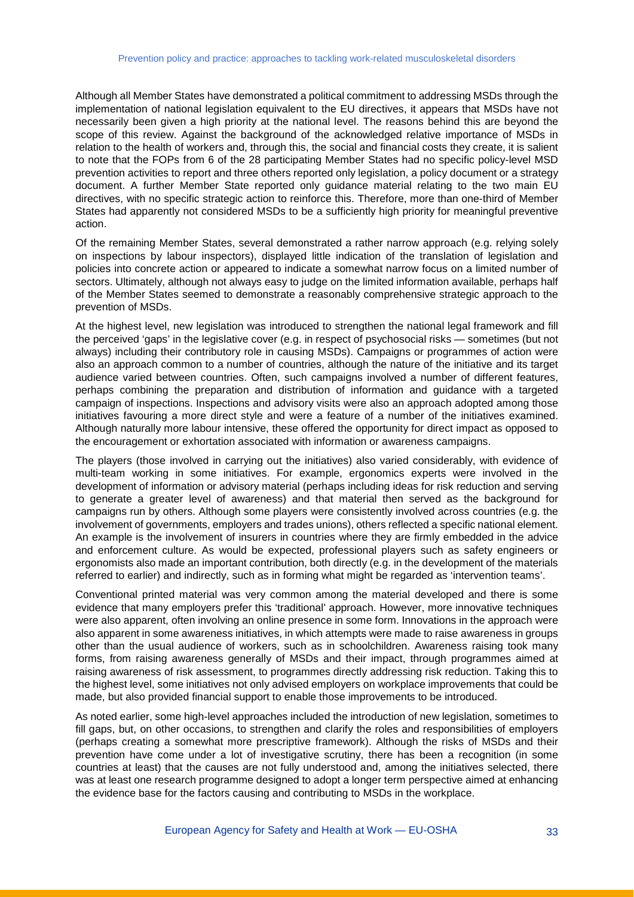Although all Member States have demonstrated a political commitment to addressing MSDs through the implementation of national legislation equivalent to the EU directives, it appears that MSDs have not necessarily been given a high priority at the national level. The reasons behind this are beyond the scope of this review. Against the background of the acknowledged relative importance of MSDs in relation to the health of workers and, through this, the social and financial costs they create, it is salient to note that the FOPs from 6 of the 28 participating Member States had no specific policy-level MSD prevention activities to report and three others reported only legislation, a policy document or a strategy document. A further Member State reported only guidance material relating to the two main EU directives, with no specific strategic action to reinforce this. Therefore, more than one-third of Member States had apparently not considered MSDs to be a sufficiently high priority for meaningful preventive action.

Of the remaining Member States, several demonstrated a rather narrow approach (e.g. relying solely on inspections by labour inspectors), displayed little indication of the translation of legislation and policies into concrete action or appeared to indicate a somewhat narrow focus on a limited number of sectors. Ultimately, although not always easy to judge on the limited information available, perhaps half of the Member States seemed to demonstrate a reasonably comprehensive strategic approach to the prevention of MSDs.

At the highest level, new legislation was introduced to strengthen the national legal framework and fill the perceived 'gaps' in the legislative cover (e.g. in respect of psychosocial risks — sometimes (but not always) including their contributory role in causing MSDs). Campaigns or programmes of action were also an approach common to a number of countries, although the nature of the initiative and its target audience varied between countries. Often, such campaigns involved a number of different features, perhaps combining the preparation and distribution of information and guidance with a targeted campaign of inspections. Inspections and advisory visits were also an approach adopted among those initiatives favouring a more direct style and were a feature of a number of the initiatives examined. Although naturally more labour intensive, these offered the opportunity for direct impact as opposed to the encouragement or exhortation associated with information or awareness campaigns.

The players (those involved in carrying out the initiatives) also varied considerably, with evidence of multi-team working in some initiatives. For example, ergonomics experts were involved in the development of information or advisory material (perhaps including ideas for risk reduction and serving to generate a greater level of awareness) and that material then served as the background for campaigns run by others. Although some players were consistently involved across countries (e.g. the involvement of governments, employers and trades unions), others reflected a specific national element. An example is the involvement of insurers in countries where they are firmly embedded in the advice and enforcement culture. As would be expected, professional players such as safety engineers or ergonomists also made an important contribution, both directly (e.g. in the development of the materials referred to earlier) and indirectly, such as in forming what might be regarded as 'intervention teams'.

Conventional printed material was very common among the material developed and there is some evidence that many employers prefer this 'traditional' approach. However, more innovative techniques were also apparent, often involving an online presence in some form. Innovations in the approach were also apparent in some awareness initiatives, in which attempts were made to raise awareness in groups other than the usual audience of workers, such as in schoolchildren. Awareness raising took many forms, from raising awareness generally of MSDs and their impact, through programmes aimed at raising awareness of risk assessment, to programmes directly addressing risk reduction. Taking this to the highest level, some initiatives not only advised employers on workplace improvements that could be made, but also provided financial support to enable those improvements to be introduced.

As noted earlier, some high-level approaches included the introduction of new legislation, sometimes to fill gaps, but, on other occasions, to strengthen and clarify the roles and responsibilities of employers (perhaps creating a somewhat more prescriptive framework). Although the risks of MSDs and their prevention have come under a lot of investigative scrutiny, there has been a recognition (in some countries at least) that the causes are not fully understood and, among the initiatives selected, there was at least one research programme designed to adopt a longer term perspective aimed at enhancing the evidence base for the factors causing and contributing to MSDs in the workplace.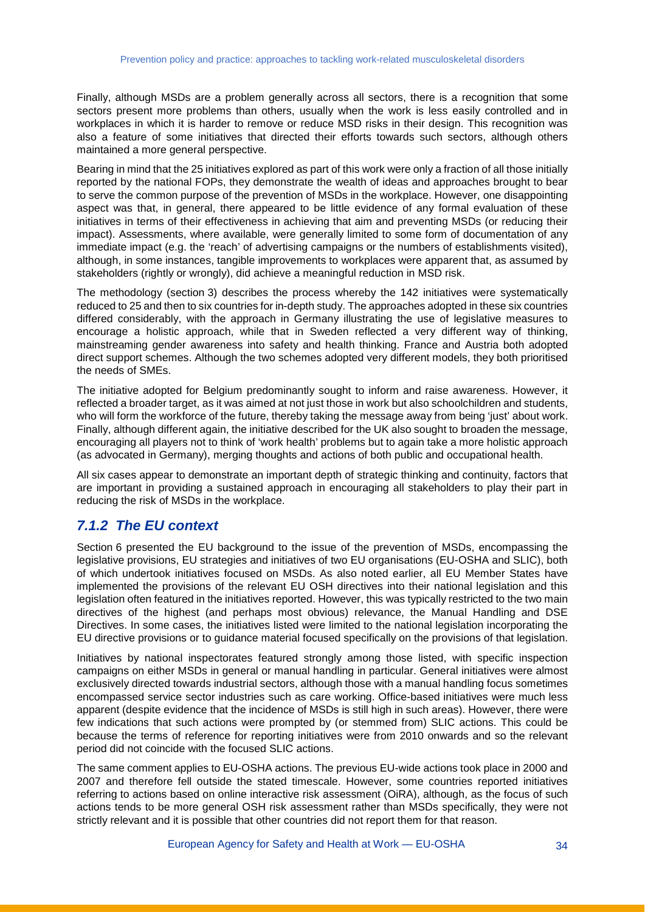Finally, although MSDs are a problem generally across all sectors, there is a recognition that some sectors present more problems than others, usually when the work is less easily controlled and in workplaces in which it is harder to remove or reduce MSD risks in their design. This recognition was also a feature of some initiatives that directed their efforts towards such sectors, although others maintained a more general perspective.

Bearing in mind that the 25 initiatives explored as part of this work were only a fraction of all those initially reported by the national FOPs, they demonstrate the wealth of ideas and approaches brought to bear to serve the common purpose of the prevention of MSDs in the workplace. However, one disappointing aspect was that, in general, there appeared to be little evidence of any formal evaluation of these initiatives in terms of their effectiveness in achieving that aim and preventing MSDs (or reducing their impact). Assessments, where available, were generally limited to some form of documentation of any immediate impact (e.g. the 'reach' of advertising campaigns or the numbers of establishments visited), although, in some instances, tangible improvements to workplaces were apparent that, as assumed by stakeholders (rightly or wrongly), did achieve a meaningful reduction in MSD risk.

The methodology (section 3) describes the process whereby the 142 initiatives were systematically reduced to 25 and then to six countries for in-depth study. The approaches adopted in these six countries differed considerably, with the approach in Germany illustrating the use of legislative measures to encourage a holistic approach, while that in Sweden reflected a very different way of thinking, mainstreaming gender awareness into safety and health thinking. France and Austria both adopted direct support schemes. Although the two schemes adopted very different models, they both prioritised the needs of SMEs.

The initiative adopted for Belgium predominantly sought to inform and raise awareness. However, it reflected a broader target, as it was aimed at not just those in work but also schoolchildren and students, who will form the workforce of the future, thereby taking the message away from being 'just' about work. Finally, although different again, the initiative described for the UK also sought to broaden the message, encouraging all players not to think of 'work health' problems but to again take a more holistic approach (as advocated in Germany), merging thoughts and actions of both public and occupational health.

All six cases appear to demonstrate an important depth of strategic thinking and continuity, factors that are important in providing a sustained approach in encouraging all stakeholders to play their part in reducing the risk of MSDs in the workplace.

### *7.1.2 The EU context*

Section 6 presented the EU background to the issue of the prevention of MSDs, encompassing the legislative provisions, EU strategies and initiatives of two EU organisations (EU-OSHA and SLIC), both of which undertook initiatives focused on MSDs. As also noted earlier, all EU Member States have implemented the provisions of the relevant EU OSH directives into their national legislation and this legislation often featured in the initiatives reported. However, this was typically restricted to the two main directives of the highest (and perhaps most obvious) relevance, the Manual Handling and DSE Directives. In some cases, the initiatives listed were limited to the national legislation incorporating the EU directive provisions or to guidance material focused specifically on the provisions of that legislation.

Initiatives by national inspectorates featured strongly among those listed, with specific inspection campaigns on either MSDs in general or manual handling in particular. General initiatives were almost exclusively directed towards industrial sectors, although those with a manual handling focus sometimes encompassed service sector industries such as care working. Office-based initiatives were much less apparent (despite evidence that the incidence of MSDs is still high in such areas). However, there were few indications that such actions were prompted by (or stemmed from) SLIC actions. This could be because the terms of reference for reporting initiatives were from 2010 onwards and so the relevant period did not coincide with the focused SLIC actions.

The same comment applies to EU-OSHA actions. The previous EU-wide actions took place in 2000 and 2007 and therefore fell outside the stated timescale. However, some countries reported initiatives referring to actions based on online interactive risk assessment (OiRA), although, as the focus of such actions tends to be more general OSH risk assessment rather than MSDs specifically, they were not strictly relevant and it is possible that other countries did not report them for that reason.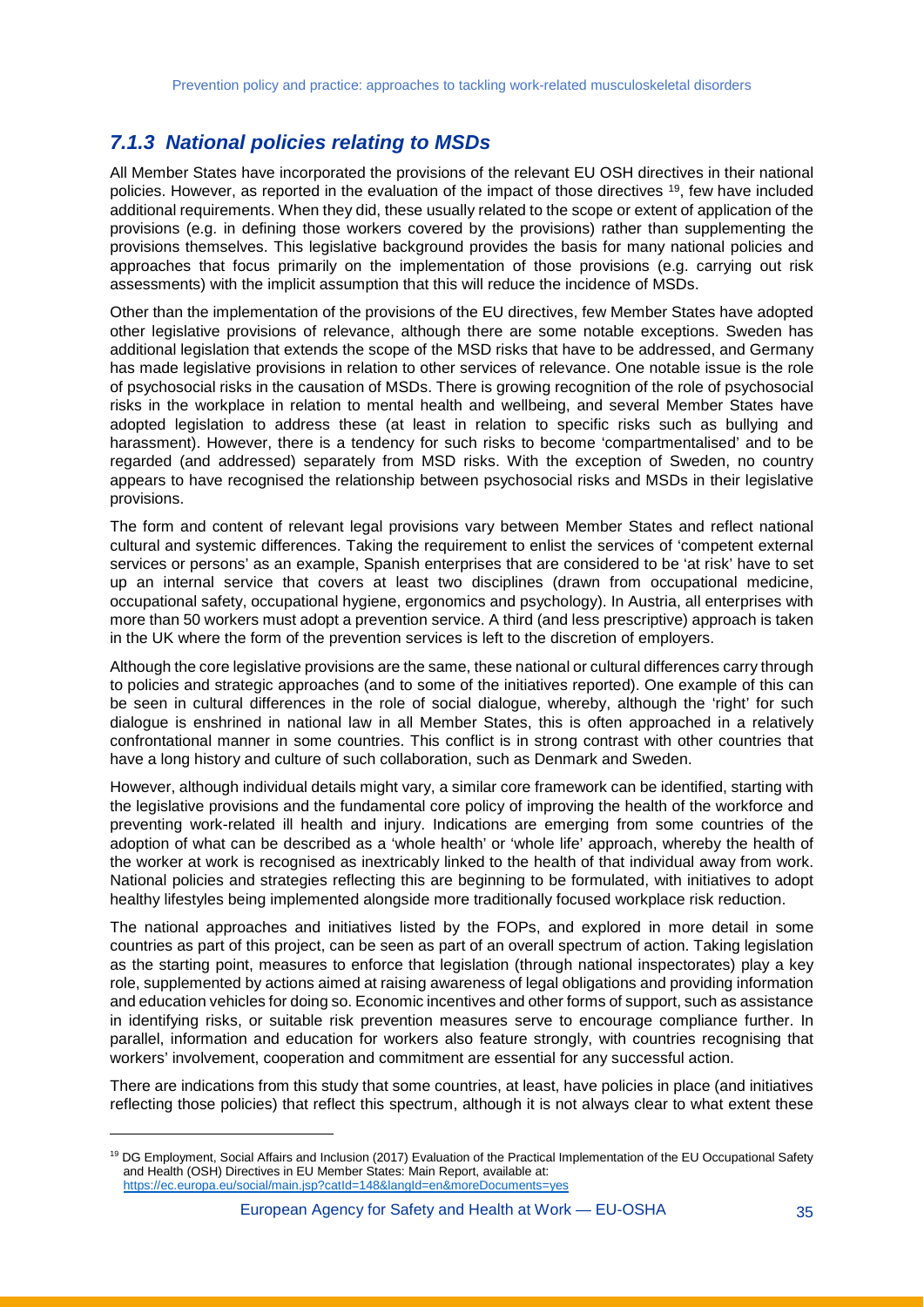### *7.1.3 National policies relating to MSDs*

All Member States have incorporated the provisions of the relevant EU OSH directives in their national policies. However, as reported in the evaluation of the impact of those directives [19], few have included additional requirements. When they did, these usually related to the scope or extent of application of the provisions (e.g. in defining those workers covered by the provisions) rather than supplementing the provisions themselves. This legislative background provides the basis for many national policies and approaches that focus primarily on the implementation of those provisions (e.g. carrying out risk assessments) with the implicit assumption that this will reduce the incidence of MSDs.

Other than the implementation of the provisions of the EU directives, few Member States have adopted other legislative provisions of relevance, although there are some notable exceptions. Sweden has additional legislation that extends the scope of the MSD risks that have to be addressed, and Germany has made legislative provisions in relation to other services of relevance. One notable issue is the role of psychosocial risks in the causation of MSDs. There is growing recognition of the role of psychosocial risks in the workplace in relation to mental health and wellbeing, and several Member States have adopted legislation to address these (at least in relation to specific risks such as bullying and harassment). However, there is a tendency for such risks to become 'compartmentalised' and to be regarded (and addressed) separately from MSD risks. With the exception of Sweden, no country appears to have recognised the relationship between psychosocial risks and MSDs in their legislative provisions.

The form and content of relevant legal provisions vary between Member States and reflect national cultural and systemic differences. Taking the requirement to enlist the services of 'competent external services or persons' as an example, Spanish enterprises that are considered to be 'at risk' have to set up an internal service that covers at least two disciplines (drawn from occupational medicine, occupational safety, occupational hygiene, ergonomics and psychology). In Austria, all enterprises with more than 50 workers must adopt a prevention service. A third (and less prescriptive) approach is taken in the UK where the form of the prevention services is left to the discretion of employers.

Although the core legislative provisions are the same, these national or cultural differences carry through to policies and strategic approaches (and to some of the initiatives reported). One example of this can be seen in cultural differences in the role of social dialogue, whereby, although the 'right' for such dialogue is enshrined in national law in all Member States, this is often approached in a relatively confrontational manner in some countries. This conflict is in strong contrast with other countries that have a long history and culture of such collaboration, such as Denmark and Sweden.

However, although individual details might vary, a similar core framework can be identified, starting with the legislative provisions and the fundamental core policy of improving the health of the workforce and preventing work-related ill health and injury. Indications are emerging from some countries of the adoption of what can be described as a 'whole health' or 'whole life' approach, whereby the health of the worker at work is recognised as inextricably linked to the health of that individual away from work. National policies and strategies reflecting this are beginning to be formulated, with initiatives to adopt healthy lifestyles being implemented alongside more traditionally focused workplace risk reduction.

The national approaches and initiatives listed by the FOPs, and explored in more detail in some countries as part of this project, can be seen as part of an overall spectrum of action. Taking legislation as the starting point, measures to enforce that legislation (through national inspectorates) play a key role, supplemented by actions aimed at raising awareness of legal obligations and providing information and education vehicles for doing so. Economic incentives and other forms of support, such as assistance in identifying risks, or suitable risk prevention measures serve to encourage compliance further. In parallel, information and education for workers also feature strongly, with countries recognising that workers' involvement, cooperation and commitment are essential for any successful action.

There are indications from this study that some countries, at least, have policies in place (and initiatives reflecting those policies) that reflect this spectrum, although it is not always clear to what extent these

[19] DG Employment, Social Affairs and Inclusion (2017) Evaluation of the Practical Implementation of the EU Occupational Safety and Health (OSH) Directives in EU Member States: Main Report, available at: https://ec.europa.eu/social/main.jsp?catId=148&langId=en&moreDocuments=yes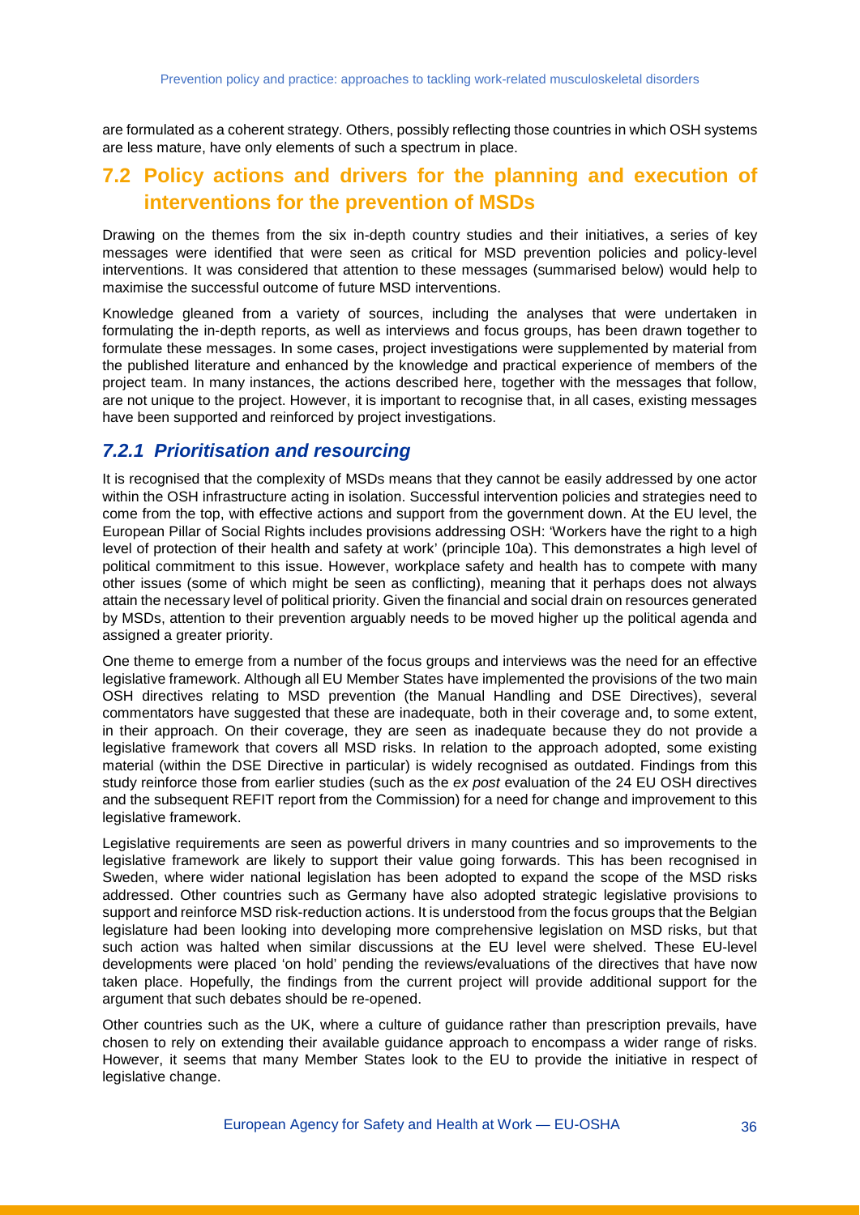are formulated as a coherent strategy. Others, possibly reflecting those countries in which OSH systems are less mature, have only elements of such a spectrum in place.

## 7.2 Policy actions and drivers for the planning and execution of interventions for the prevention of MSDs

Drawing on the themes from the six in-depth country studies and their initiatives, a series of key messages were identified that were seen as critical for MSD prevention policies and policy-level interventions. It was considered that attention to these messages (summarised below) would help to maximise the successful outcome of future MSD interventions.

Knowledge gleaned from a variety of sources, including the analyses that were undertaken in formulating the in-depth reports, as well as interviews and focus groups, has been drawn together to formulate these messages. In some cases, project investigations were supplemented by material from the published literature and enhanced by the knowledge and practical experience of members of the project team. In many instances, the actions described here, together with the messages that follow, are not unique to the project. However, it is important to recognise that, in all cases, existing messages have been supported and reinforced by project investigations.

### *7.2.1 Prioritisation and resourcing*

It is recognised that the complexity of MSDs means that they cannot be easily addressed by one actor within the OSH infrastructure acting in isolation. Successful intervention policies and strategies need to come from the top, with effective actions and support from the government down. At the EU level, the European Pillar of Social Rights includes provisions addressing OSH: 'Workers have the right to a high level of protection of their health and safety at work' (principle 10a). This demonstrates a high level of political commitment to this issue. However, workplace safety and health has to compete with many other issues (some of which might be seen as conflicting), meaning that it perhaps does not always attain the necessary level of political priority. Given the financial and social drain on resources generated by MSDs, attention to their prevention arguably needs to be moved higher up the political agenda and assigned a greater priority.

One theme to emerge from a number of the focus groups and interviews was the need for an effective legislative framework. Although all EU Member States have implemented the provisions of the two main OSH directives relating to MSD prevention (the Manual Handling and DSE Directives), several commentators have suggested that these are inadequate, both in their coverage and, to some extent, in their approach. On their coverage, they are seen as inadequate because they do not provide a legislative framework that covers all MSD risks. In relation to the approach adopted, some existing material (within the DSE Directive in particular) is widely recognised as outdated. Findings from this study reinforce those from earlier studies (such as the *ex post* evaluation of the 24 EU OSH directives and the subsequent REFIT report from the Commission) for a need for change and improvement to this legislative framework.

Legislative requirements are seen as powerful drivers in many countries and so improvements to the legislative framework are likely to support their value going forwards. This has been recognised in Sweden, where wider national legislation has been adopted to expand the scope of the MSD risks addressed. Other countries such as Germany have also adopted strategic legislative provisions to support and reinforce MSD risk-reduction actions. It is understood from the focus groups that the Belgian legislature had been looking into developing more comprehensive legislation on MSD risks, but that such action was halted when similar discussions at the EU level were shelved. These EU-level developments were placed 'on hold' pending the reviews/evaluations of the directives that have now taken place. Hopefully, the findings from the current project will provide additional support for the argument that such debates should be re-opened.

Other countries such as the UK, where a culture of guidance rather than prescription prevails, have chosen to rely on extending their available guidance approach to encompass a wider range of risks. However, it seems that many Member States look to the EU to provide the initiative in respect of legislative change.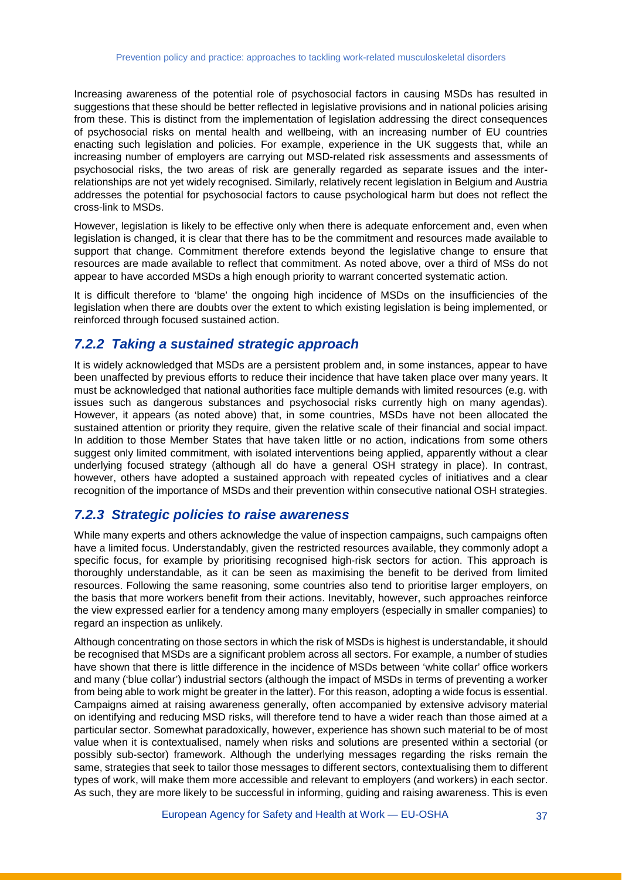Increasing awareness of the potential role of psychosocial factors in causing MSDs has resulted in suggestions that these should be better reflected in legislative provisions and in national policies arising from these. This is distinct from the implementation of legislation addressing the direct consequences of psychosocial risks on mental health and wellbeing, with an increasing number of EU countries enacting such legislation and policies. For example, experience in the UK suggests that, while an increasing number of employers are carrying out MSD-related risk assessments and assessments of psychosocial risks, the two areas of risk are generally regarded as separate issues and the inter-relationships are not yet widely recognised. Similarly, relatively recent legislation in Belgium and Austria addresses the potential for psychosocial factors to cause psychological harm but does not reflect the cross-link to MSDs.

However, legislation is likely to be effective only when there is adequate enforcement and, even when legislation is changed, it is clear that there has to be the commitment and resources made available to support that change. Commitment therefore extends beyond the legislative change to ensure that resources are made available to reflect that commitment. As noted above, over a third of MSs do not appear to have accorded MSDs a high enough priority to warrant concerted systematic action.

It is difficult therefore to 'blame' the ongoing high incidence of MSDs on the insufficiencies of the legislation when there are doubts over the extent to which existing legislation is being implemented, or reinforced through focused sustained action.

### *7.2.2 Taking a sustained strategic approach*

It is widely acknowledged that MSDs are a persistent problem and, in some instances, appear to have been unaffected by previous efforts to reduce their incidence that have taken place over many years. It must be acknowledged that national authorities face multiple demands with limited resources (e.g. with issues such as dangerous substances and psychosocial risks currently high on many agendas). However, it appears (as noted above) that, in some countries, MSDs have not been allocated the sustained attention or priority they require, given the relative scale of their financial and social impact. In addition to those Member States that have taken little or no action, indications from some others suggest only limited commitment, with isolated interventions being applied, apparently without a clear underlying focused strategy (although all do have a general OSH strategy in place). In contrast, however, others have adopted a sustained approach with repeated cycles of initiatives and a clear recognition of the importance of MSDs and their prevention within consecutive national OSH strategies.

### *7.2.3 Strategic policies to raise awareness*

While many experts and others acknowledge the value of inspection campaigns, such campaigns often have a limited focus. Understandably, given the restricted resources available, they commonly adopt a specific focus, for example by prioritising recognised high-risk sectors for action. This approach is thoroughly understandable, as it can be seen as maximising the benefit to be derived from limited resources. Following the same reasoning, some countries also tend to prioritise larger employers, on the basis that more workers benefit from their actions. Inevitably, however, such approaches reinforce the view expressed earlier for a tendency among many employers (especially in smaller companies) to regard an inspection as unlikely.

Although concentrating on those sectors in which the risk of MSDs is highest is understandable, it should be recognised that MSDs are a significant problem across all sectors. For example, a number of studies have shown that there is little difference in the incidence of MSDs between 'white collar' office workers and many ('blue collar') industrial sectors (although the impact of MSDs in terms of preventing a worker from being able to work might be greater in the latter). For this reason, adopting a wide focus is essential. Campaigns aimed at raising awareness generally, often accompanied by extensive advisory material on identifying and reducing MSD risks, will therefore tend to have a wider reach than those aimed at a particular sector. Somewhat paradoxically, however, experience has shown such material to be of most value when it is contextualised, namely when risks and solutions are presented within a sectorial (or possibly sub-sector) framework. Although the underlying messages regarding the risks remain the same, strategies that seek to tailor those messages to different sectors, contextualising them to different types of work, will make them more accessible and relevant to employers (and workers) in each sector. As such, they are more likely to be successful in informing, guiding and raising awareness. This is even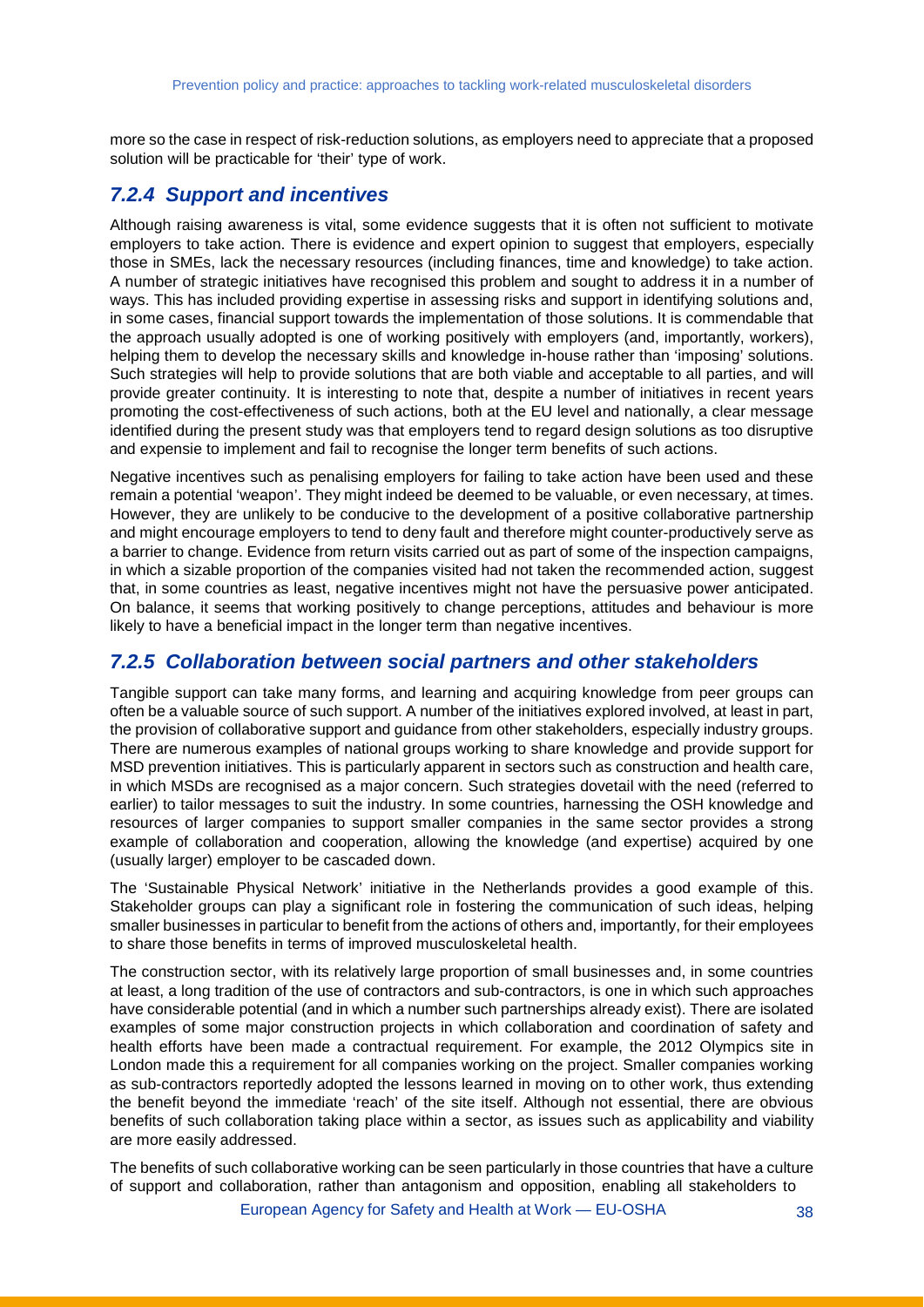more so the case in respect of risk-reduction solutions, as employers need to appreciate that a proposed solution will be practicable for 'their' type of work.

### *7.2.4 Support and incentives*

Although raising awareness is vital, some evidence suggests that it is often not sufficient to motivate employers to take action. There is evidence and expert opinion to suggest that employers, especially those in SMEs, lack the necessary resources (including finances, time and knowledge) to take action. A number of strategic initiatives have recognised this problem and sought to address it in a number of ways. This has included providing expertise in assessing risks and support in identifying solutions and, in some cases, financial support towards the implementation of those solutions. It is commendable that the approach usually adopted is one of working positively with employers (and, importantly, workers), helping them to develop the necessary skills and knowledge in-house rather than 'imposing' solutions. Such strategies will help to provide solutions that are both viable and acceptable to all parties, and will provide greater continuity. It is interesting to note that, despite a number of initiatives in recent years promoting the cost-effectiveness of such actions, both at the EU level and nationally, a clear message identified during the present study was that employers tend to regard design solutions as too disruptive and expensie to implement and fail to recognise the longer term benefits of such actions.

Negative incentives such as penalising employers for failing to take action have been used and these remain a potential 'weapon'. They might indeed be deemed to be valuable, or even necessary, at times. However, they are unlikely to be conducive to the development of a positive collaborative partnership and might encourage employers to tend to deny fault and therefore might counter-productively serve as a barrier to change. Evidence from return visits carried out as part of some of the inspection campaigns, in which a sizable proportion of the companies visited had not taken the recommended action, suggest that, in some countries as least, negative incentives might not have the persuasive power anticipated. On balance, it seems that working positively to change perceptions, attitudes and behaviour is more likely to have a beneficial impact in the longer term than negative incentives.

### *7.2.5 Collaboration between social partners and other stakeholders*

Tangible support can take many forms, and learning and acquiring knowledge from peer groups can often be a valuable source of such support. A number of the initiatives explored involved, at least in part, the provision of collaborative support and guidance from other stakeholders, especially industry groups. There are numerous examples of national groups working to share knowledge and provide support for MSD prevention initiatives. This is particularly apparent in sectors such as construction and health care, in which MSDs are recognised as a major concern. Such strategies dovetail with the need (referred to earlier) to tailor messages to suit the industry. In some countries, harnessing the OSH knowledge and resources of larger companies to support smaller companies in the same sector provides a strong example of collaboration and cooperation, allowing the knowledge (and expertise) acquired by one (usually larger) employer to be cascaded down.

The 'Sustainable Physical Network' initiative in the Netherlands provides a good example of this. Stakeholder groups can play a significant role in fostering the communication of such ideas, helping smaller businesses in particular to benefit from the actions of others and, importantly, for their employees to share those benefits in terms of improved musculoskeletal health.

The construction sector, with its relatively large proportion of small businesses and, in some countries at least, a long tradition of the use of contractors and sub-contractors, is one in which such approaches have considerable potential (and in which a number such partnerships already exist). There are isolated examples of some major construction projects in which collaboration and coordination of safety and health efforts have been made a contractual requirement. For example, the 2012 Olympics site in London made this a requirement for all companies working on the project. Smaller companies working as sub-contractors reportedly adopted the lessons learned in moving on to other work, thus extending the benefit beyond the immediate 'reach' of the site itself. Although not essential, there are obvious benefits of such collaboration taking place within a sector, as issues such as applicability and viability are more easily addressed.

The benefits of such collaborative working can be seen particularly in those countries that have a culture of support and collaboration, rather than antagonism and opposition, enabling all stakeholders to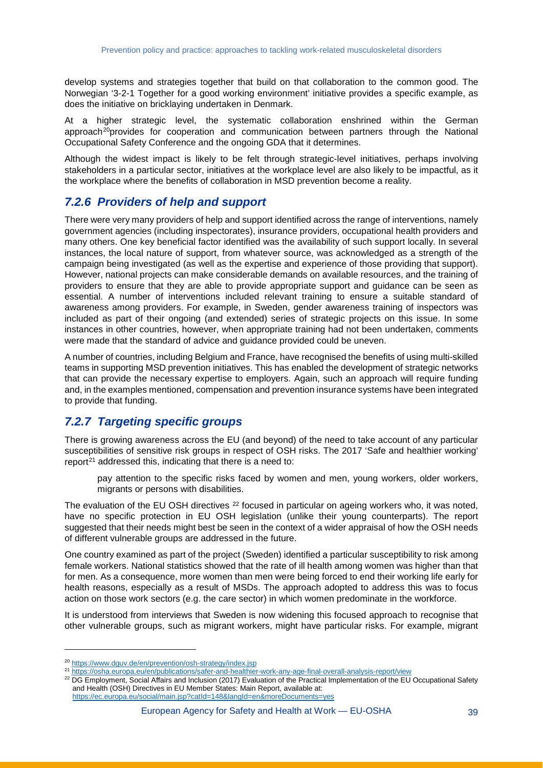develop systems and strategies together that build on that collaboration to the common good. The Norwegian '3-2-1 Together for a good working environment' initiative provides a specific example, as does the initiative on bricklaying undertaken in Denmark.

At a higher strategic level, the systematic collaboration enshrined within the German approach[20]provides for cooperation and communication between partners through the National Occupational Safety Conference and the ongoing GDA that it determines.

Although the widest impact is likely to be felt through strategic-level initiatives, perhaps involving stakeholders in a particular sector, initiatives at the workplace level are also likely to be impactful, as it the workplace where the benefits of collaboration in MSD prevention become a reality.

### *7.2.6 Providers of help and support*

There were very many providers of help and support identified across the range of interventions, namely government agencies (including inspectorates), insurance providers, occupational health providers and many others. One key beneficial factor identified was the availability of such support locally. In several instances, the local nature of support, from whatever source, was acknowledged as a strength of the campaign being investigated (as well as the expertise and experience of those providing that support). However, national projects can make considerable demands on available resources, and the training of providers to ensure that they are able to provide appropriate support and guidance can be seen as essential. A number of interventions included relevant training to ensure a suitable standard of awareness among providers. For example, in Sweden, gender awareness training of inspectors was included as part of their ongoing (and extended) series of strategic projects on this issue. In some instances in other countries, however, when appropriate training had not been undertaken, comments were made that the standard of advice and guidance provided could be uneven.

A number of countries, including Belgium and France, have recognised the benefits of using multi-skilled teams in supporting MSD prevention initiatives. This has enabled the development of strategic networks that can provide the necessary expertise to employers. Again, such an approach will require funding and, in the examples mentioned, compensation and prevention insurance systems have been integrated to provide that funding.

### *7.2.7 Targeting specific groups*

There is growing awareness across the EU (and beyond) of the need to take account of any particular susceptibilities of sensitive risk groups in respect of OSH risks. The 2017 'Safe and healthier working' report[21] addressed this, indicating that there is a need to:

> pay attention to the specific risks faced by women and men, young workers, older workers, migrants or persons with disabilities.

The evaluation of the EU OSH directives [22] focused in particular on ageing workers who, it was noted, have no specific protection in EU OSH legislation (unlike their young counterparts). The report suggested that their needs might best be seen in the context of a wider appraisal of how the OSH needs of different vulnerable groups are addressed in the future.

One country examined as part of the project (Sweden) identified a particular susceptibility to risk among female workers. National statistics showed that the rate of ill health among women was higher than that for men. As a consequence, more women than men were being forced to end their working life early for health reasons, especially as a result of MSDs. The approach adopted to address this was to focus action on those work sectors (e.g. the care sector) in which women predominate in the workforce.

It is understood from interviews that Sweden is now widening this focused approach to recognise that other vulnerable groups, such as migrant workers, might have particular risks. For example, migrant

---

[20] https://www.dguv.de/en/prevention/osh-strategy/index.jsp

[21] https://osha.europa.eu/en/publications/safer-and-healthier-work-any-age-final-overall-analysis-report/view

[22] DG Employment, Social Affairs and Inclusion (2017) Evaluation of the Practical Implementation of the EU Occupational Safety and Health (OSH) Directives in EU Member States: Main Report, available at: https://ec.europa.eu/social/main.jsp?catId=148&langId=en&moreDocuments=yes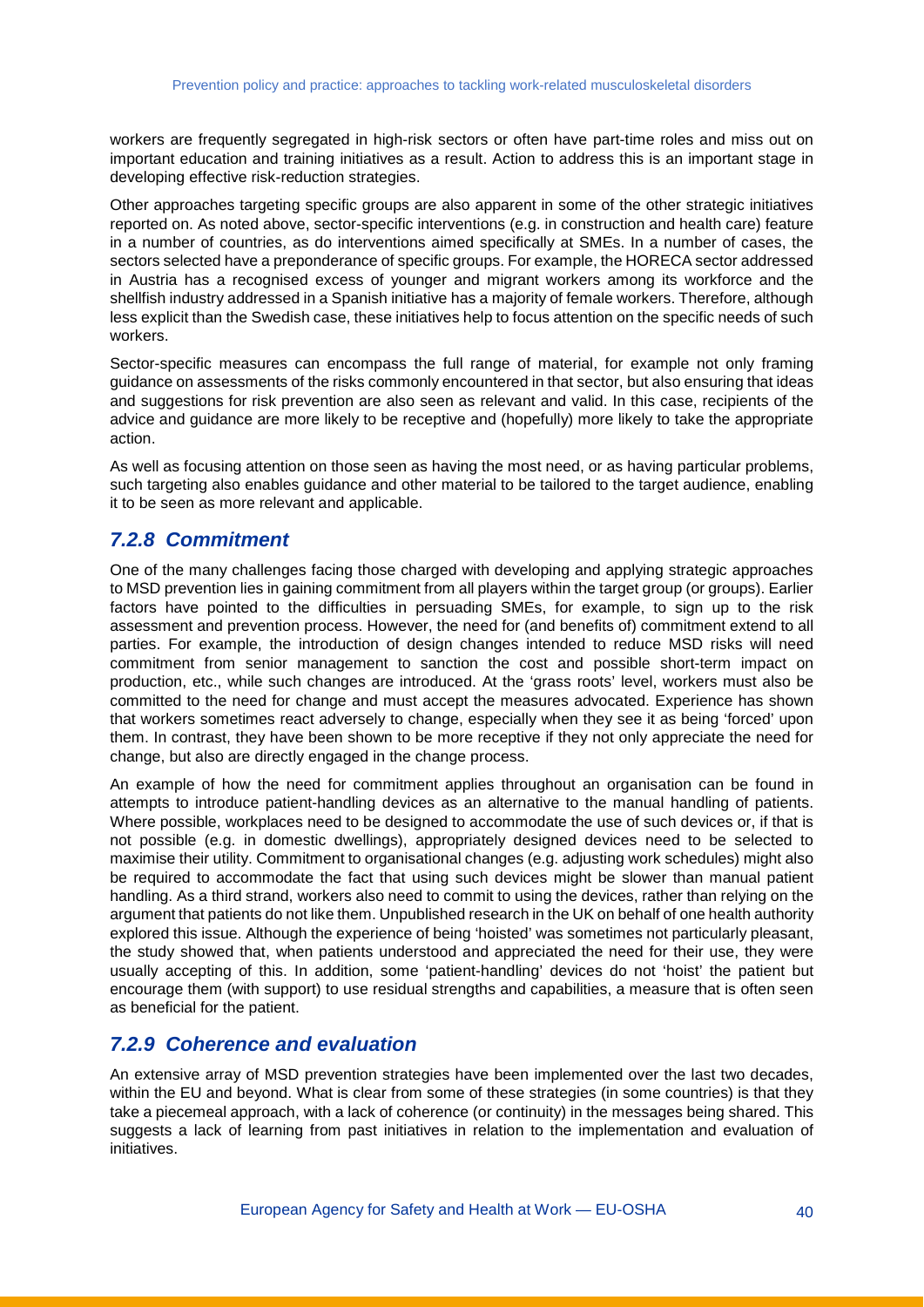workers are frequently segregated in high-risk sectors or often have part-time roles and miss out on important education and training initiatives as a result. Action to address this is an important stage in developing effective risk-reduction strategies.

Other approaches targeting specific groups are also apparent in some of the other strategic initiatives reported on. As noted above, sector-specific interventions (e.g. in construction and health care) feature in a number of countries, as do interventions aimed specifically at SMEs. In a number of cases, the sectors selected have a preponderance of specific groups. For example, the HORECA sector addressed in Austria has a recognised excess of younger and migrant workers among its workforce and the shellfish industry addressed in a Spanish initiative has a majority of female workers. Therefore, although less explicit than the Swedish case, these initiatives help to focus attention on the specific needs of such workers.

Sector-specific measures can encompass the full range of material, for example not only framing guidance on assessments of the risks commonly encountered in that sector, but also ensuring that ideas and suggestions for risk prevention are also seen as relevant and valid. In this case, recipients of the advice and guidance are more likely to be receptive and (hopefully) more likely to take the appropriate action.

As well as focusing attention on those seen as having the most need, or as having particular problems, such targeting also enables guidance and other material to be tailored to the target audience, enabling it to be seen as more relevant and applicable.

### *7.2.8 Commitment*

One of the many challenges facing those charged with developing and applying strategic approaches to MSD prevention lies in gaining commitment from all players within the target group (or groups). Earlier factors have pointed to the difficulties in persuading SMEs, for example, to sign up to the risk assessment and prevention process. However, the need for (and benefits of) commitment extend to all parties. For example, the introduction of design changes intended to reduce MSD risks will need commitment from senior management to sanction the cost and possible short-term impact on production, etc., while such changes are introduced. At the 'grass roots' level, workers must also be committed to the need for change and must accept the measures advocated. Experience has shown that workers sometimes react adversely to change, especially when they see it as being 'forced' upon them. In contrast, they have been shown to be more receptive if they not only appreciate the need for change, but also are directly engaged in the change process.

An example of how the need for commitment applies throughout an organisation can be found in attempts to introduce patient-handling devices as an alternative to the manual handling of patients. Where possible, workplaces need to be designed to accommodate the use of such devices or, if that is not possible (e.g. in domestic dwellings), appropriately designed devices need to be selected to maximise their utility. Commitment to organisational changes (e.g. adjusting work schedules) might also be required to accommodate the fact that using such devices might be slower than manual patient handling. As a third strand, workers also need to commit to using the devices, rather than relying on the argument that patients do not like them. Unpublished research in the UK on behalf of one health authority explored this issue. Although the experience of being 'hoisted' was sometimes not particularly pleasant, the study showed that, when patients understood and appreciated the need for their use, they were usually accepting of this. In addition, some 'patient-handling' devices do not 'hoist' the patient but encourage them (with support) to use residual strengths and capabilities, a measure that is often seen as beneficial for the patient.

### *7.2.9 Coherence and evaluation*

An extensive array of MSD prevention strategies have been implemented over the last two decades, within the EU and beyond. What is clear from some of these strategies (in some countries) is that they take a piecemeal approach, with a lack of coherence (or continuity) in the messages being shared. This suggests a lack of learning from past initiatives in relation to the implementation and evaluation of initiatives.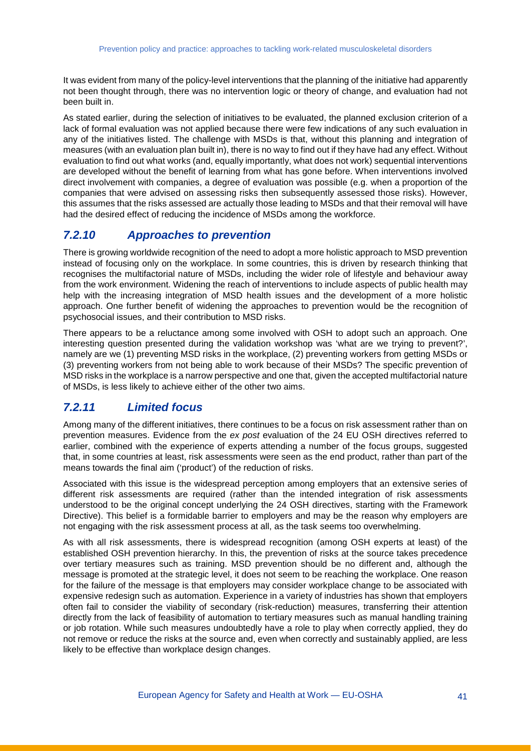It was evident from many of the policy-level interventions that the planning of the initiative had apparently not been thought through, there was no intervention logic or theory of change, and evaluation had not been built in.

As stated earlier, during the selection of initiatives to be evaluated, the planned exclusion criterion of a lack of formal evaluation was not applied because there were few indications of any such evaluation in any of the initiatives listed. The challenge with MSDs is that, without this planning and integration of measures (with an evaluation plan built in), there is no way to find out if they have had any effect. Without evaluation to find out what works (and, equally importantly, what does not work) sequential interventions are developed without the benefit of learning from what has gone before. When interventions involved direct involvement with companies, a degree of evaluation was possible (e.g. when a proportion of the companies that were advised on assessing risks then subsequently assessed those risks). However, this assumes that the risks assessed are actually those leading to MSDs and that their removal will have had the desired effect of reducing the incidence of MSDs among the workforce.

### *7.2.10 Approaches to prevention*

There is growing worldwide recognition of the need to adopt a more holistic approach to MSD prevention instead of focusing only on the workplace. In some countries, this is driven by research thinking that recognises the multifactorial nature of MSDs, including the wider role of lifestyle and behaviour away from the work environment. Widening the reach of interventions to include aspects of public health may help with the increasing integration of MSD health issues and the development of a more holistic approach. One further benefit of widening the approaches to prevention would be the recognition of psychosocial issues, and their contribution to MSD risks.

There appears to be a reluctance among some involved with OSH to adopt such an approach. One interesting question presented during the validation workshop was 'what are we trying to prevent?', namely are we (1) preventing MSD risks in the workplace, (2) preventing workers from getting MSDs or (3) preventing workers from not being able to work because of their MSDs? The specific prevention of MSD risks in the workplace is a narrow perspective and one that, given the accepted multifactorial nature of MSDs, is less likely to achieve either of the other two aims.

### *7.2.11 Limited focus*

Among many of the different initiatives, there continues to be a focus on risk assessment rather than on prevention measures. Evidence from the *ex post* evaluation of the 24 EU OSH directives referred to earlier, combined with the experience of experts attending a number of the focus groups, suggested that, in some countries at least, risk assessments were seen as the end product, rather than part of the means towards the final aim ('product') of the reduction of risks.

Associated with this issue is the widespread perception among employers that an extensive series of different risk assessments are required (rather than the intended integration of risk assessments understood to be the original concept underlying the 24 OSH directives, starting with the Framework Directive). This belief is a formidable barrier to employers and may be the reason why employers are not engaging with the risk assessment process at all, as the task seems too overwhelming.

As with all risk assessments, there is widespread recognition (among OSH experts at least) of the established OSH prevention hierarchy. In this, the prevention of risks at the source takes precedence over tertiary measures such as training. MSD prevention should be no different and, although the message is promoted at the strategic level, it does not seem to be reaching the workplace. One reason for the failure of the message is that employers may consider workplace change to be associated with expensive redesign such as automation. Experience in a variety of industries has shown that employers often fail to consider the viability of secondary (risk-reduction) measures, transferring their attention directly from the lack of feasibility of automation to tertiary measures such as manual handling training or job rotation. While such measures undoubtedly have a role to play when correctly applied, they do not remove or reduce the risks at the source and, even when correctly and sustainably applied, are less likely to be effective than workplace design changes.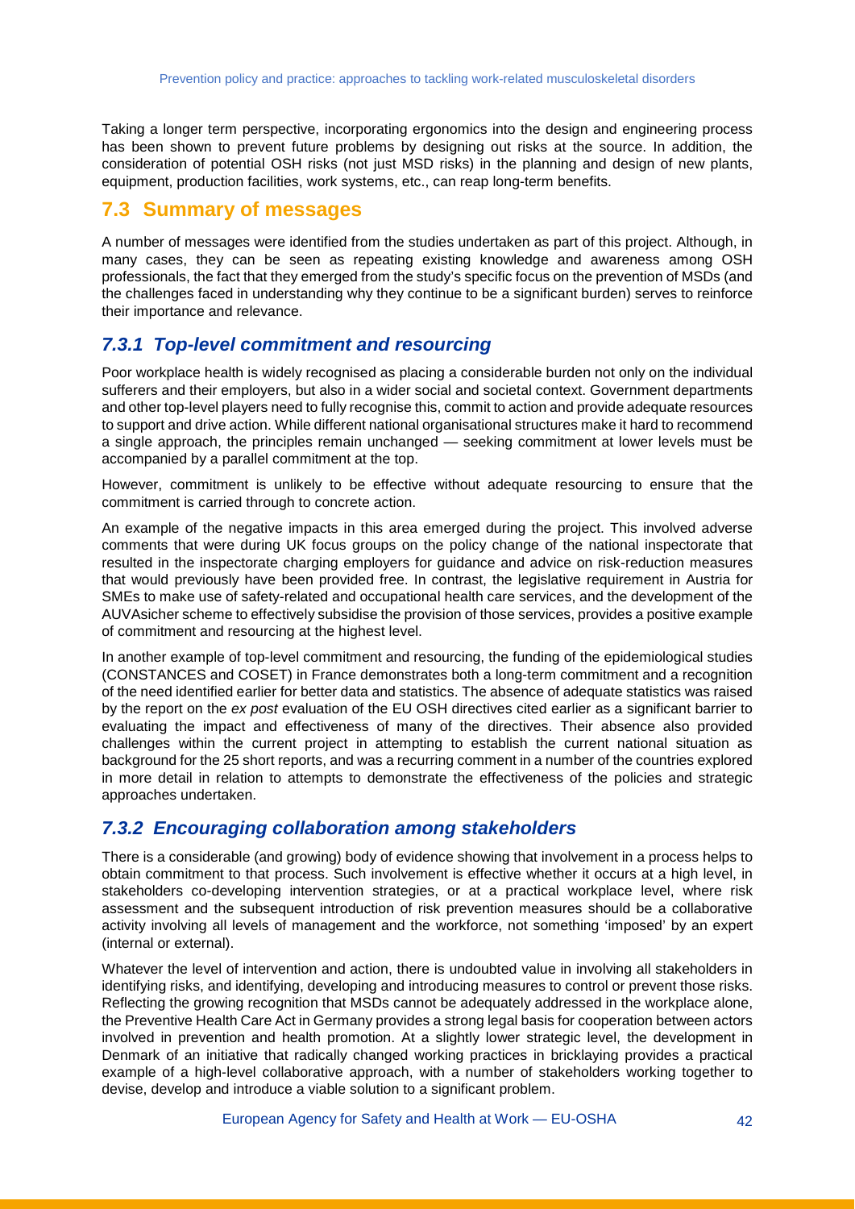Taking a longer term perspective, incorporating ergonomics into the design and engineering process has been shown to prevent future problems by designing out risks at the source. In addition, the consideration of potential OSH risks (not just MSD risks) in the planning and design of new plants, equipment, production facilities, work systems, etc., can reap long-term benefits.

## 7.3 Summary of messages

A number of messages were identified from the studies undertaken as part of this project. Although, in many cases, they can be seen as repeating existing knowledge and awareness among OSH professionals, the fact that they emerged from the study's specific focus on the prevention of MSDs (and the challenges faced in understanding why they continue to be a significant burden) serves to reinforce their importance and relevance.

### *7.3.1 Top-level commitment and resourcing*

Poor workplace health is widely recognised as placing a considerable burden not only on the individual sufferers and their employers, but also in a wider social and societal context. Government departments and other top-level players need to fully recognise this, commit to action and provide adequate resources to support and drive action. While different national organisational structures make it hard to recommend a single approach, the principles remain unchanged — seeking commitment at lower levels must be accompanied by a parallel commitment at the top.

However, commitment is unlikely to be effective without adequate resourcing to ensure that the commitment is carried through to concrete action.

An example of the negative impacts in this area emerged during the project. This involved adverse comments that were during UK focus groups on the policy change of the national inspectorate that resulted in the inspectorate charging employers for guidance and advice on risk-reduction measures that would previously have been provided free. In contrast, the legislative requirement in Austria for SMEs to make use of safety-related and occupational health care services, and the development of the AUVAsicher scheme to effectively subsidise the provision of those services, provides a positive example of commitment and resourcing at the highest level.

In another example of top-level commitment and resourcing, the funding of the epidemiological studies (CONSTANCES and COSET) in France demonstrates both a long-term commitment and a recognition of the need identified earlier for better data and statistics. The absence of adequate statistics was raised by the report on the *ex post* evaluation of the EU OSH directives cited earlier as a significant barrier to evaluating the impact and effectiveness of many of the directives. Their absence also provided challenges within the current project in attempting to establish the current national situation as background for the 25 short reports, and was a recurring comment in a number of the countries explored in more detail in relation to attempts to demonstrate the effectiveness of the policies and strategic approaches undertaken.

### *7.3.2 Encouraging collaboration among stakeholders*

There is a considerable (and growing) body of evidence showing that involvement in a process helps to obtain commitment to that process. Such involvement is effective whether it occurs at a high level, in stakeholders co-developing intervention strategies, or at a practical workplace level, where risk assessment and the subsequent introduction of risk prevention measures should be a collaborative activity involving all levels of management and the workforce, not something 'imposed' by an expert (internal or external).

Whatever the level of intervention and action, there is undoubted value in involving all stakeholders in identifying risks, and identifying, developing and introducing measures to control or prevent those risks. Reflecting the growing recognition that MSDs cannot be adequately addressed in the workplace alone, the Preventive Health Care Act in Germany provides a strong legal basis for cooperation between actors involved in prevention and health promotion. At a slightly lower strategic level, the development in Denmark of an initiative that radically changed working practices in bricklaying provides a practical example of a high-level collaborative approach, with a number of stakeholders working together to devise, develop and introduce a viable solution to a significant problem.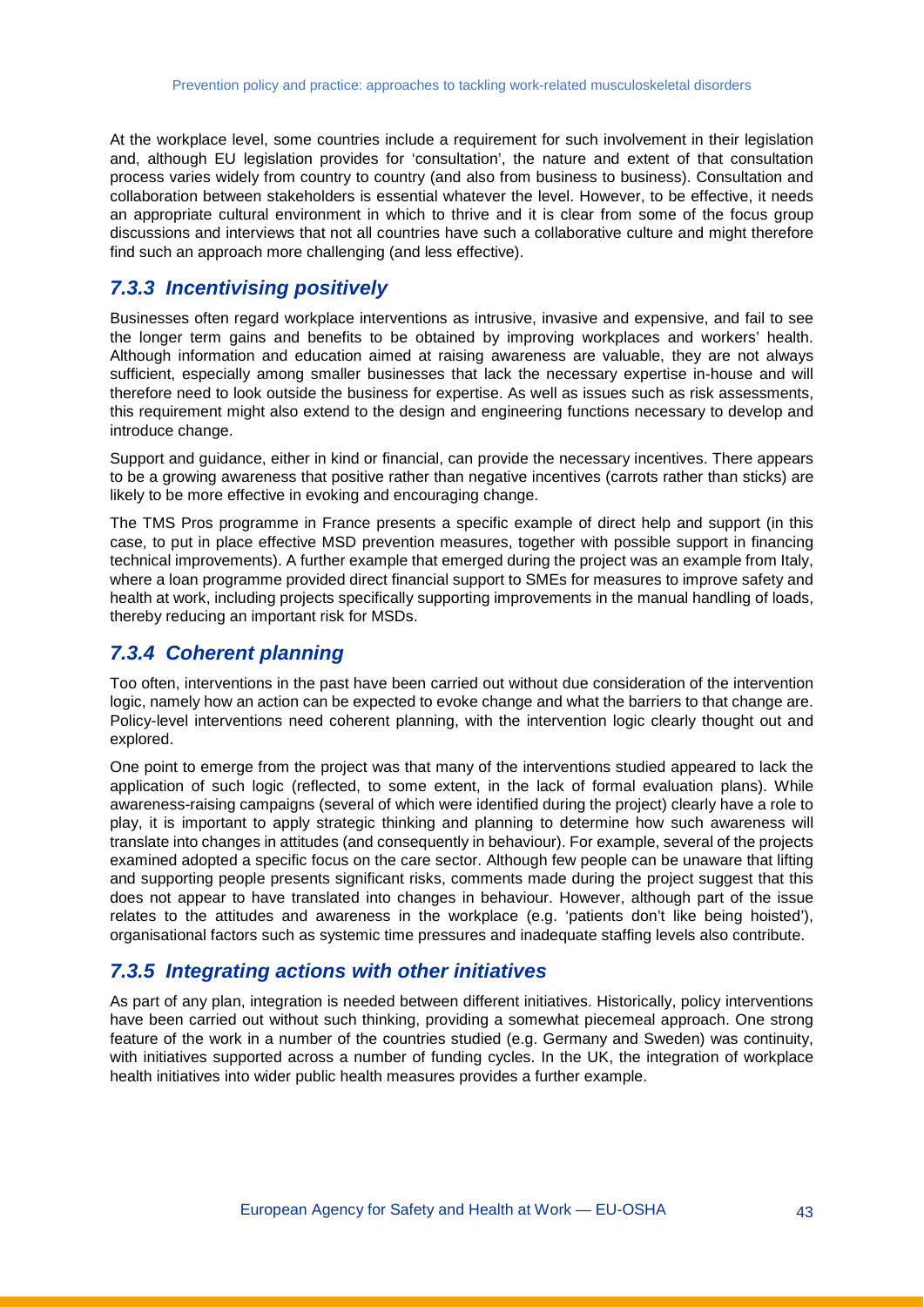At the workplace level, some countries include a requirement for such involvement in their legislation and, although EU legislation provides for 'consultation', the nature and extent of that consultation process varies widely from country to country (and also from business to business). Consultation and collaboration between stakeholders is essential whatever the level. However, to be effective, it needs an appropriate cultural environment in which to thrive and it is clear from some of the focus group discussions and interviews that not all countries have such a collaborative culture and might therefore find such an approach more challenging (and less effective).

### *7.3.3 Incentivising positively*

Businesses often regard workplace interventions as intrusive, invasive and expensive, and fail to see the longer term gains and benefits to be obtained by improving workplaces and workers' health. Although information and education aimed at raising awareness are valuable, they are not always sufficient, especially among smaller businesses that lack the necessary expertise in-house and will therefore need to look outside the business for expertise. As well as issues such as risk assessments, this requirement might also extend to the design and engineering functions necessary to develop and introduce change.

Support and guidance, either in kind or financial, can provide the necessary incentives. There appears to be a growing awareness that positive rather than negative incentives (carrots rather than sticks) are likely to be more effective in evoking and encouraging change.

The TMS Pros programme in France presents a specific example of direct help and support (in this case, to put in place effective MSD prevention measures, together with possible support in financing technical improvements). A further example that emerged during the project was an example from Italy, where a loan programme provided direct financial support to SMEs for measures to improve safety and health at work, including projects specifically supporting improvements in the manual handling of loads, thereby reducing an important risk for MSDs.

### *7.3.4 Coherent planning*

Too often, interventions in the past have been carried out without due consideration of the intervention logic, namely how an action can be expected to evoke change and what the barriers to that change are. Policy-level interventions need coherent planning, with the intervention logic clearly thought out and explored.

One point to emerge from the project was that many of the interventions studied appeared to lack the application of such logic (reflected, to some extent, in the lack of formal evaluation plans). While awareness-raising campaigns (several of which were identified during the project) clearly have a role to play, it is important to apply strategic thinking and planning to determine how such awareness will translate into changes in attitudes (and consequently in behaviour). For example, several of the projects examined adopted a specific focus on the care sector. Although few people can be unaware that lifting and supporting people presents significant risks, comments made during the project suggest that this does not appear to have translated into changes in behaviour. However, although part of the issue relates to the attitudes and awareness in the workplace (e.g. 'patients don't like being hoisted'), organisational factors such as systemic time pressures and inadequate staffing levels also contribute.

### *7.3.5 Integrating actions with other initiatives*

As part of any plan, integration is needed between different initiatives. Historically, policy interventions have been carried out without such thinking, providing a somewhat piecemeal approach. One strong feature of the work in a number of the countries studied (e.g. Germany and Sweden) was continuity, with initiatives supported across a number of funding cycles. In the UK, the integration of workplace health initiatives into wider public health measures provides a further example.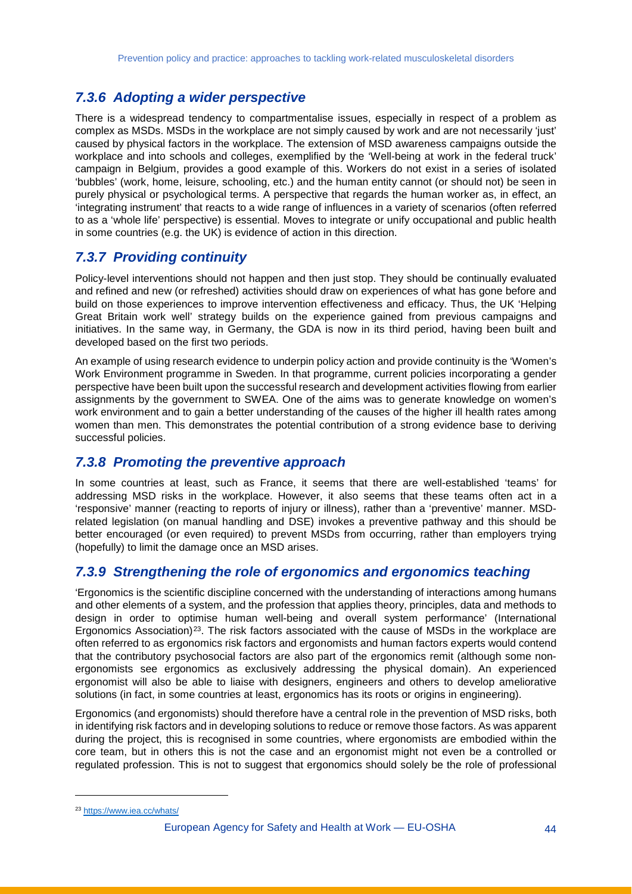### 7.3.6 Adopting a wider perspective

There is a widespread tendency to compartmentalise issues, especially in respect of a problem as complex as MSDs. MSDs in the workplace are not simply caused by work and are not necessarily 'just' caused by physical factors in the workplace. The extension of MSD awareness campaigns outside the workplace and into schools and colleges, exemplified by the 'Well-being at work in the federal truck' campaign in Belgium, provides a good example of this. Workers do not exist in a series of isolated 'bubbles' (work, home, leisure, schooling, etc.) and the human entity cannot (or should not) be seen in purely physical or psychological terms. A perspective that regards the human worker as, in effect, an 'integrating instrument' that reacts to a wide range of influences in a variety of scenarios (often referred to as a 'whole life' perspective) is essential. Moves to integrate or unify occupational and public health in some countries (e.g. the UK) is evidence of action in this direction.

### 7.3.7 Providing continuity

Policy-level interventions should not happen and then just stop. They should be continually evaluated and refined and new (or refreshed) activities should draw on experiences of what has gone before and build on those experiences to improve intervention effectiveness and efficacy. Thus, the UK 'Helping Great Britain work well' strategy builds on the experience gained from previous campaigns and initiatives. In the same way, in Germany, the GDA is now in its third period, having been built and developed based on the first two periods.

An example of using research evidence to underpin policy action and provide continuity is the 'Women's Work Environment programme in Sweden. In that programme, current policies incorporating a gender perspective have been built upon the successful research and development activities flowing from earlier assignments by the government to SWEA. One of the aims was to generate knowledge on women's work environment and to gain a better understanding of the causes of the higher ill health rates among women than men. This demonstrates the potential contribution of a strong evidence base to deriving successful policies.

### 7.3.8 Promoting the preventive approach

In some countries at least, such as France, it seems that there are well-established 'teams' for addressing MSD risks in the workplace. However, it also seems that these teams often act in a 'responsive' manner (reacting to reports of injury or illness), rather than a 'preventive' manner. MSD-related legislation (on manual handling and DSE) invokes a preventive pathway and this should be better encouraged (or even required) to prevent MSDs from occurring, rather than employers trying (hopefully) to limit the damage once an MSD arises.

### 7.3.9 Strengthening the role of ergonomics and ergonomics teaching

'Ergonomics is the scientific discipline concerned with the understanding of interactions among humans and other elements of a system, and the profession that applies theory, principles, data and methods to design in order to optimise human well-being and overall system performance' (International Ergonomics Association)[23]. The risk factors associated with the cause of MSDs in the workplace are often referred to as ergonomics risk factors and ergonomists and human factors experts would contend that the contributory psychosocial factors are also part of the ergonomics remit (although some non-ergonomists see ergonomics as exclusively addressing the physical domain). An experienced ergonomist will also be able to liaise with designers, engineers and others to develop ameliorative solutions (in fact, in some countries at least, ergonomics has its roots or origins in engineering).

Ergonomics (and ergonomists) should therefore have a central role in the prevention of MSD risks, both in identifying risk factors and in developing solutions to reduce or remove those factors. As was apparent during the project, this is recognised in some countries, where ergonomists are embodied within the core team, but in others this is not the case and an ergonomist might not even be a controlled or regulated profession. This is not to suggest that ergonomics should solely be the role of professional

[23] https://www.iea.cc/whats/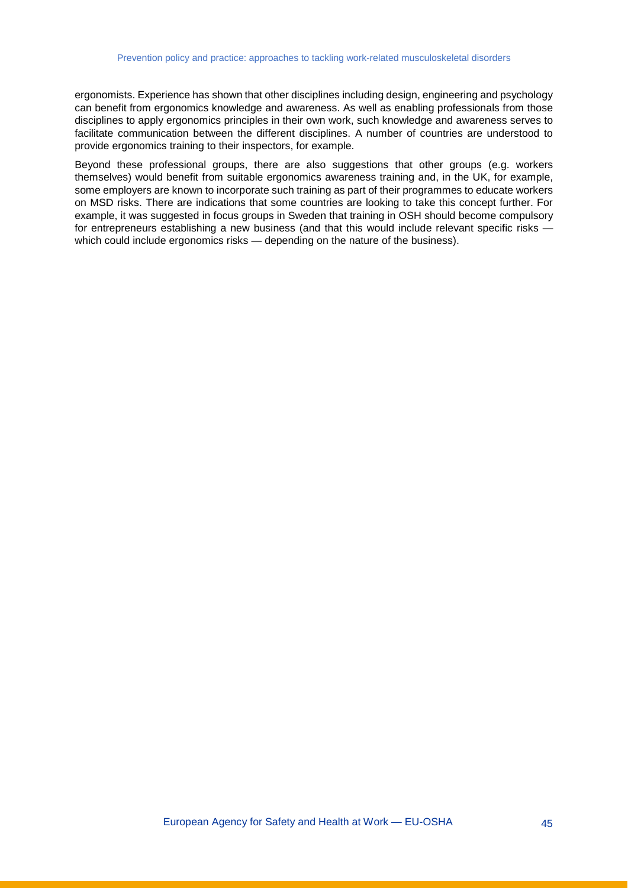ergonomists. Experience has shown that other disciplines including design, engineering and psychology can benefit from ergonomics knowledge and awareness. As well as enabling professionals from those disciplines to apply ergonomics principles in their own work, such knowledge and awareness serves to facilitate communication between the different disciplines. A number of countries are understood to provide ergonomics training to their inspectors, for example.

Beyond these professional groups, there are also suggestions that other groups (e.g. workers themselves) would benefit from suitable ergonomics awareness training and, in the UK, for example, some employers are known to incorporate such training as part of their programmes to educate workers on MSD risks. There are indications that some countries are looking to take this concept further. For example, it was suggested in focus groups in Sweden that training in OSH should become compulsory for entrepreneurs establishing a new business (and that this would include relevant specific risks — which could include ergonomics risks — depending on the nature of the business).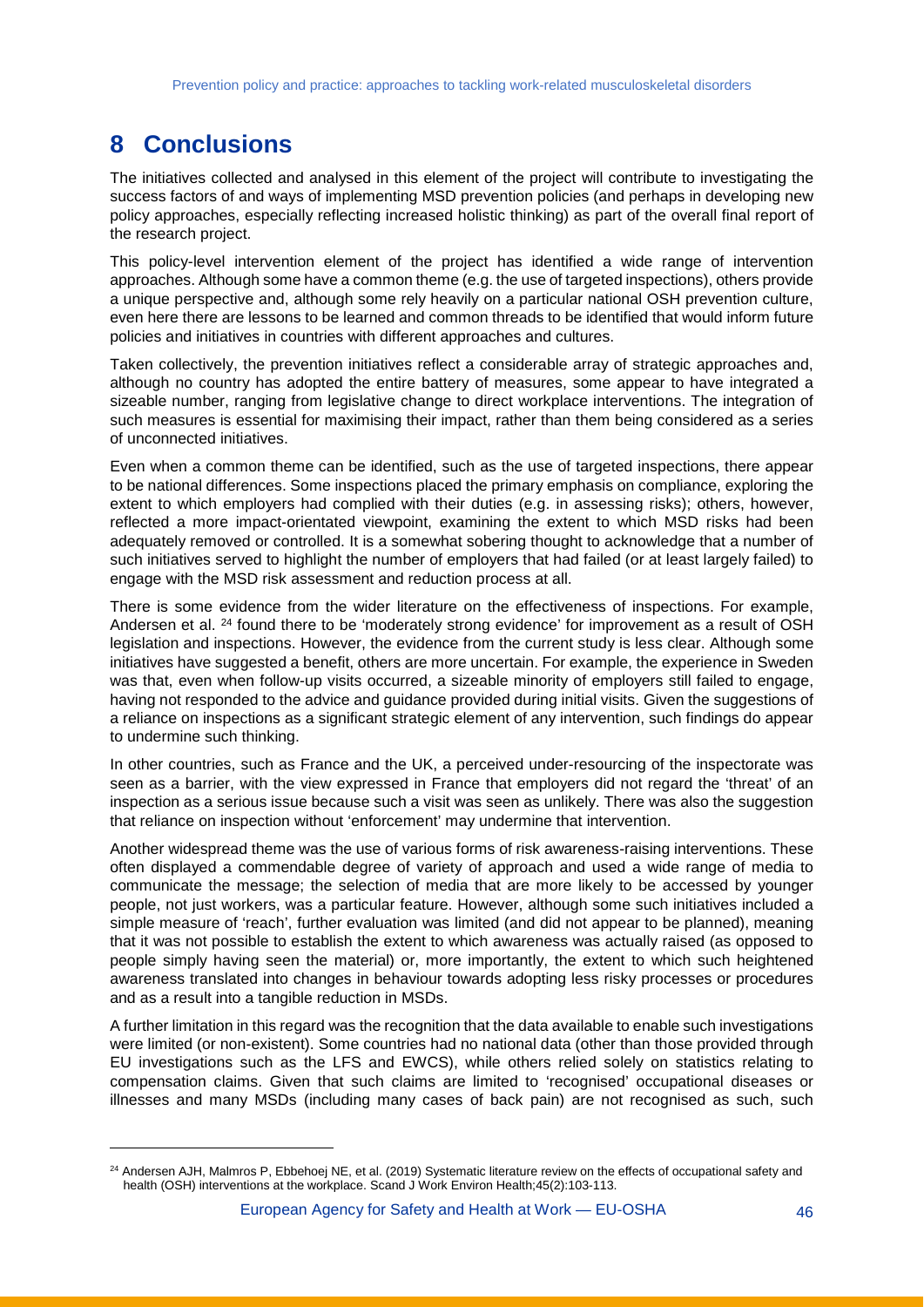# 8 Conclusions

The initiatives collected and analysed in this element of the project will contribute to investigating the success factors of and ways of implementing MSD prevention policies (and perhaps in developing new policy approaches, especially reflecting increased holistic thinking) as part of the overall final report of the research project.

This policy-level intervention element of the project has identified a wide range of intervention approaches. Although some have a common theme (e.g. the use of targeted inspections), others provide a unique perspective and, although some rely heavily on a particular national OSH prevention culture, even here there are lessons to be learned and common threads to be identified that would inform future policies and initiatives in countries with different approaches and cultures.

Taken collectively, the prevention initiatives reflect a considerable array of strategic approaches and, although no country has adopted the entire battery of measures, some appear to have integrated a sizeable number, ranging from legislative change to direct workplace interventions. The integration of such measures is essential for maximising their impact, rather than them being considered as a series of unconnected initiatives.

Even when a common theme can be identified, such as the use of targeted inspections, there appear to be national differences. Some inspections placed the primary emphasis on compliance, exploring the extent to which employers had complied with their duties (e.g. in assessing risks); others, however, reflected a more impact-orientated viewpoint, examining the extent to which MSD risks had been adequately removed or controlled. It is a somewhat sobering thought to acknowledge that a number of such initiatives served to highlight the number of employers that had failed (or at least largely failed) to engage with the MSD risk assessment and reduction process at all.

There is some evidence from the wider literature on the effectiveness of inspections. For example, Andersen et al. [24] found there to be 'moderately strong evidence' for improvement as a result of OSH legislation and inspections. However, the evidence from the current study is less clear. Although some initiatives have suggested a benefit, others are more uncertain. For example, the experience in Sweden was that, even when follow-up visits occurred, a sizeable minority of employers still failed to engage, having not responded to the advice and guidance provided during initial visits. Given the suggestions of a reliance on inspections as a significant strategic element of any intervention, such findings do appear to undermine such thinking.

In other countries, such as France and the UK, a perceived under-resourcing of the inspectorate was seen as a barrier, with the view expressed in France that employers did not regard the 'threat' of an inspection as a serious issue because such a visit was seen as unlikely. There was also the suggestion that reliance on inspection without 'enforcement' may undermine that intervention.

Another widespread theme was the use of various forms of risk awareness-raising interventions. These often displayed a commendable degree of variety of approach and used a wide range of media to communicate the message; the selection of media that are more likely to be accessed by younger people, not just workers, was a particular feature. However, although some such initiatives included a simple measure of 'reach', further evaluation was limited (and did not appear to be planned), meaning that it was not possible to establish the extent to which awareness was actually raised (as opposed to people simply having seen the material) or, more importantly, the extent to which such heightened awareness translated into changes in behaviour towards adopting less risky processes or procedures and as a result into a tangible reduction in MSDs.

A further limitation in this regard was the recognition that the data available to enable such investigations were limited (or non-existent). Some countries had no national data (other than those provided through EU investigations such as the LFS and EWCS), while others relied solely on statistics relating to compensation claims. Given that such claims are limited to 'recognised' occupational diseases or illnesses and many MSDs (including many cases of back pain) are not recognised as such, such

[24] Andersen AJH, Malmros P, Ebbehoej NE, et al. (2019) Systematic literature review on the effects of occupational safety and health (OSH) interventions at the workplace. Scand J Work Environ Health;45(2):103-113.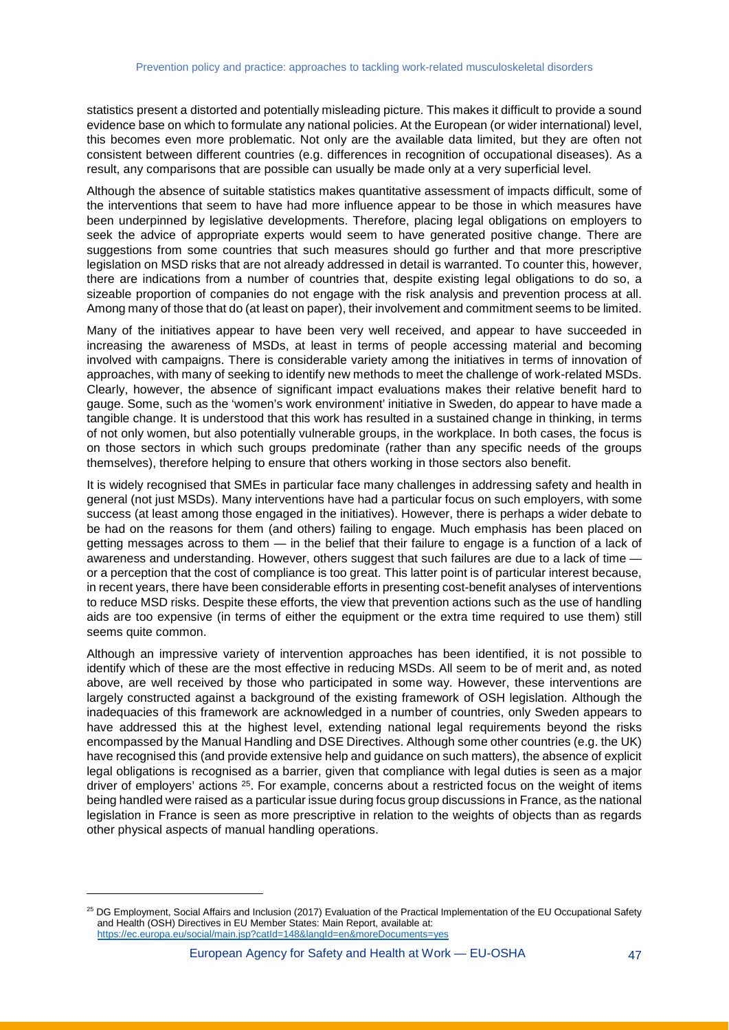statistics present a distorted and potentially misleading picture. This makes it difficult to provide a sound evidence base on which to formulate any national policies. At the European (or wider international) level, this becomes even more problematic. Not only are the available data limited, but they are often not consistent between different countries (e.g. differences in recognition of occupational diseases). As a result, any comparisons that are possible can usually be made only at a very superficial level.

Although the absence of suitable statistics makes quantitative assessment of impacts difficult, some of the interventions that seem to have had more influence appear to be those in which measures have been underpinned by legislative developments. Therefore, placing legal obligations on employers to seek the advice of appropriate experts would seem to have generated positive change. There are suggestions from some countries that such measures should go further and that more prescriptive legislation on MSD risks that are not already addressed in detail is warranted. To counter this, however, there are indications from a number of countries that, despite existing legal obligations to do so, a sizeable proportion of companies do not engage with the risk analysis and prevention process at all. Among many of those that do (at least on paper), their involvement and commitment seems to be limited.

Many of the initiatives appear to have been very well received, and appear to have succeeded in increasing the awareness of MSDs, at least in terms of people accessing material and becoming involved with campaigns. There is considerable variety among the initiatives in terms of innovation of approaches, with many of seeking to identify new methods to meet the challenge of work-related MSDs. Clearly, however, the absence of significant impact evaluations makes their relative benefit hard to gauge. Some, such as the 'women's work environment' initiative in Sweden, do appear to have made a tangible change. It is understood that this work has resulted in a sustained change in thinking, in terms of not only women, but also potentially vulnerable groups, in the workplace. In both cases, the focus is on those sectors in which such groups predominate (rather than any specific needs of the groups themselves), therefore helping to ensure that others working in those sectors also benefit.

It is widely recognised that SMEs in particular face many challenges in addressing safety and health in general (not just MSDs). Many interventions have had a particular focus on such employers, with some success (at least among those engaged in the initiatives). However, there is perhaps a wider debate to be had on the reasons for them (and others) failing to engage. Much emphasis has been placed on getting messages across to them — in the belief that their failure to engage is a function of a lack of awareness and understanding. However, others suggest that such failures are due to a lack of time — or a perception that the cost of compliance is too great. This latter point is of particular interest because, in recent years, there have been considerable efforts in presenting cost-benefit analyses of interventions to reduce MSD risks. Despite these efforts, the view that prevention actions such as the use of handling aids are too expensive (in terms of either the equipment or the extra time required to use them) still seems quite common.

Although an impressive variety of intervention approaches has been identified, it is not possible to identify which of these are the most effective in reducing MSDs. All seem to be of merit and, as noted above, are well received by those who participated in some way. However, these interventions are largely constructed against a background of the existing framework of OSH legislation. Although the inadequacies of this framework are acknowledged in a number of countries, only Sweden appears to have addressed this at the highest level, extending national legal requirements beyond the risks encompassed by the Manual Handling and DSE Directives. Although some other countries (e.g. the UK) have recognised this (and provide extensive help and guidance on such matters), the absence of explicit legal obligations is recognised as a barrier, given that compliance with legal duties is seen as a major driver of employers' actions [25]. For example, concerns about a restricted focus on the weight of items being handled were raised as a particular issue during focus group discussions in France, as the national legislation in France is seen as more prescriptive in relation to the weights of objects than as regards other physical aspects of manual handling operations.

---

[25] DG Employment, Social Affairs and Inclusion (2017) Evaluation of the Practical Implementation of the EU Occupational Safety and Health (OSH) Directives in EU Member States: Main Report, available at: https://ec.europa.eu/social/main.jsp?catId=148&langId=en&moreDocuments=yes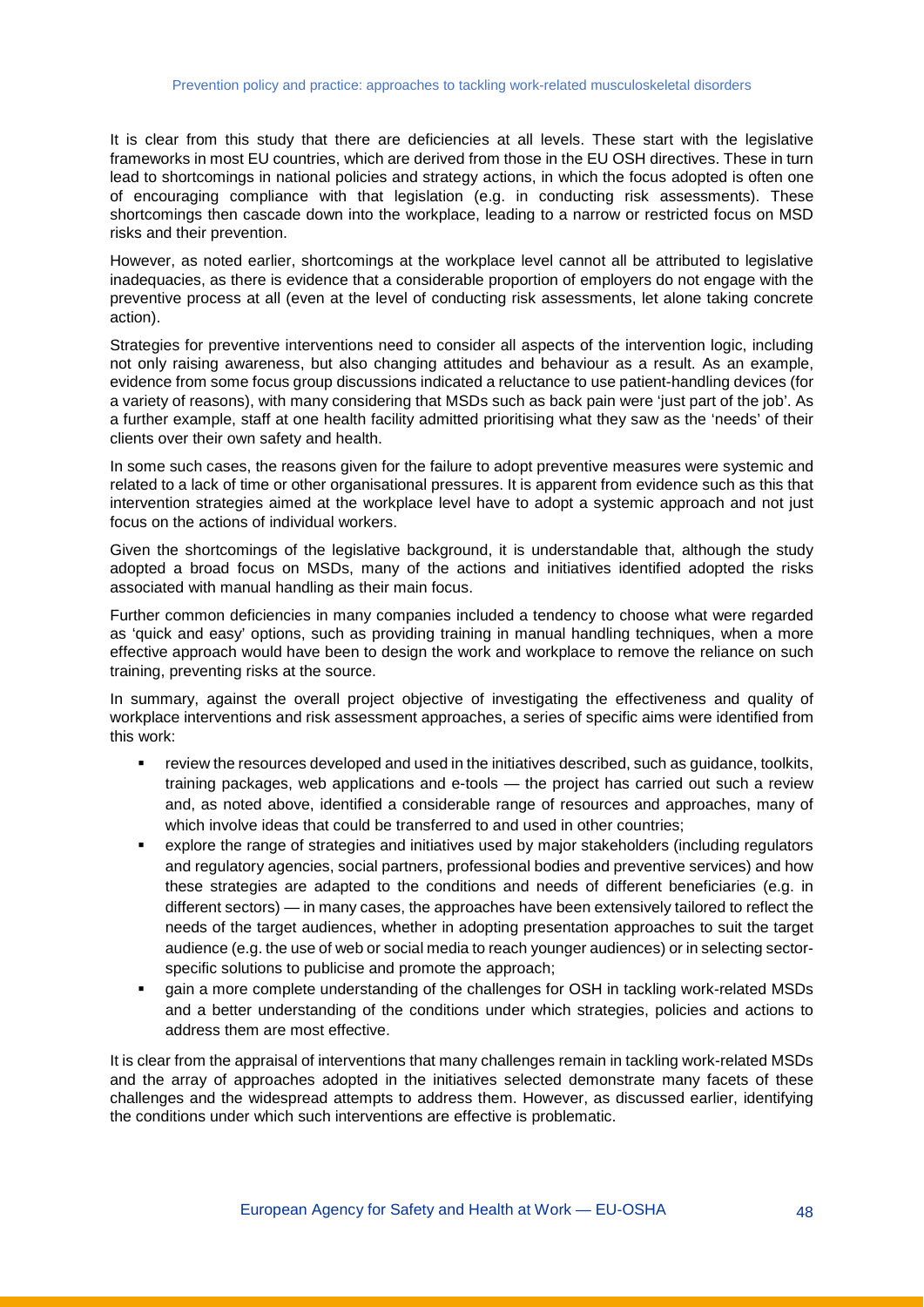It is clear from this study that there are deficiencies at all levels. These start with the legislative frameworks in most EU countries, which are derived from those in the EU OSH directives. These in turn lead to shortcomings in national policies and strategy actions, in which the focus adopted is often one of encouraging compliance with that legislation (e.g. in conducting risk assessments). These shortcomings then cascade down into the workplace, leading to a narrow or restricted focus on MSD risks and their prevention.

However, as noted earlier, shortcomings at the workplace level cannot all be attributed to legislative inadequacies, as there is evidence that a considerable proportion of employers do not engage with the preventive process at all (even at the level of conducting risk assessments, let alone taking concrete action).

Strategies for preventive interventions need to consider all aspects of the intervention logic, including not only raising awareness, but also changing attitudes and behaviour as a result. As an example, evidence from some focus group discussions indicated a reluctance to use patient-handling devices (for a variety of reasons), with many considering that MSDs such as back pain were 'just part of the job'. As a further example, staff at one health facility admitted prioritising what they saw as the 'needs' of their clients over their own safety and health.

In some such cases, the reasons given for the failure to adopt preventive measures were systemic and related to a lack of time or other organisational pressures. It is apparent from evidence such as this that intervention strategies aimed at the workplace level have to adopt a systemic approach and not just focus on the actions of individual workers.

Given the shortcomings of the legislative background, it is understandable that, although the study adopted a broad focus on MSDs, many of the actions and initiatives identified adopted the risks associated with manual handling as their main focus.

Further common deficiencies in many companies included a tendency to choose what were regarded as 'quick and easy' options, such as providing training in manual handling techniques, when a more effective approach would have been to design the work and workplace to remove the reliance on such training, preventing risks at the source.

In summary, against the overall project objective of investigating the effectiveness and quality of workplace interventions and risk assessment approaches, a series of specific aims were identified from this work:

- review the resources developed and used in the initiatives described, such as guidance, toolkits, training packages, web applications and e-tools — the project has carried out such a review and, as noted above, identified a considerable range of resources and approaches, many of which involve ideas that could be transferred to and used in other countries;
- explore the range of strategies and initiatives used by major stakeholders (including regulators and regulatory agencies, social partners, professional bodies and preventive services) and how these strategies are adapted to the conditions and needs of different beneficiaries (e.g. in different sectors) — in many cases, the approaches have been extensively tailored to reflect the needs of the target audiences, whether in adopting presentation approaches to suit the target audience (e.g. the use of web or social media to reach younger audiences) or in selecting sector-specific solutions to publicise and promote the approach;
- gain a more complete understanding of the challenges for OSH in tackling work-related MSDs and a better understanding of the conditions under which strategies, policies and actions to address them are most effective.

It is clear from the appraisal of interventions that many challenges remain in tackling work-related MSDs and the array of approaches adopted in the initiatives selected demonstrate many facets of these challenges and the widespread attempts to address them. However, as discussed earlier, identifying the conditions under which such interventions are effective is problematic.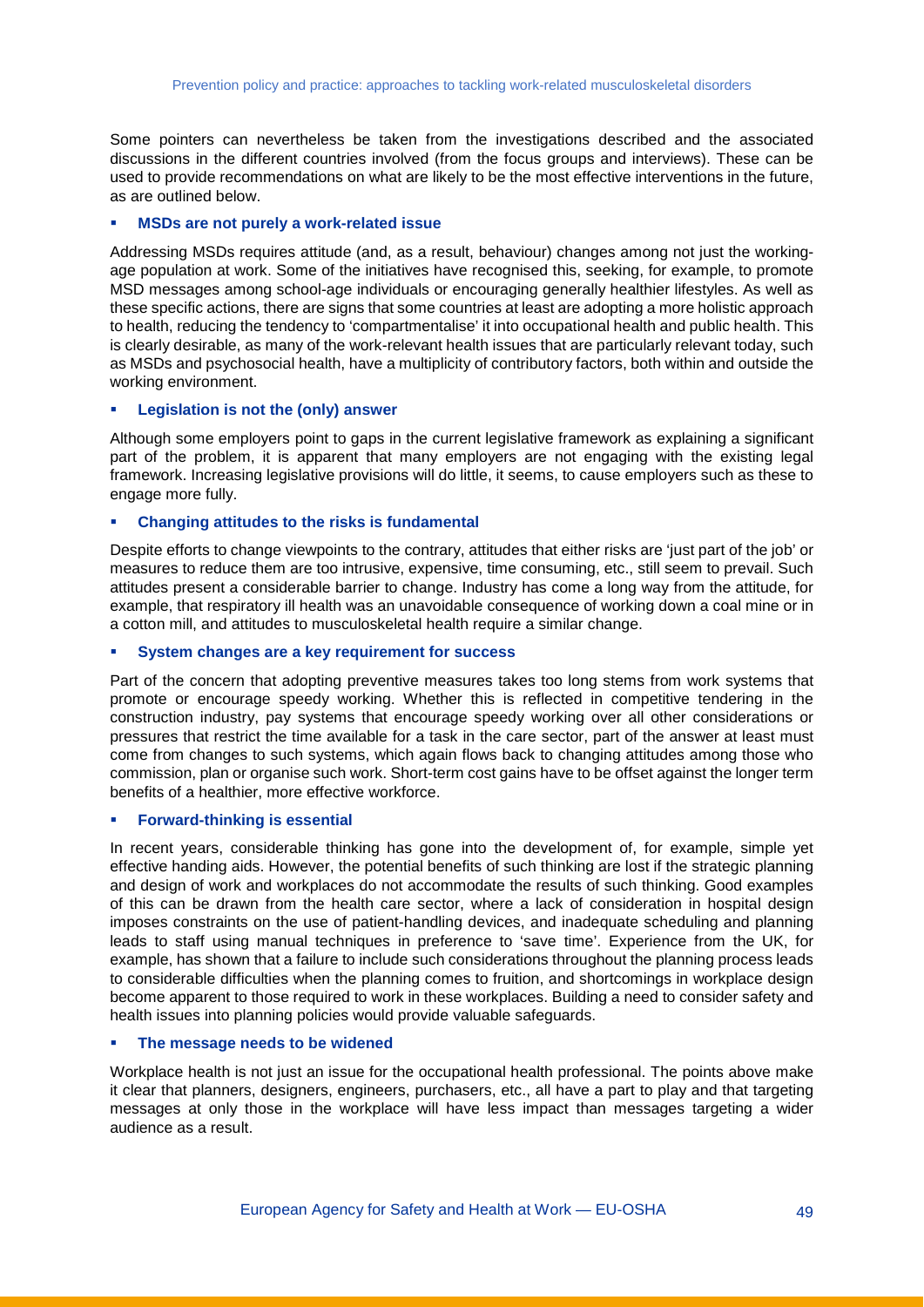Some pointers can nevertheless be taken from the investigations described and the associated discussions in the different countries involved (from the focus groups and interviews). These can be used to provide recommendations on what are likely to be the most effective interventions in the future, as are outlined below.

- **MSDs are not purely a work-related issue**

Addressing MSDs requires attitude (and, as a result, behaviour) changes among not just the working-age population at work. Some of the initiatives have recognised this, seeking, for example, to promote MSD messages among school-age individuals or encouraging generally healthier lifestyles. As well as these specific actions, there are signs that some countries at least are adopting a more holistic approach to health, reducing the tendency to 'compartmentalise' it into occupational health and public health. This is clearly desirable, as many of the work-relevant health issues that are particularly relevant today, such as MSDs and psychosocial health, have a multiplicity of contributory factors, both within and outside the working environment.

- **Legislation is not the (only) answer**

Although some employers point to gaps in the current legislative framework as explaining a significant part of the problem, it is apparent that many employers are not engaging with the existing legal framework. Increasing legislative provisions will do little, it seems, to cause employers such as these to engage more fully.

- **Changing attitudes to the risks is fundamental**

Despite efforts to change viewpoints to the contrary, attitudes that either risks are 'just part of the job' or measures to reduce them are too intrusive, expensive, time consuming, etc., still seem to prevail. Such attitudes present a considerable barrier to change. Industry has come a long way from the attitude, for example, that respiratory ill health was an unavoidable consequence of working down a coal mine or in a cotton mill, and attitudes to musculoskeletal health require a similar change.

- **System changes are a key requirement for success**

Part of the concern that adopting preventive measures takes too long stems from work systems that promote or encourage speedy working. Whether this is reflected in competitive tendering in the construction industry, pay systems that encourage speedy working over all other considerations or pressures that restrict the time available for a task in the care sector, part of the answer at least must come from changes to such systems, which again flows back to changing attitudes among those who commission, plan or organise such work. Short-term cost gains have to be offset against the longer term benefits of a healthier, more effective workforce.

- **Forward-thinking is essential**

In recent years, considerable thinking has gone into the development of, for example, simple yet effective handing aids. However, the potential benefits of such thinking are lost if the strategic planning and design of work and workplaces do not accommodate the results of such thinking. Good examples of this can be drawn from the health care sector, where a lack of consideration in hospital design imposes constraints on the use of patient-handling devices, and inadequate scheduling and planning leads to staff using manual techniques in preference to 'save time'. Experience from the UK, for example, has shown that a failure to include such considerations throughout the planning process leads to considerable difficulties when the planning comes to fruition, and shortcomings in workplace design become apparent to those required to work in these workplaces. Building a need to consider safety and health issues into planning policies would provide valuable safeguards.

- **The message needs to be widened**

Workplace health is not just an issue for the occupational health professional. The points above make it clear that planners, designers, engineers, purchasers, etc., all have a part to play and that targeting messages at only those in the workplace will have less impact than messages targeting a wider audience as a result.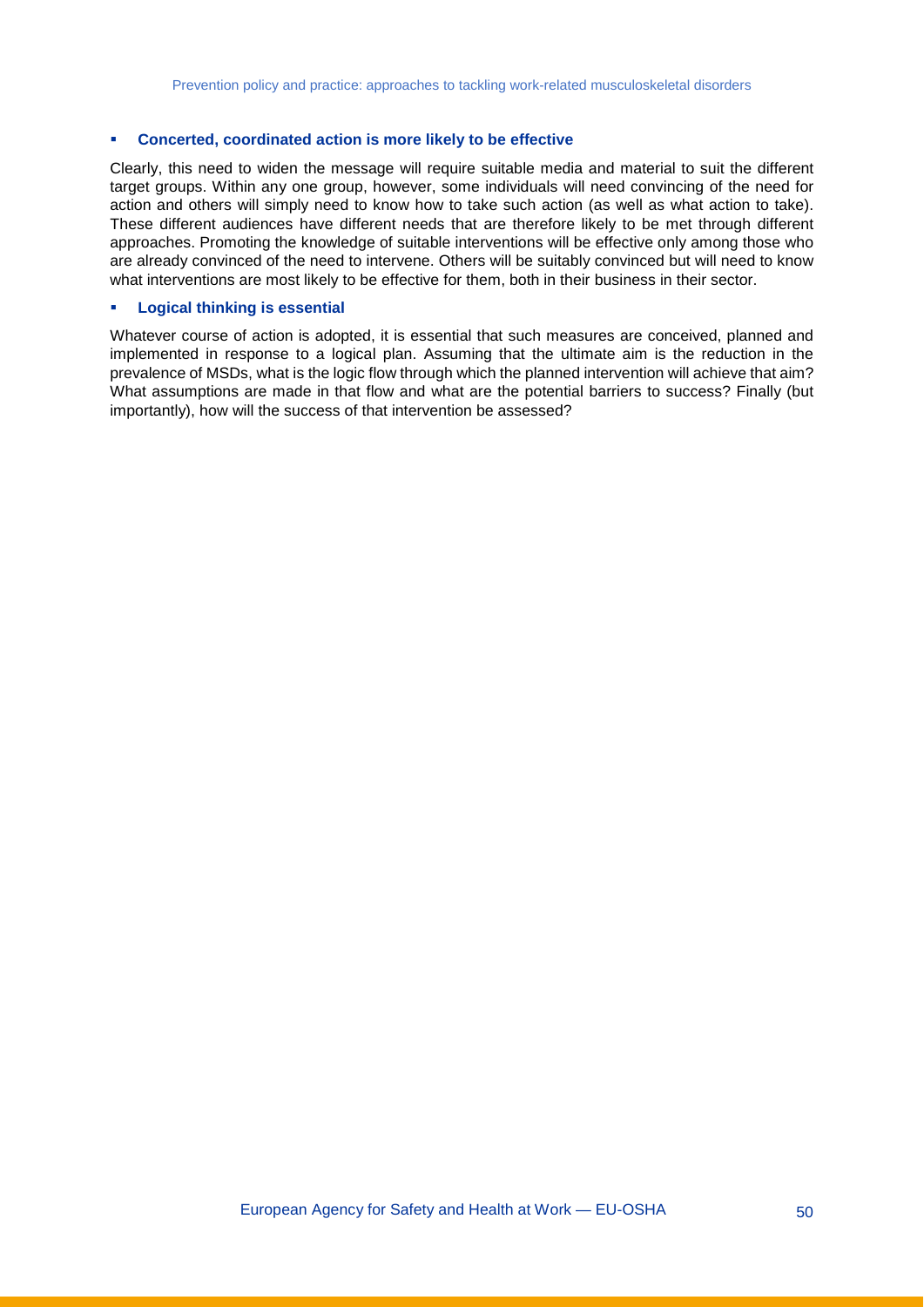- **Concerted, coordinated action is more likely to be effective**

Clearly, this need to widen the message will require suitable media and material to suit the different target groups. Within any one group, however, some individuals will need convincing of the need for action and others will simply need to know how to take such action (as well as what action to take). These different audiences have different needs that are therefore likely to be met through different approaches. Promoting the knowledge of suitable interventions will be effective only among those who are already convinced of the need to intervene. Others will be suitably convinced but will need to know what interventions are most likely to be effective for them, both in their business in their sector.

- **Logical thinking is essential**

Whatever course of action is adopted, it is essential that such measures are conceived, planned and implemented in response to a logical plan. Assuming that the ultimate aim is the reduction in the prevalence of MSDs, what is the logic flow through which the planned intervention will achieve that aim? What assumptions are made in that flow and what are the potential barriers to success? Finally (but importantly), how will the success of that intervention be assessed?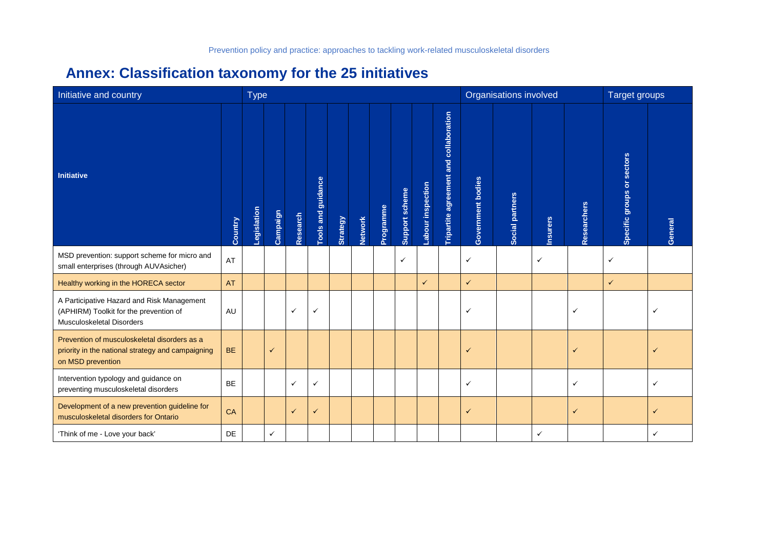## Annex: Classification taxonomy for the 25 initiatives

| Initiative and country | | Type | | | | | | | | | | Organisations involved | | | | Target groups | |
|---|---|---|---|---|---|---|---|---|---|---|---|---|---|---|---|---|---|
| **Initiative** | **Country** | **Legislation** | **Campaign** | **Research** | **Tools and guidance** | **Strategy** | **Network** | **Programme** | **Support scheme** | **Labour inspection** | **Tripartite agreement and collaboration** | **Government bodies** | **Social partners** | **Insurers** | **Researchers** | **Specific groups or sectors** | **General** |
| MSD prevention: support scheme for micro and small enterprises (through AUVAsicher) | AT | | | | | | | | ✓ | | | ✓ | | ✓ | | ✓ | |
| Healthy working in the HORECA sector | AT | | | | | | | | | ✓ | | ✓ | | | | ✓ | |
| A Participative Hazard and Risk Management (APHIRM) Toolkit for the prevention of Musculoskeletal Disorders | AU | | | ✓ | ✓ | | | | | | | ✓ | | | ✓ | | ✓ |
| Prevention of musculoskeletal disorders as a priority in the national strategy and campaigning on MSD prevention | BE | | ✓ | | | | | | | | | ✓ | | | ✓ | | ✓ |
| Intervention typology and guidance on preventing musculoskeletal disorders | BE | | | ✓ | ✓ | | | | | | | ✓ | | | ✓ | | ✓ |
| Development of a new prevention guideline for musculoskeletal disorders for Ontario | CA | | | ✓ | ✓ | | | | | | | ✓ | | | ✓ | | ✓ |
| 'Think of me - Love your back' | DE | | ✓ | | | | | | | | | | | ✓ | | | ✓ |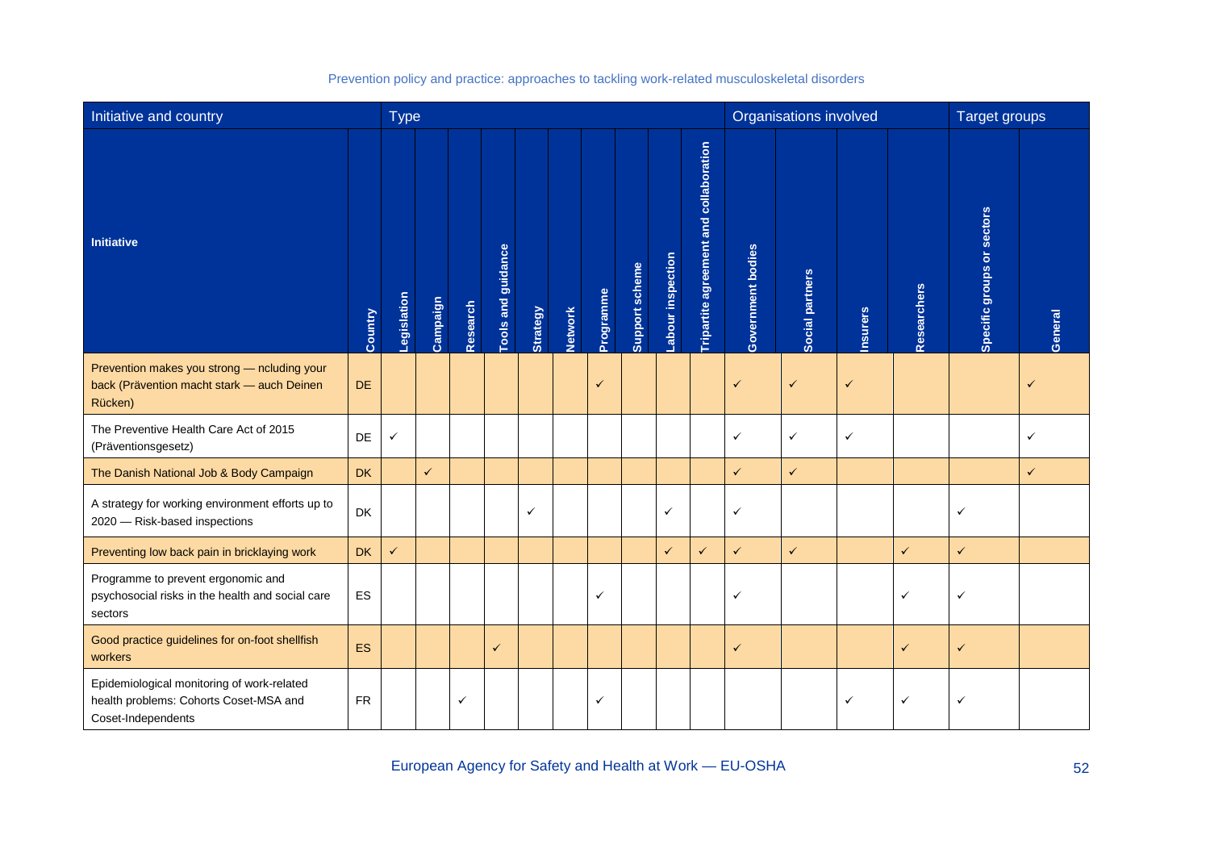| Initiative and country | | Type | | | | | | | | | | | Organisations involved | | | | Target groups | |
|---|---|---|---|---|---|---|---|---|---|---|---|---|---|---|---|---|---|---|
| **Initiative** | Country | Legislation | Campaign | Research | Tools and guidance | Strategy | Network | Programme | Support scheme | Labour inspection | Tripartite agreement and collaboration | Government bodies | Social partners | Insurers | Researchers | Specific groups or sectors | General |
| Prevention makes you strong — ncluding your back (Prävention macht stark — auch Deinen Rücken) | DE | | | | | | | ✓ | | | | ✓ | ✓ | ✓ | | | ✓ |
| The Preventive Health Care Act of 2015 (Präventionsgesetz) | DE | ✓ | | | | | | | | | | ✓ | ✓ | ✓ | | | ✓ |
| The Danish National Job & Body Campaign | DK | | ✓ | | | | | | | | | ✓ | ✓ | | | | ✓ |
| A strategy for working environment efforts up to 2020 — Risk-based inspections | DK | | | | | ✓ | | | | ✓ | | ✓ | | | | ✓ | |
| Preventing low back pain in bricklaying work | DK | ✓ | | | | | | | | ✓ | ✓ | ✓ | ✓ | | ✓ | ✓ | |
| Programme to prevent ergonomic and psychosocial risks in the health and social care sectors | ES | | | | | | | ✓ | | | | ✓ | | | ✓ | ✓ | |
| Good practice guidelines for on-foot shellfish workers | ES | | | | ✓ | | | | | | | ✓ | | | ✓ | ✓ | |
| Epidemiological monitoring of work-related health problems: Cohorts Coset-MSA and Coset-Independents | FR | | | ✓ | | | | ✓ | | | | | | ✓ | ✓ | ✓ | |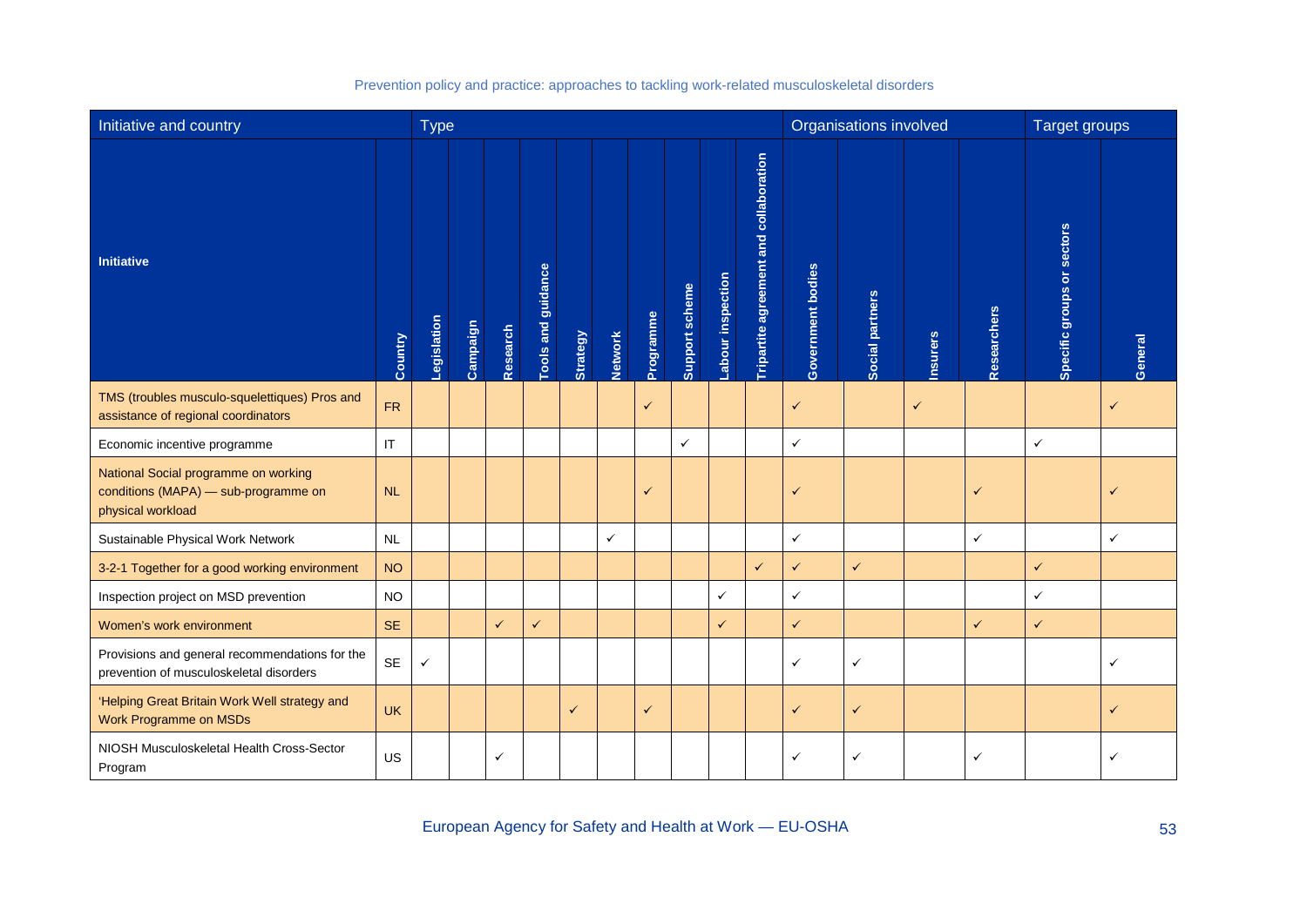| Initiative and country | | Type | | | | | | | | | | Organisations involved | | | | Target groups | |
|---|---|---|---|---|---|---|---|---|---|---|---|---|---|---|---|---|---|
| **Initiative** | Country | Legislation | Campaign | Research | Tools and guidance | Strategy | Network | Programme | Support scheme | Labour inspection | Tripartite agreement and collaboration | Government bodies | Social partners | Insurers | Researchers | Specific groups or sectors | General |
| TMS (troubles musculo-squelettiques) Pros and assistance of regional coordinators | FR | | | | | | | ✓ | | | | ✓ | | ✓ | | | ✓ |
| Economic incentive programme | IT | | | | | | | | ✓ | | | ✓ | | | | ✓ | |
| National Social programme on working conditions (MAPA) — sub-programme on physical workload | NL | | | | | | | ✓ | | | | ✓ | | | ✓ | | ✓ |
| Sustainable Physical Work Network | NL | | | | | | ✓ | | | | | ✓ | | | ✓ | | ✓ |
| 3-2-1 Together for a good working environment | NO | | | | | | | | | | ✓ | ✓ | ✓ | | | ✓ | |
| Inspection project on MSD prevention | NO | | | | | | | | | ✓ | | ✓ | | | | ✓ | |
| Women's work environment | SE | | | ✓ | ✓ | | | | | ✓ | | ✓ | | | ✓ | ✓ | |
| Provisions and general recommendations for the prevention of musculoskeletal disorders | SE | ✓ | | | | | | | | | | ✓ | ✓ | | | | ✓ |
| 'Helping Great Britain Work Well strategy and Work Programme on MSDs | UK | | | | | ✓ | | ✓ | | | | ✓ | ✓ | | | | ✓ |
| NIOSH Musculoskeletal Health Cross-Sector Program | US | | | ✓ | | | | | | | | ✓ | ✓ | | ✓ | | ✓ |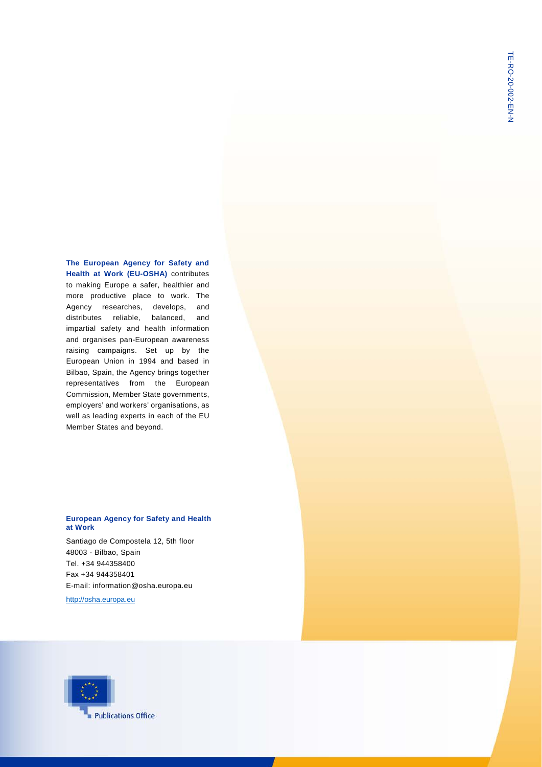TE-RO-20-002-EN-N

**The European Agency for Safety and Health at Work (EU-OSHA)** contributes to making Europe a safer, healthier and more productive place to work. The Agency researches, develops, and distributes reliable, balanced, and impartial safety and health information and organises pan-European awareness raising campaigns. Set up by the European Union in 1994 and based in Bilbao, Spain, the Agency brings together representatives from the European Commission, Member State governments, employers' and workers' organisations, as well as leading experts in each of the EU Member States and beyond.

**European Agency for Safety and Health at Work**

Santiago de Compostela 12, 5th floor
48003 - Bilbao, Spain
Tel. +34 944358400
Fax +34 944358401
E-mail: information@osha.europa.eu

http://osha.europa.eu

Publications Office